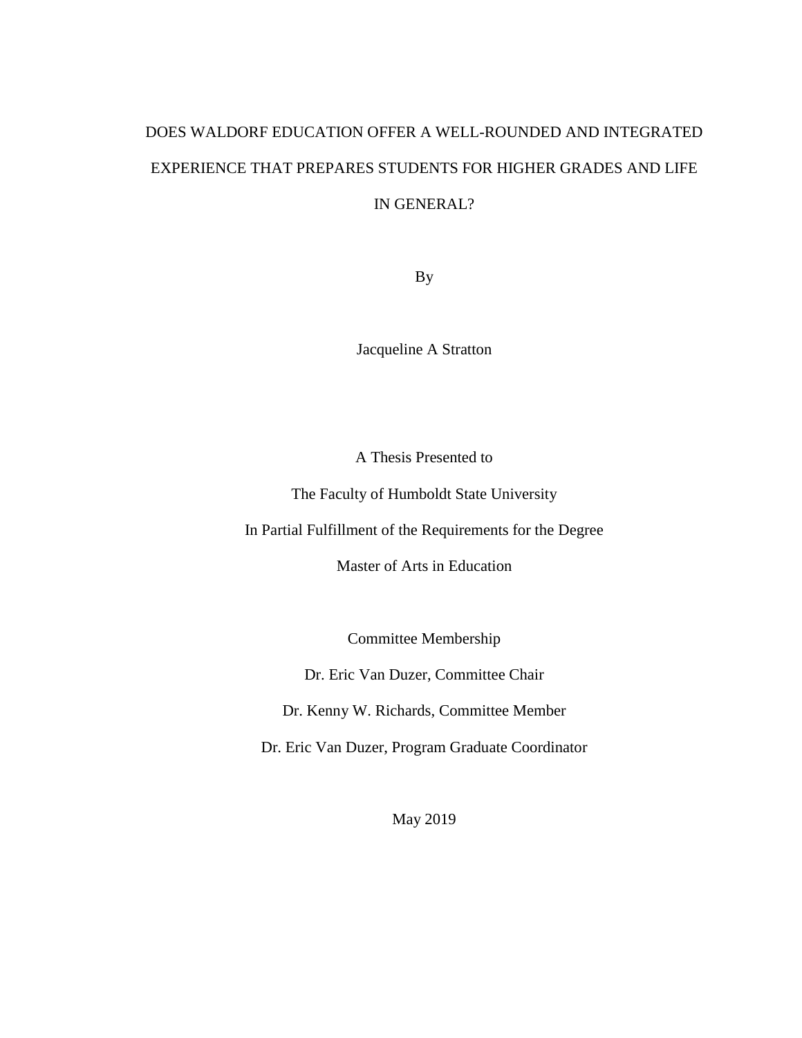# DOES WALDORF EDUCATION OFFER A WELL-ROUNDED AND INTEGRATED EXPERIENCE THAT PREPARES STUDENTS FOR HIGHER GRADES AND LIFE IN GENERAL?

By

Jacqueline A Stratton

A Thesis Presented to

The Faculty of Humboldt State University

In Partial Fulfillment of the Requirements for the Degree

Master of Arts in Education

Committee Membership

Dr. Eric Van Duzer, Committee Chair

Dr. Kenny W. Richards, Committee Member

Dr. Eric Van Duzer, Program Graduate Coordinator

May 2019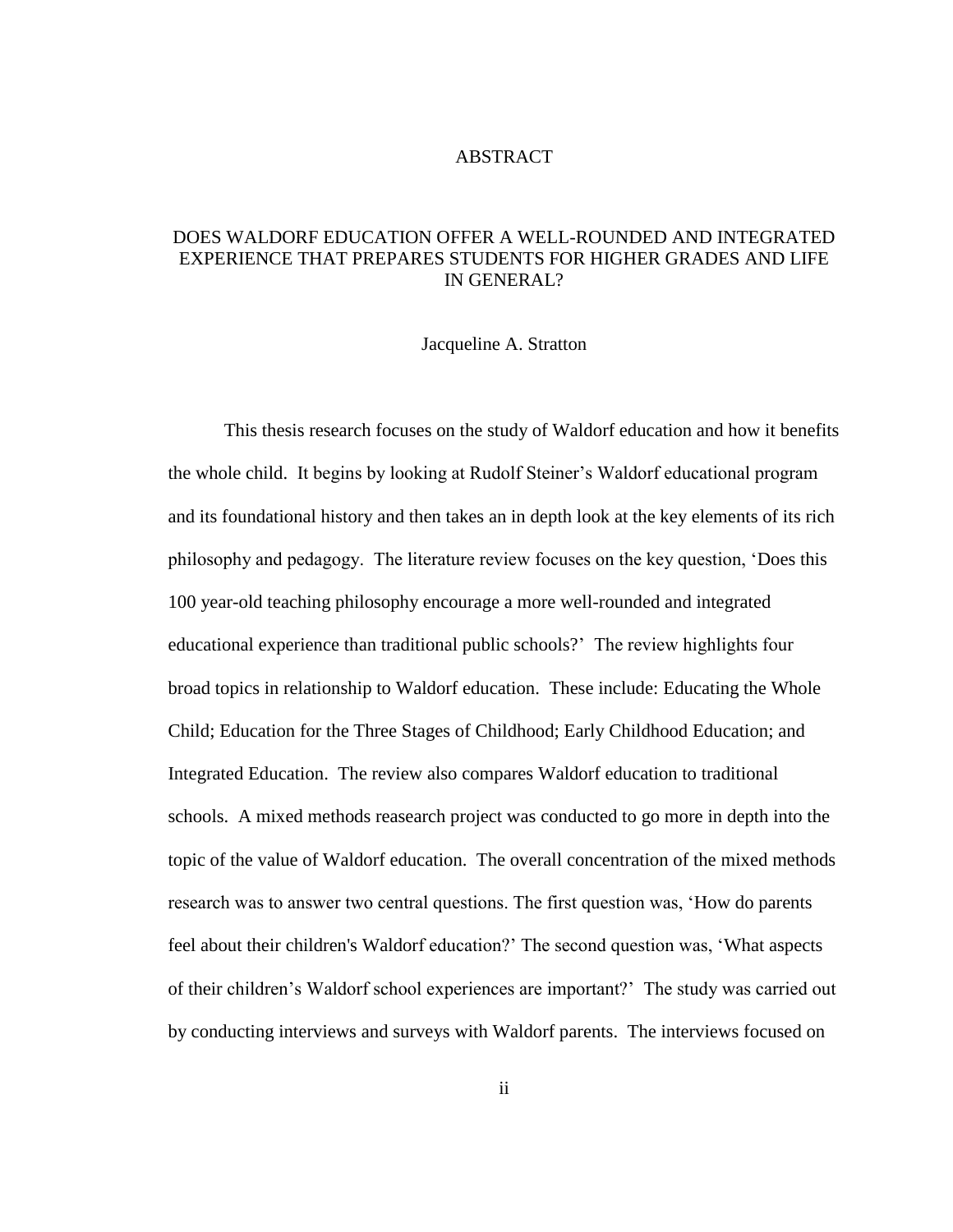# ABSTRACT

## DOES WALDORF EDUCATION OFFER A WELL-ROUNDED AND INTEGRATED EXPERIENCE THAT PREPARES STUDENTS FOR HIGHER GRADES AND LIFE IN GENERAL?

Jacqueline A. Stratton

This thesis research focuses on the study of Waldorf education and how it benefits the whole child. It begins by looking at Rudolf Steiner's Waldorf educational program and its foundational history and then takes an in depth look at the key elements of its rich philosophy and pedagogy. The literature review focuses on the key question, 'Does this 100 year-old teaching philosophy encourage a more well-rounded and integrated educational experience than traditional public schools?' The review highlights four broad topics in relationship to Waldorf education. These include: Educating the Whole Child; Education for the Three Stages of Childhood; Early Childhood Education; and Integrated Education. The review also compares Waldorf education to traditional schools. A mixed methods reasearch project was conducted to go more in depth into the topic of the value of Waldorf education. The overall concentration of the mixed methods research was to answer two central questions. The first question was, 'How do parents feel about their children's Waldorf education?' The second question was, 'What aspects of their children's Waldorf school experiences are important?' The study was carried out by conducting interviews and surveys with Waldorf parents. The interviews focused on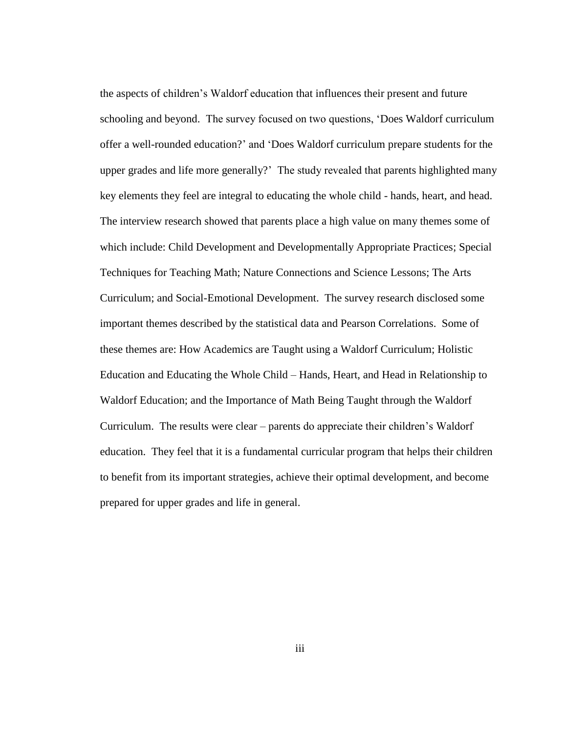the aspects of children's Waldorf education that influences their present and future schooling and beyond. The survey focused on two questions, 'Does Waldorf curriculum offer a well-rounded education?' and 'Does Waldorf curriculum prepare students for the upper grades and life more generally?' The study revealed that parents highlighted many key elements they feel are integral to educating the whole child - hands, heart, and head. The interview research showed that parents place a high value on many themes some of which include: Child Development and Developmentally Appropriate Practices; Special Techniques for Teaching Math; Nature Connections and Science Lessons; The Arts Curriculum; and Social-Emotional Development. The survey research disclosed some important themes described by the statistical data and Pearson Correlations. Some of these themes are: How Academics are Taught using a Waldorf Curriculum; Holistic Education and Educating the Whole Child – Hands, Heart, and Head in Relationship to Waldorf Education; and the Importance of Math Being Taught through the Waldorf Curriculum. The results were clear – parents do appreciate their children's Waldorf education. They feel that it is a fundamental curricular program that helps their children to benefit from its important strategies, achieve their optimal development, and become prepared for upper grades and life in general.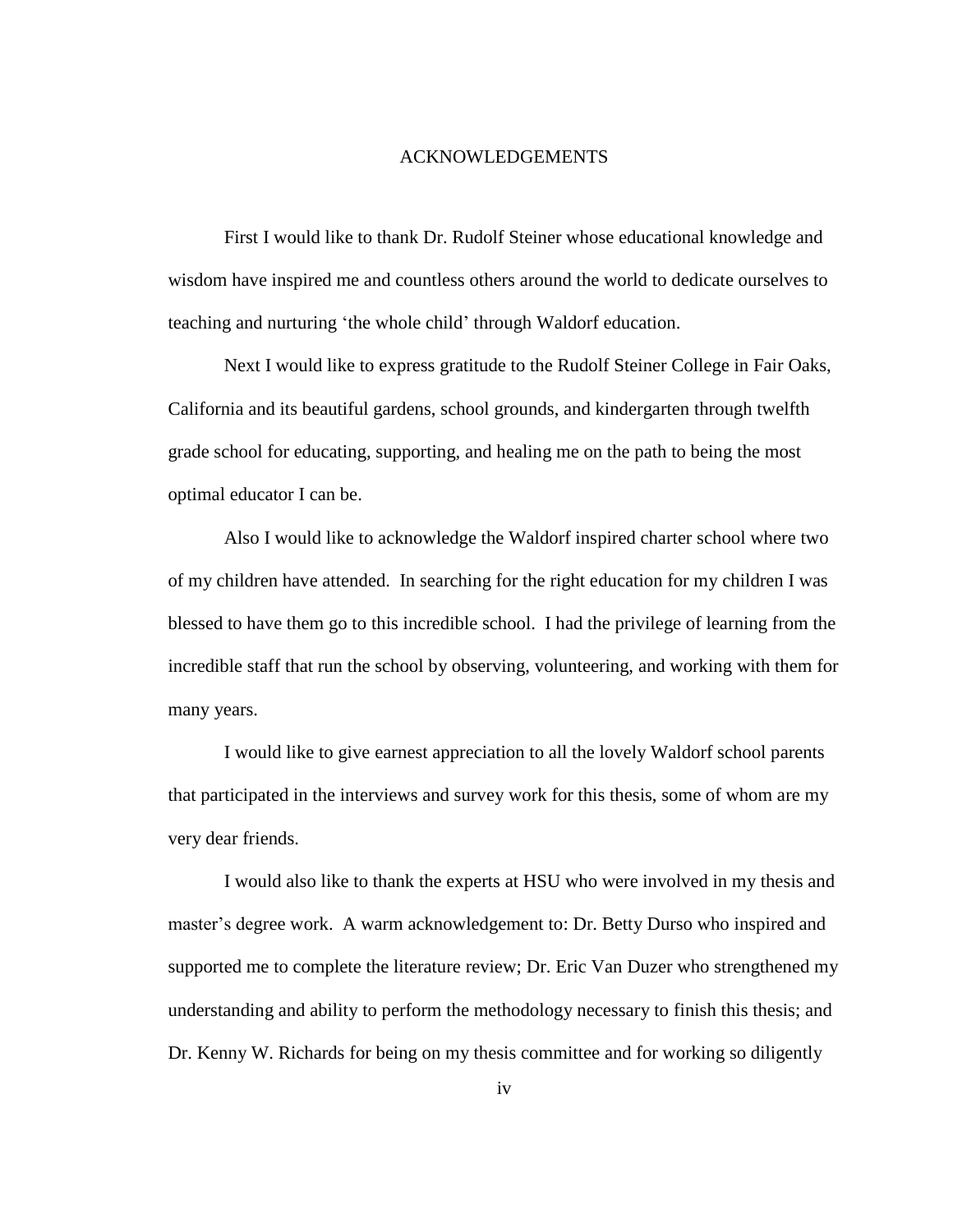# ACKNOWLEDGEMENTS

First I would like to thank Dr. Rudolf Steiner whose educational knowledge and wisdom have inspired me and countless others around the world to dedicate ourselves to teaching and nurturing 'the whole child' through Waldorf education.

Next I would like to express gratitude to the Rudolf Steiner College in Fair Oaks, California and its beautiful gardens, school grounds, and kindergarten through twelfth grade school for educating, supporting, and healing me on the path to being the most optimal educator I can be.

Also I would like to acknowledge the Waldorf inspired charter school where two of my children have attended. In searching for the right education for my children I was blessed to have them go to this incredible school. I had the privilege of learning from the incredible staff that run the school by observing, volunteering, and working with them for many years.

I would like to give earnest appreciation to all the lovely Waldorf school parents that participated in the interviews and survey work for this thesis, some of whom are my very dear friends.

I would also like to thank the experts at HSU who were involved in my thesis and master's degree work. A warm acknowledgement to: Dr. Betty Durso who inspired and supported me to complete the literature review; Dr. Eric Van Duzer who strengthened my understanding and ability to perform the methodology necessary to finish this thesis; and Dr. Kenny W. Richards for being on my thesis committee and for working so diligently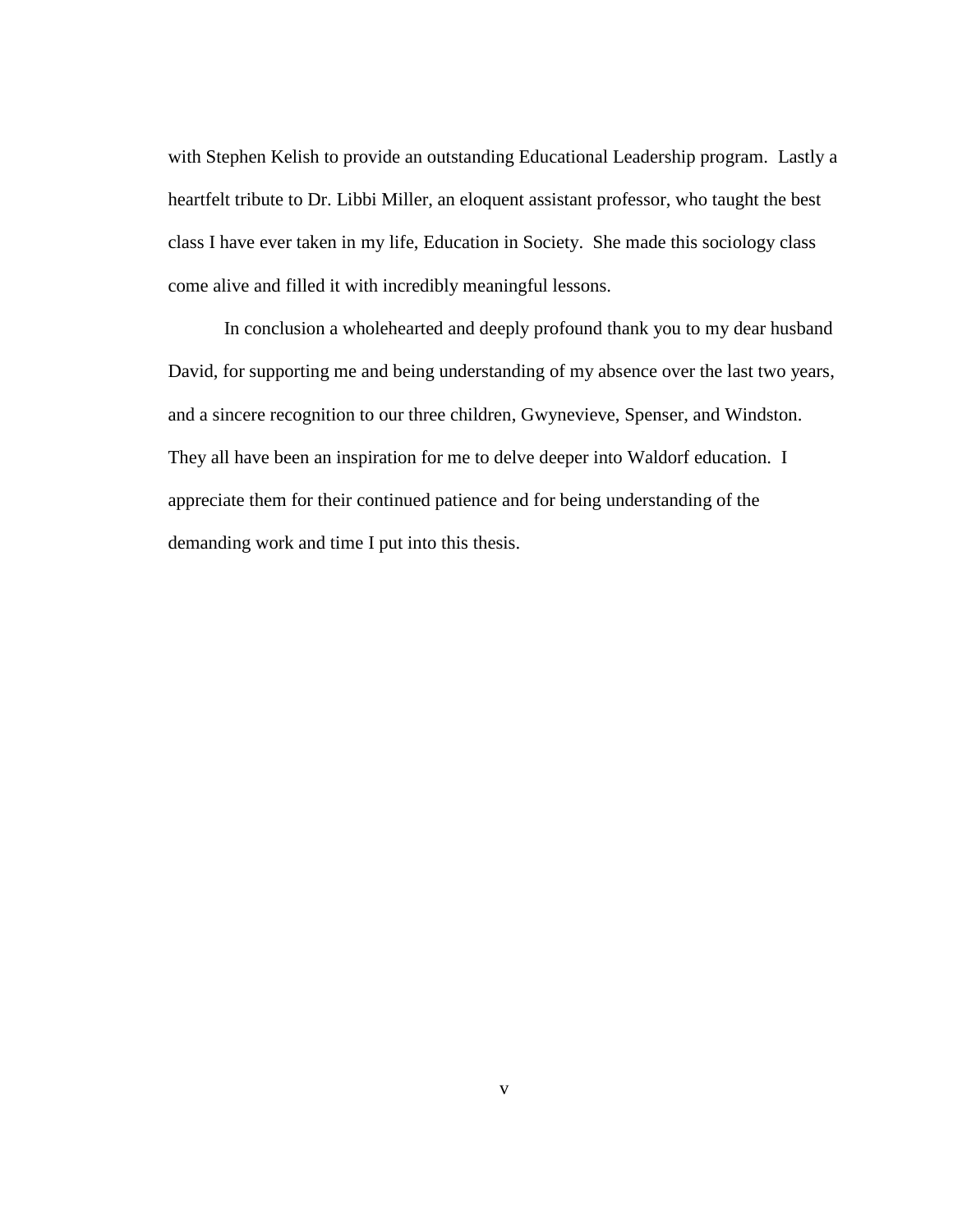with Stephen Kelish to provide an outstanding Educational Leadership program. Lastly a heartfelt tribute to Dr. Libbi Miller, an eloquent assistant professor, who taught the best class I have ever taken in my life, Education in Society. She made this sociology class come alive and filled it with incredibly meaningful lessons.

In conclusion a wholehearted and deeply profound thank you to my dear husband David, for supporting me and being understanding of my absence over the last two years, and a sincere recognition to our three children, Gwynevieve, Spenser, and Windston. They all have been an inspiration for me to delve deeper into Waldorf education. I appreciate them for their continued patience and for being understanding of the demanding work and time I put into this thesis.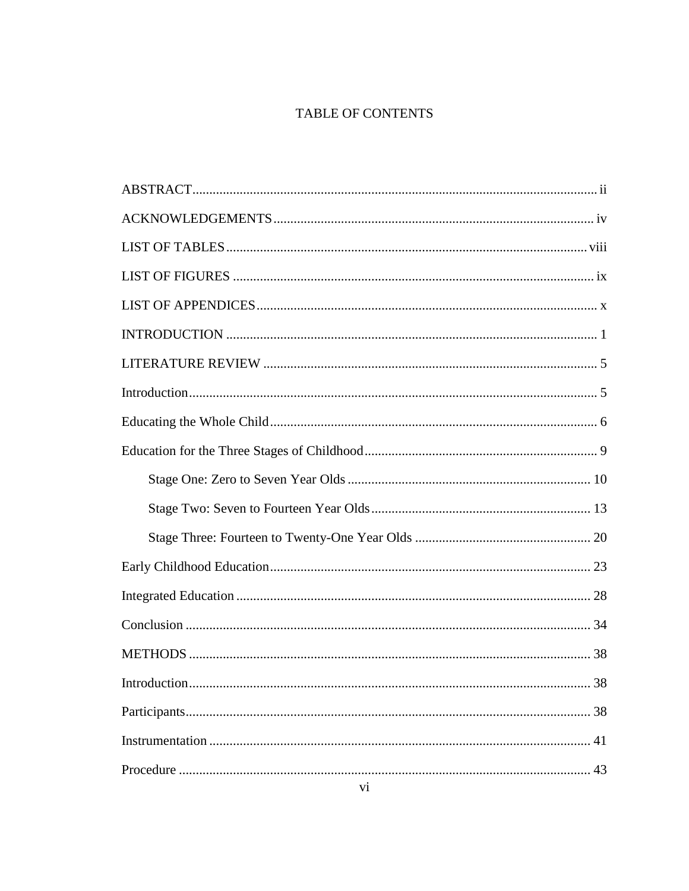# TABLE OF CONTENTS

ABSTRACT ........................................................................................................ ii

ACKNOWLEDGEMENTS ................................................................................ iv

LIST OF TABLES ........................................................................................... viii

LIST OF FIGURES ............................................................................................ ix

LIST OF APPENDICES ....................................................................................... x

INTRODUCTION ................................................................................................ 1

LITERATURE REVIEW ..................................................................................... 5

Introduction .......................................................................................................... 5

Educating the Whole Child .................................................................................. 6

Education for the Three Stages of Childhood ...................................................... 9

    Stage One: Zero to Seven Year Olds ............................................................. 10

    Stage Two: Seven to Fourteen Year Olds ...................................................... 13

    Stage Three: Fourteen to Twenty-One Year Olds .......................................... 20

Early Childhood Education ................................................................................. 23

Integrated Education .......................................................................................... 28

Conclusion ......................................................................................................... 34

METHODS ......................................................................................................... 38

Introduction ........................................................................................................ 38

Participants ......................................................................................................... 38

Instrumentation .................................................................................................. 41

Procedure ........................................................................................................... 43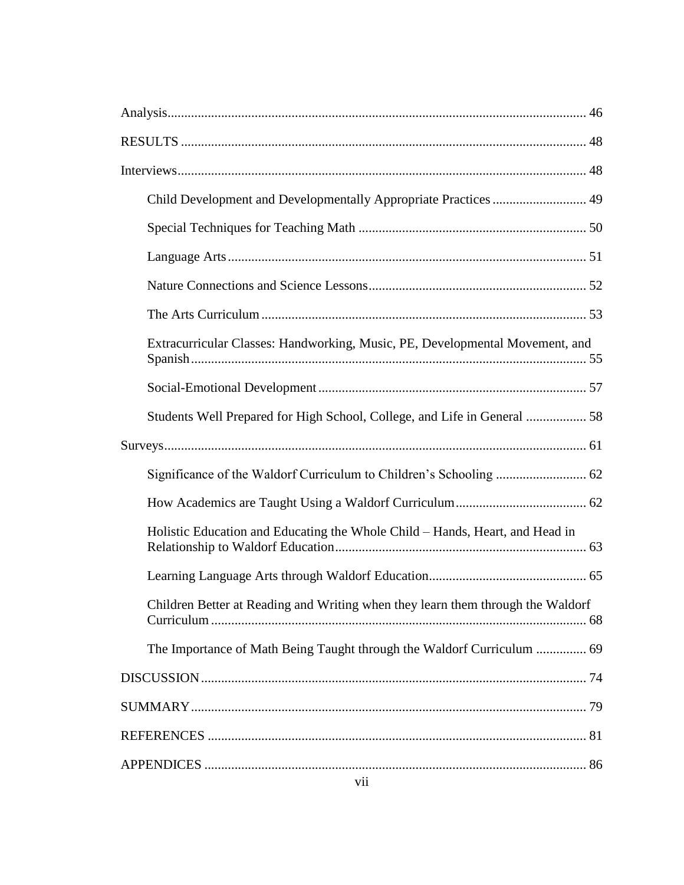Analysis ........................................................................................................................ 46

RESULTS ...................................................................................................................... 48

Interviews ...................................................................................................................... 48

- Child Development and Developmentally Appropriate Practices ............................ 49
- Special Techniques for Teaching Math .................................................................... 50
- Language Arts ........................................................................................................... 51
- Nature Connections and Science Lessons ................................................................. 52
- The Arts Curriculum ................................................................................................. 53
- Extracurricular Classes: Handworking, Music, PE, Developmental Movement, and Spanish ...................................................................................................................... 55
- Social-Emotional Development ................................................................................ 57
- Students Well Prepared for High School, College, and Life in General .................. 58

Surveys .......................................................................................................................... 61

- Significance of the Waldorf Curriculum to Children's Schooling ........................... 62
- How Academics are Taught Using a Waldorf Curriculum ....................................... 62
- Holistic Education and Educating the Whole Child – Hands, Heart, and Head in Relationship to Waldorf Education ........................................................................... 63
- Learning Language Arts through Waldorf Education ............................................... 65
- Children Better at Reading and Writing when they learn them through the Waldorf Curriculum ................................................................................................................ 68
- The Importance of Math Being Taught through the Waldorf Curriculum ............... 69

DISCUSSION ................................................................................................................. 74

SUMMARY .................................................................................................................... 79

REFERENCES ............................................................................................................... 81

APPENDICES ................................................................................................................ 86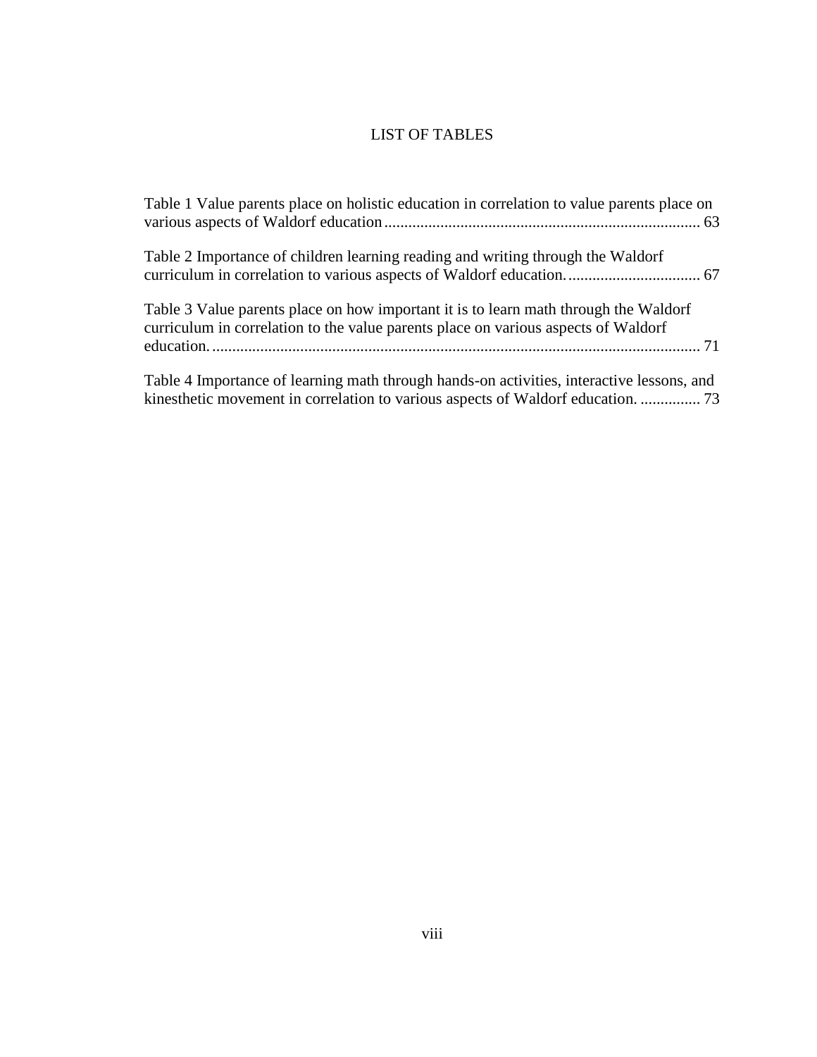# LIST OF TABLES

Table 1 Value parents place on holistic education in correlation to value parents place on various aspects of Waldorf education ............................................................................. 63

Table 2 Importance of children learning reading and writing through the Waldorf curriculum in correlation to various aspects of Waldorf education. ................................. 67

Table 3 Value parents place on how important it is to learn math through the Waldorf curriculum in correlation to the value parents place on various aspects of Waldorf education. ......................................................................................................................... 71

Table 4 Importance of learning math through hands-on activities, interactive lessons, and kinesthetic movement in correlation to various aspects of Waldorf education. ............... 73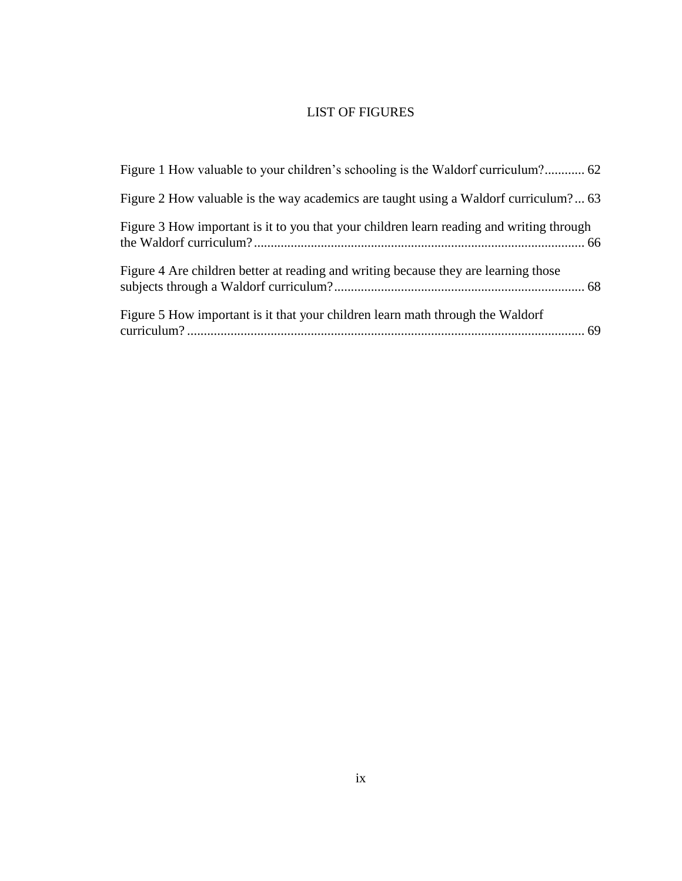# LIST OF FIGURES

Figure 1 How valuable to your children's schooling is the Waldorf curriculum? ............ 62

Figure 2 How valuable is the way academics are taught using a Waldorf curriculum? ... 63

Figure 3 How important is it to you that your children learn reading and writing through the Waldorf curriculum? ................................................................................................... 66

Figure 4 Are children better at reading and writing because they are learning those subjects through a Waldorf curriculum? ........................................................................... 68

Figure 5 How important is it that your children learn math through the Waldorf curriculum? ....................................................................................................................... 69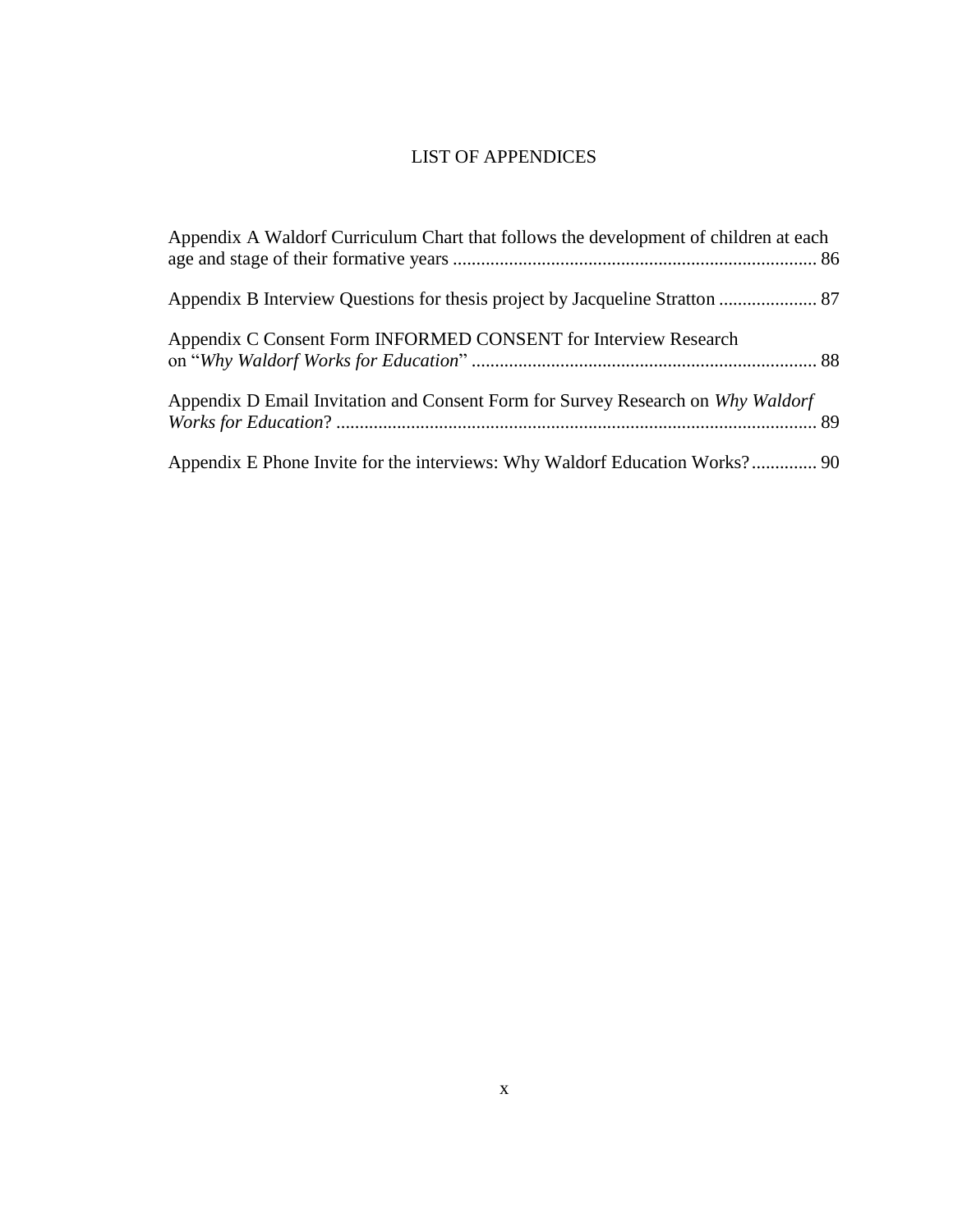# LIST OF APPENDICES

Appendix A Waldorf Curriculum Chart that follows the development of children at each age and stage of their formative years ............................................................................. 86

Appendix B Interview Questions for thesis project by Jacqueline Stratton ..................... 87

Appendix C Consent Form INFORMED CONSENT for Interview Research on "*Why Waldorf Works for Education*" .......................................................................... 88

Appendix D Email Invitation and Consent Form for Survey Research on *Why Waldorf Works for Education*? ...................................................................................................... 89

Appendix E Phone Invite for the interviews: Why Waldorf Education Works?.............. 90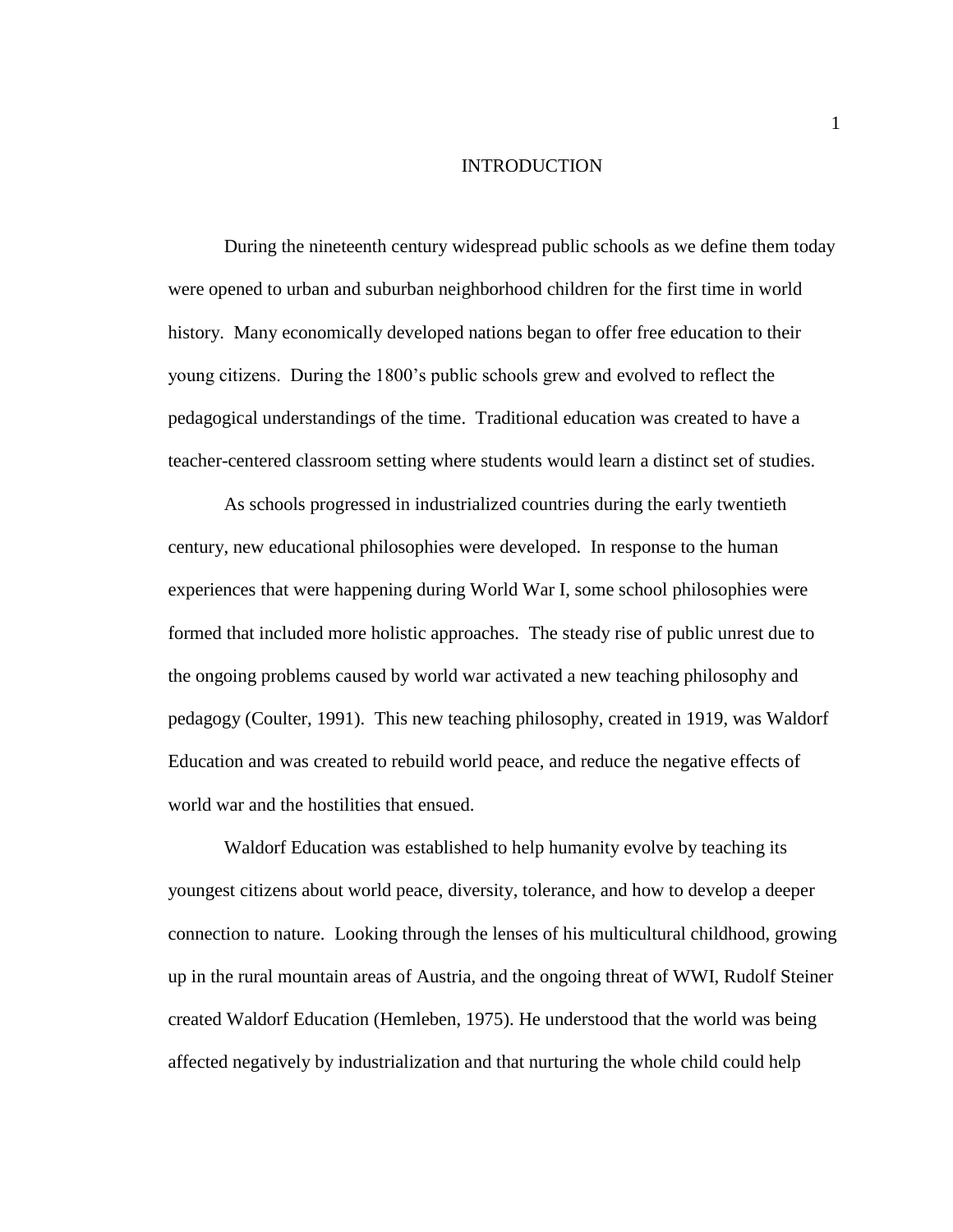# INTRODUCTION

During the nineteenth century widespread public schools as we define them today were opened to urban and suburban neighborhood children for the first time in world history. Many economically developed nations began to offer free education to their young citizens. During the 1800's public schools grew and evolved to reflect the pedagogical understandings of the time. Traditional education was created to have a teacher-centered classroom setting where students would learn a distinct set of studies.

As schools progressed in industrialized countries during the early twentieth century, new educational philosophies were developed. In response to the human experiences that were happening during World War I, some school philosophies were formed that included more holistic approaches. The steady rise of public unrest due to the ongoing problems caused by world war activated a new teaching philosophy and pedagogy (Coulter, 1991). This new teaching philosophy, created in 1919, was Waldorf Education and was created to rebuild world peace, and reduce the negative effects of world war and the hostilities that ensued.

Waldorf Education was established to help humanity evolve by teaching its youngest citizens about world peace, diversity, tolerance, and how to develop a deeper connection to nature. Looking through the lenses of his multicultural childhood, growing up in the rural mountain areas of Austria, and the ongoing threat of WWI, Rudolf Steiner created Waldorf Education (Hemleben, 1975). He understood that the world was being affected negatively by industrialization and that nurturing the whole child could help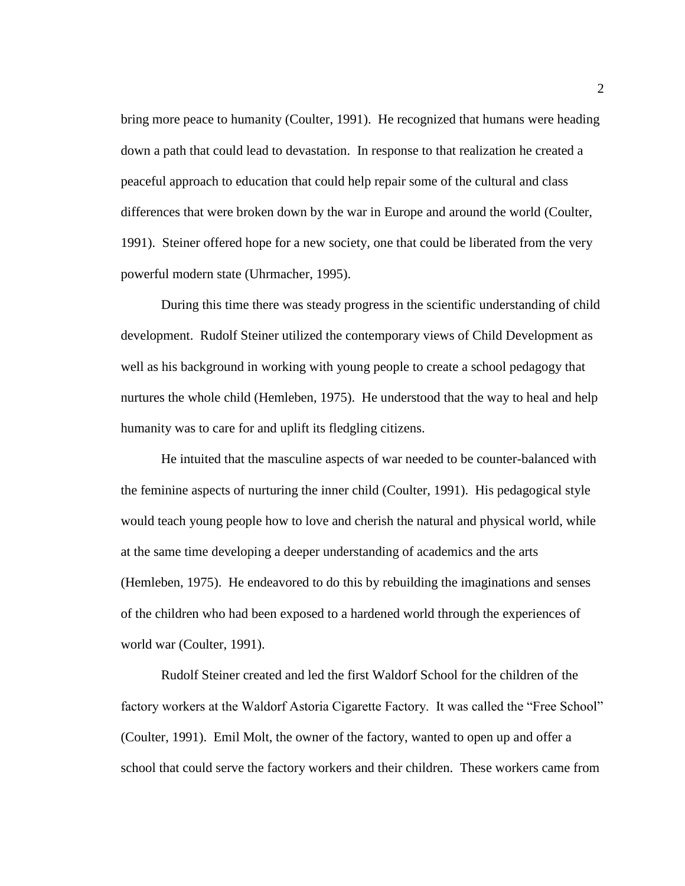bring more peace to humanity (Coulter, 1991). He recognized that humans were heading down a path that could lead to devastation. In response to that realization he created a peaceful approach to education that could help repair some of the cultural and class differences that were broken down by the war in Europe and around the world (Coulter, 1991). Steiner offered hope for a new society, one that could be liberated from the very powerful modern state (Uhrmacher, 1995).

During this time there was steady progress in the scientific understanding of child development. Rudolf Steiner utilized the contemporary views of Child Development as well as his background in working with young people to create a school pedagogy that nurtures the whole child (Hemleben, 1975). He understood that the way to heal and help humanity was to care for and uplift its fledgling citizens.

He intuited that the masculine aspects of war needed to be counter-balanced with the feminine aspects of nurturing the inner child (Coulter, 1991). His pedagogical style would teach young people how to love and cherish the natural and physical world, while at the same time developing a deeper understanding of academics and the arts (Hemleben, 1975). He endeavored to do this by rebuilding the imaginations and senses of the children who had been exposed to a hardened world through the experiences of world war (Coulter, 1991).

Rudolf Steiner created and led the first Waldorf School for the children of the factory workers at the Waldorf Astoria Cigarette Factory. It was called the "Free School" (Coulter, 1991). Emil Molt, the owner of the factory, wanted to open up and offer a school that could serve the factory workers and their children. These workers came from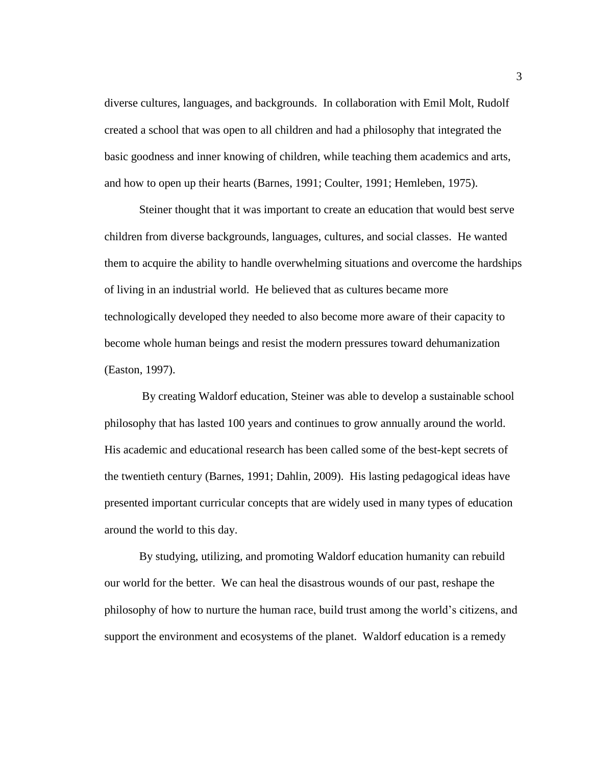diverse cultures, languages, and backgrounds. In collaboration with Emil Molt, Rudolf created a school that was open to all children and had a philosophy that integrated the basic goodness and inner knowing of children, while teaching them academics and arts, and how to open up their hearts (Barnes, 1991; Coulter, 1991; Hemleben, 1975).

Steiner thought that it was important to create an education that would best serve children from diverse backgrounds, languages, cultures, and social classes. He wanted them to acquire the ability to handle overwhelming situations and overcome the hardships of living in an industrial world. He believed that as cultures became more technologically developed they needed to also become more aware of their capacity to become whole human beings and resist the modern pressures toward dehumanization (Easton, 1997).

By creating Waldorf education, Steiner was able to develop a sustainable school philosophy that has lasted 100 years and continues to grow annually around the world. His academic and educational research has been called some of the best-kept secrets of the twentieth century (Barnes, 1991; Dahlin, 2009). His lasting pedagogical ideas have presented important curricular concepts that are widely used in many types of education around the world to this day.

By studying, utilizing, and promoting Waldorf education humanity can rebuild our world for the better. We can heal the disastrous wounds of our past, reshape the philosophy of how to nurture the human race, build trust among the world's citizens, and support the environment and ecosystems of the planet. Waldorf education is a remedy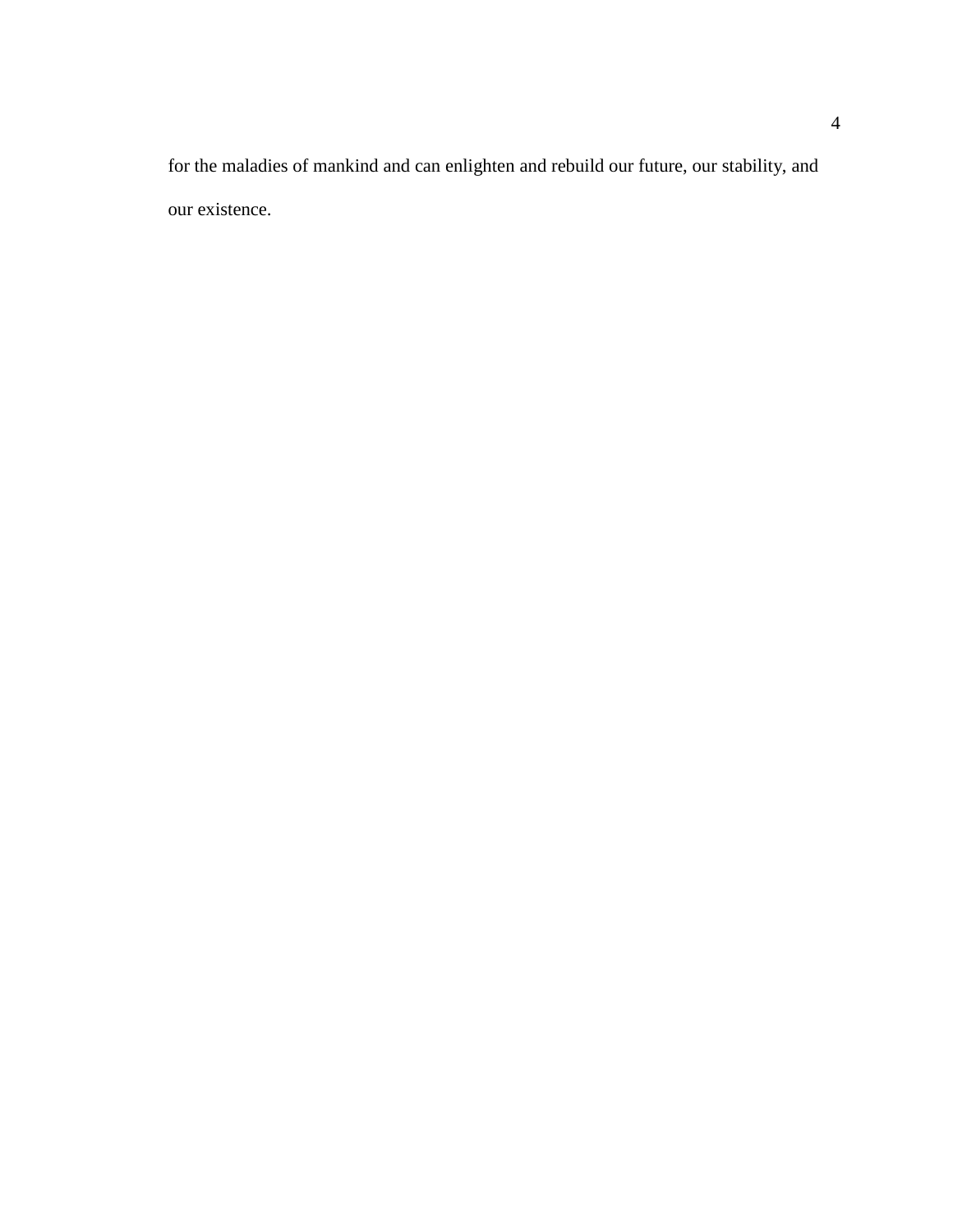for the maladies of mankind and can enlighten and rebuild our future, our stability, and our existence.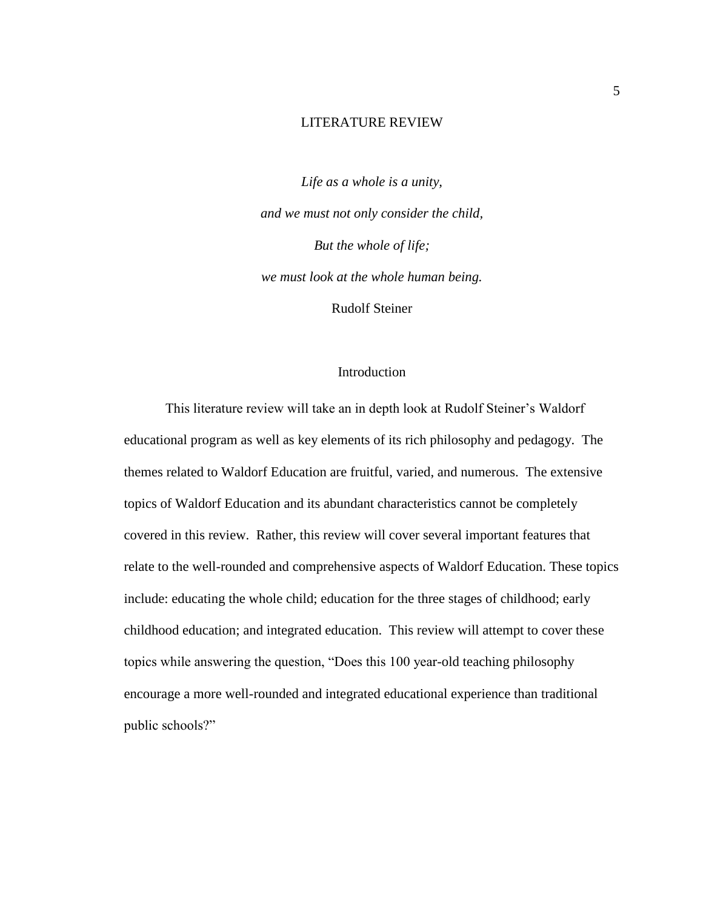# LITERATURE REVIEW

*Life as a whole is a unity,*

*and we must not only consider the child,*

*But the whole of life;*

*we must look at the whole human being.*

Rudolf Steiner

## Introduction

This literature review will take an in depth look at Rudolf Steiner's Waldorf educational program as well as key elements of its rich philosophy and pedagogy. The themes related to Waldorf Education are fruitful, varied, and numerous. The extensive topics of Waldorf Education and its abundant characteristics cannot be completely covered in this review. Rather, this review will cover several important features that relate to the well-rounded and comprehensive aspects of Waldorf Education. These topics include: educating the whole child; education for the three stages of childhood; early childhood education; and integrated education. This review will attempt to cover these topics while answering the question, "Does this 100 year-old teaching philosophy encourage a more well-rounded and integrated educational experience than traditional public schools?"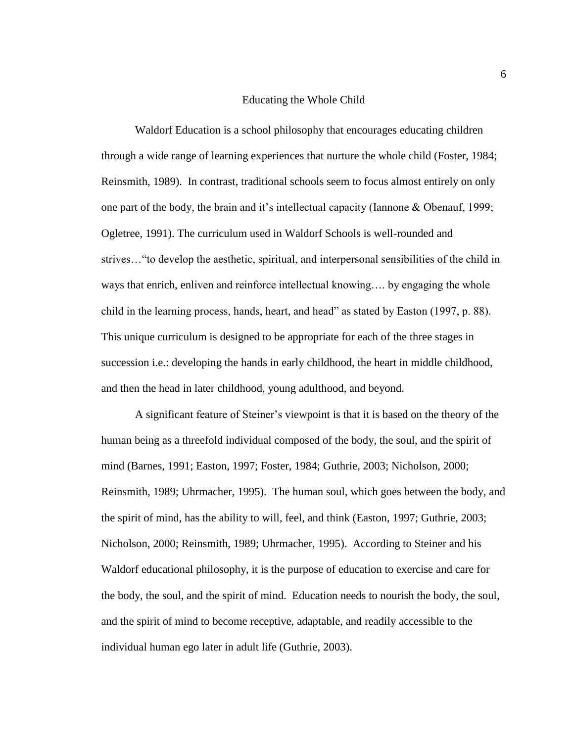## Educating the Whole Child

Waldorf Education is a school philosophy that encourages educating children through a wide range of learning experiences that nurture the whole child (Foster, 1984; Reinsmith, 1989). In contrast, traditional schools seem to focus almost entirely on only one part of the body, the brain and it's intellectual capacity (Iannone & Obenauf, 1999; Ogletree, 1991). The curriculum used in Waldorf Schools is well-rounded and strives…"to develop the aesthetic, spiritual, and interpersonal sensibilities of the child in ways that enrich, enliven and reinforce intellectual knowing…. by engaging the whole child in the learning process, hands, heart, and head" as stated by Easton (1997, p. 88). This unique curriculum is designed to be appropriate for each of the three stages in succession i.e.: developing the hands in early childhood, the heart in middle childhood, and then the head in later childhood, young adulthood, and beyond.

A significant feature of Steiner's viewpoint is that it is based on the theory of the human being as a threefold individual composed of the body, the soul, and the spirit of mind (Barnes, 1991; Easton, 1997; Foster, 1984; Guthrie, 2003; Nicholson, 2000; Reinsmith, 1989; Uhrmacher, 1995). The human soul, which goes between the body, and the spirit of mind, has the ability to will, feel, and think (Easton, 1997; Guthrie, 2003; Nicholson, 2000; Reinsmith, 1989; Uhrmacher, 1995). According to Steiner and his Waldorf educational philosophy, it is the purpose of education to exercise and care for the body, the soul, and the spirit of mind. Education needs to nourish the body, the soul, and the spirit of mind to become receptive, adaptable, and readily accessible to the individual human ego later in adult life (Guthrie, 2003).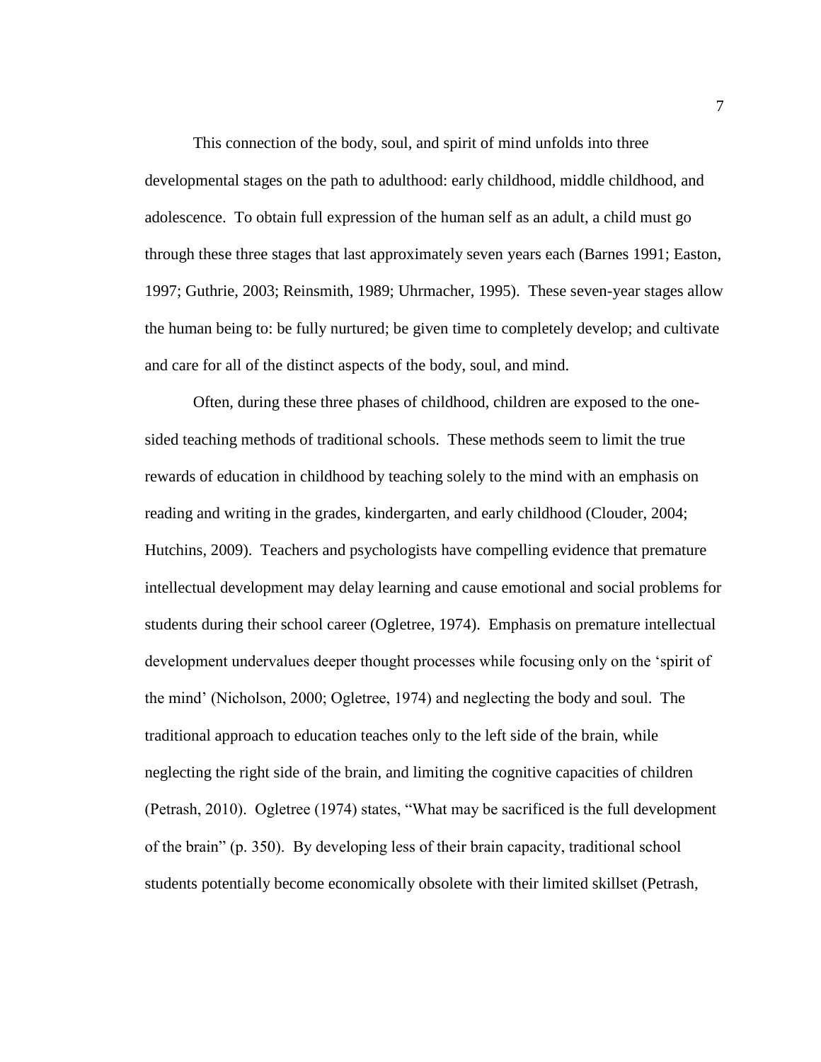This connection of the body, soul, and spirit of mind unfolds into three developmental stages on the path to adulthood: early childhood, middle childhood, and adolescence. To obtain full expression of the human self as an adult, a child must go through these three stages that last approximately seven years each (Barnes 1991; Easton, 1997; Guthrie, 2003; Reinsmith, 1989; Uhrmacher, 1995). These seven-year stages allow the human being to: be fully nurtured; be given time to completely develop; and cultivate and care for all of the distinct aspects of the body, soul, and mind.

Often, during these three phases of childhood, children are exposed to the one-sided teaching methods of traditional schools. These methods seem to limit the true rewards of education in childhood by teaching solely to the mind with an emphasis on reading and writing in the grades, kindergarten, and early childhood (Clouder, 2004; Hutchins, 2009). Teachers and psychologists have compelling evidence that premature intellectual development may delay learning and cause emotional and social problems for students during their school career (Ogletree, 1974). Emphasis on premature intellectual development undervalues deeper thought processes while focusing only on the 'spirit of the mind' (Nicholson, 2000; Ogletree, 1974) and neglecting the body and soul. The traditional approach to education teaches only to the left side of the brain, while neglecting the right side of the brain, and limiting the cognitive capacities of children (Petrash, 2010). Ogletree (1974) states, "What may be sacrificed is the full development of the brain" (p. 350). By developing less of their brain capacity, traditional school students potentially become economically obsolete with their limited skillset (Petrash,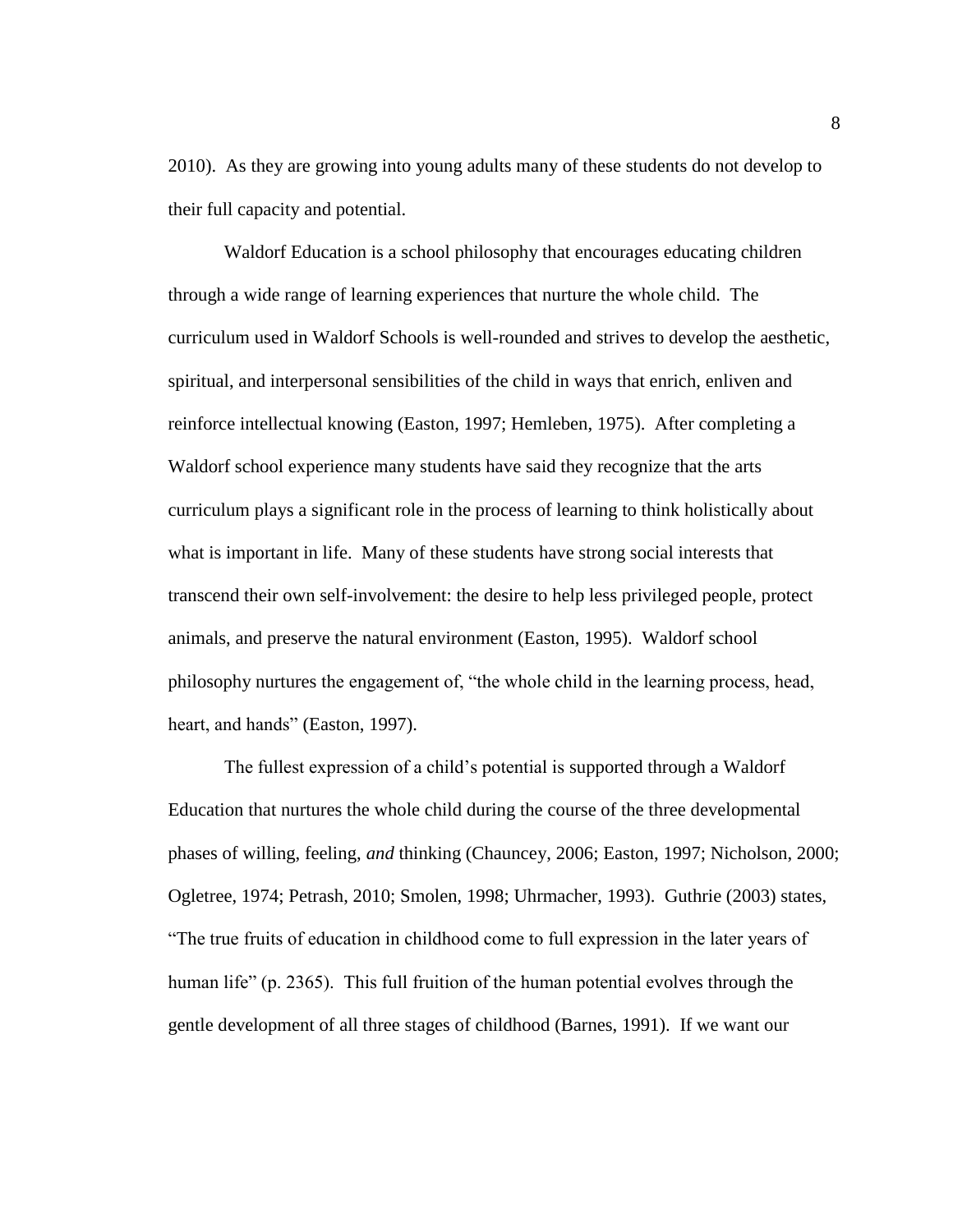2010). As they are growing into young adults many of these students do not develop to their full capacity and potential.

Waldorf Education is a school philosophy that encourages educating children through a wide range of learning experiences that nurture the whole child. The curriculum used in Waldorf Schools is well-rounded and strives to develop the aesthetic, spiritual, and interpersonal sensibilities of the child in ways that enrich, enliven and reinforce intellectual knowing (Easton, 1997; Hemleben, 1975). After completing a Waldorf school experience many students have said they recognize that the arts curriculum plays a significant role in the process of learning to think holistically about what is important in life. Many of these students have strong social interests that transcend their own self-involvement: the desire to help less privileged people, protect animals, and preserve the natural environment (Easton, 1995). Waldorf school philosophy nurtures the engagement of, "the whole child in the learning process, head, heart, and hands" (Easton, 1997).

The fullest expression of a child's potential is supported through a Waldorf Education that nurtures the whole child during the course of the three developmental phases of willing, feeling, *and* thinking (Chauncey, 2006; Easton, 1997; Nicholson, 2000; Ogletree, 1974; Petrash, 2010; Smolen, 1998; Uhrmacher, 1993). Guthrie (2003) states, "The true fruits of education in childhood come to full expression in the later years of human life" (p. 2365). This full fruition of the human potential evolves through the gentle development of all three stages of childhood (Barnes, 1991). If we want our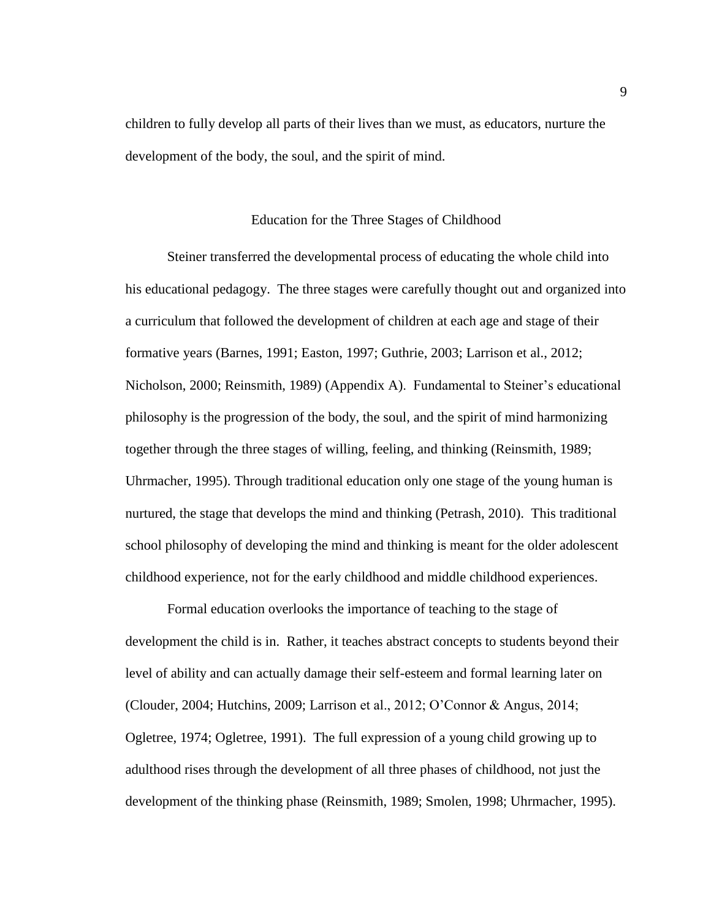children to fully develop all parts of their lives than we must, as educators, nurture the development of the body, the soul, and the spirit of mind.

## Education for the Three Stages of Childhood

Steiner transferred the developmental process of educating the whole child into his educational pedagogy. The three stages were carefully thought out and organized into a curriculum that followed the development of children at each age and stage of their formative years (Barnes, 1991; Easton, 1997; Guthrie, 2003; Larrison et al., 2012; Nicholson, 2000; Reinsmith, 1989) (Appendix A). Fundamental to Steiner's educational philosophy is the progression of the body, the soul, and the spirit of mind harmonizing together through the three stages of willing, feeling, and thinking (Reinsmith, 1989; Uhrmacher, 1995). Through traditional education only one stage of the young human is nurtured, the stage that develops the mind and thinking (Petrash, 2010). This traditional school philosophy of developing the mind and thinking is meant for the older adolescent childhood experience, not for the early childhood and middle childhood experiences.

Formal education overlooks the importance of teaching to the stage of development the child is in. Rather, it teaches abstract concepts to students beyond their level of ability and can actually damage their self-esteem and formal learning later on (Clouder, 2004; Hutchins, 2009; Larrison et al., 2012; O'Connor & Angus, 2014; Ogletree, 1974; Ogletree, 1991). The full expression of a young child growing up to adulthood rises through the development of all three phases of childhood, not just the development of the thinking phase (Reinsmith, 1989; Smolen, 1998; Uhrmacher, 1995).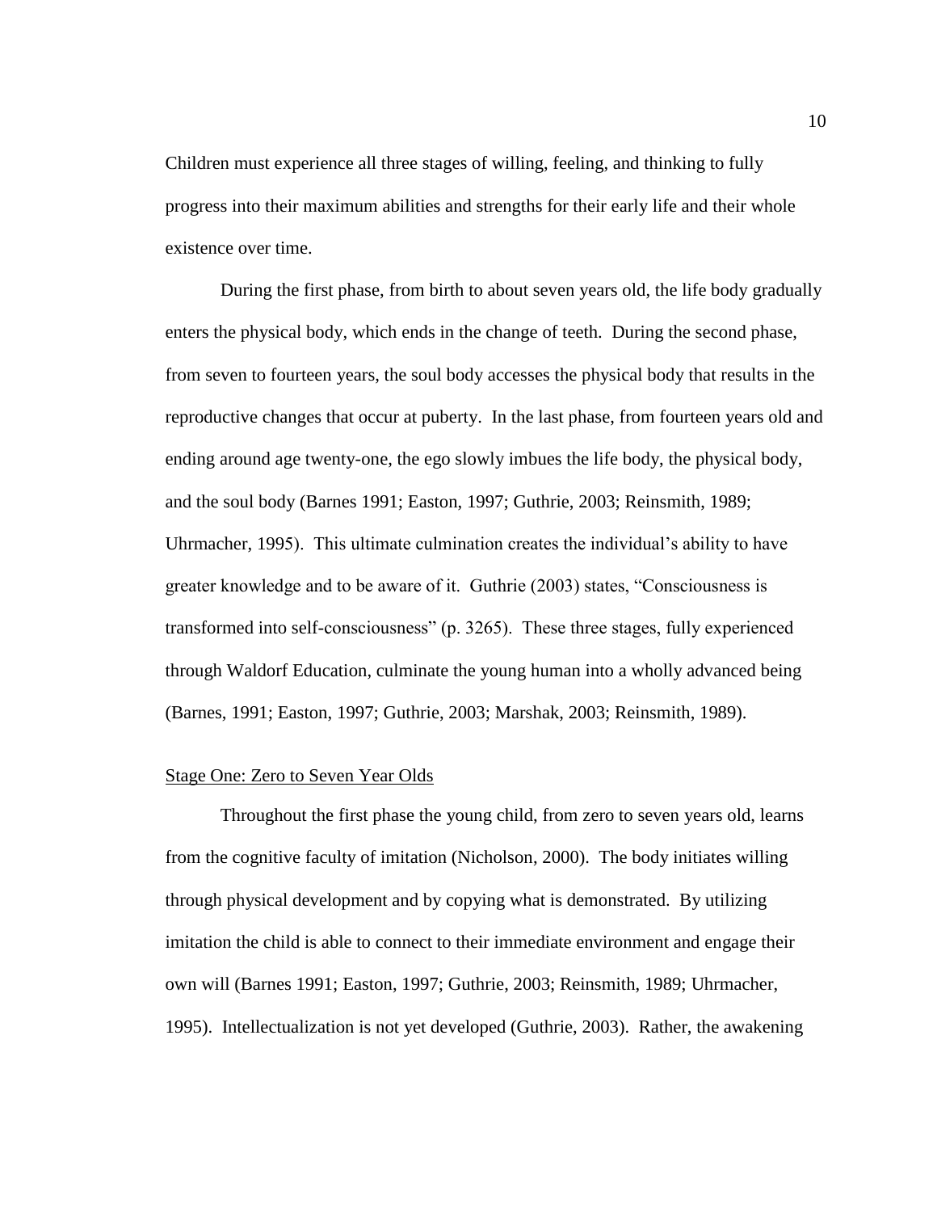Children must experience all three stages of willing, feeling, and thinking to fully progress into their maximum abilities and strengths for their early life and their whole existence over time.

During the first phase, from birth to about seven years old, the life body gradually enters the physical body, which ends in the change of teeth. During the second phase, from seven to fourteen years, the soul body accesses the physical body that results in the reproductive changes that occur at puberty. In the last phase, from fourteen years old and ending around age twenty-one, the ego slowly imbues the life body, the physical body, and the soul body (Barnes 1991; Easton, 1997; Guthrie, 2003; Reinsmith, 1989; Uhrmacher, 1995). This ultimate culmination creates the individual's ability to have greater knowledge and to be aware of it. Guthrie (2003) states, "Consciousness is transformed into self-consciousness" (p. 3265). These three stages, fully experienced through Waldorf Education, culminate the young human into a wholly advanced being (Barnes, 1991; Easton, 1997; Guthrie, 2003; Marshak, 2003; Reinsmith, 1989).

### Stage One: Zero to Seven Year Olds

Throughout the first phase the young child, from zero to seven years old, learns from the cognitive faculty of imitation (Nicholson, 2000). The body initiates willing through physical development and by copying what is demonstrated. By utilizing imitation the child is able to connect to their immediate environment and engage their own will (Barnes 1991; Easton, 1997; Guthrie, 2003; Reinsmith, 1989; Uhrmacher, 1995). Intellectualization is not yet developed (Guthrie, 2003). Rather, the awakening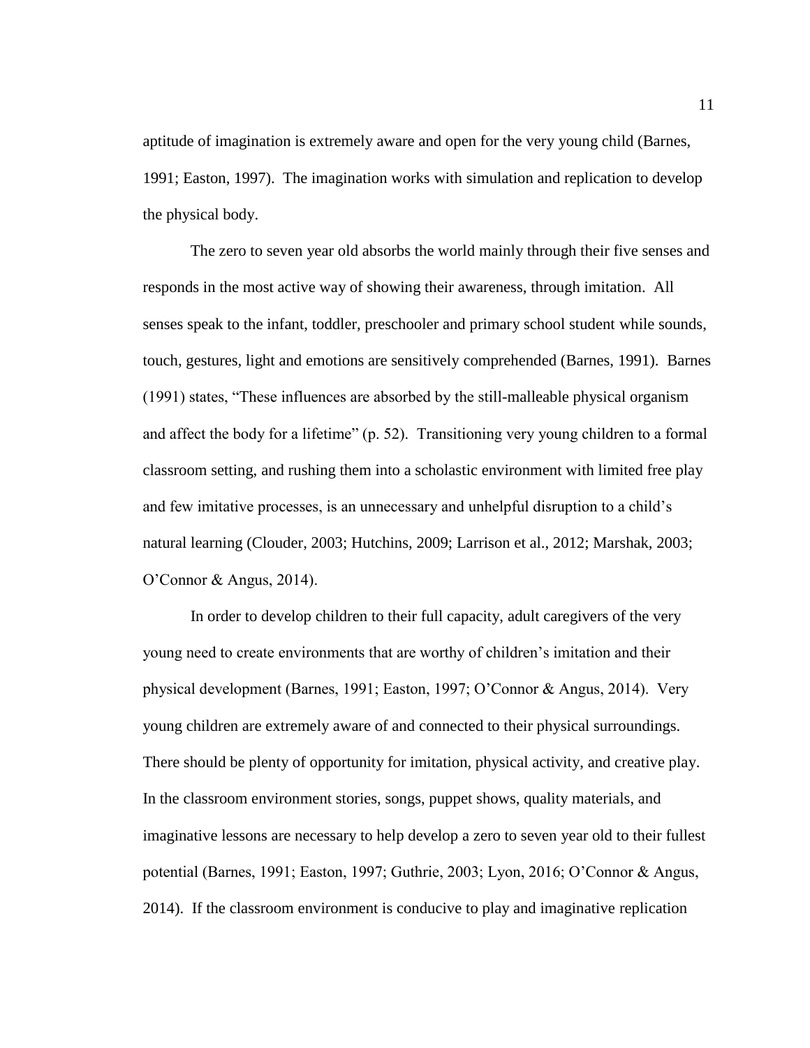aptitude of imagination is extremely aware and open for the very young child (Barnes, 1991; Easton, 1997). The imagination works with simulation and replication to develop the physical body.

The zero to seven year old absorbs the world mainly through their five senses and responds in the most active way of showing their awareness, through imitation. All senses speak to the infant, toddler, preschooler and primary school student while sounds, touch, gestures, light and emotions are sensitively comprehended (Barnes, 1991). Barnes (1991) states, "These influences are absorbed by the still-malleable physical organism and affect the body for a lifetime" (p. 52). Transitioning very young children to a formal classroom setting, and rushing them into a scholastic environment with limited free play and few imitative processes, is an unnecessary and unhelpful disruption to a child's natural learning (Clouder, 2003; Hutchins, 2009; Larrison et al., 2012; Marshak, 2003; O'Connor & Angus, 2014).

In order to develop children to their full capacity, adult caregivers of the very young need to create environments that are worthy of children's imitation and their physical development (Barnes, 1991; Easton, 1997; O'Connor & Angus, 2014). Very young children are extremely aware of and connected to their physical surroundings. There should be plenty of opportunity for imitation, physical activity, and creative play. In the classroom environment stories, songs, puppet shows, quality materials, and imaginative lessons are necessary to help develop a zero to seven year old to their fullest potential (Barnes, 1991; Easton, 1997; Guthrie, 2003; Lyon, 2016; O'Connor & Angus, 2014). If the classroom environment is conducive to play and imaginative replication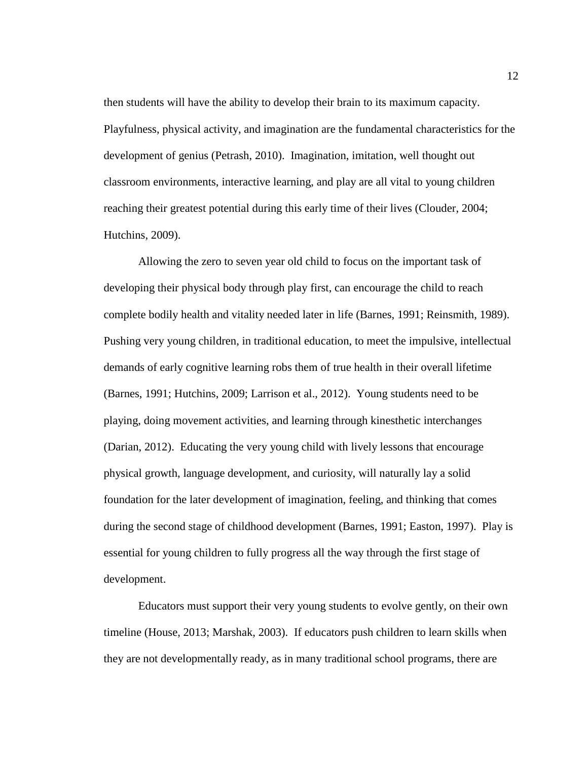then students will have the ability to develop their brain to its maximum capacity. Playfulness, physical activity, and imagination are the fundamental characteristics for the development of genius (Petrash, 2010). Imagination, imitation, well thought out classroom environments, interactive learning, and play are all vital to young children reaching their greatest potential during this early time of their lives (Clouder, 2004; Hutchins, 2009).

Allowing the zero to seven year old child to focus on the important task of developing their physical body through play first, can encourage the child to reach complete bodily health and vitality needed later in life (Barnes, 1991; Reinsmith, 1989). Pushing very young children, in traditional education, to meet the impulsive, intellectual demands of early cognitive learning robs them of true health in their overall lifetime (Barnes, 1991; Hutchins, 2009; Larrison et al., 2012). Young students need to be playing, doing movement activities, and learning through kinesthetic interchanges (Darian, 2012). Educating the very young child with lively lessons that encourage physical growth, language development, and curiosity, will naturally lay a solid foundation for the later development of imagination, feeling, and thinking that comes during the second stage of childhood development (Barnes, 1991; Easton, 1997). Play is essential for young children to fully progress all the way through the first stage of development.

Educators must support their very young students to evolve gently, on their own timeline (House, 2013; Marshak, 2003). If educators push children to learn skills when they are not developmentally ready, as in many traditional school programs, there are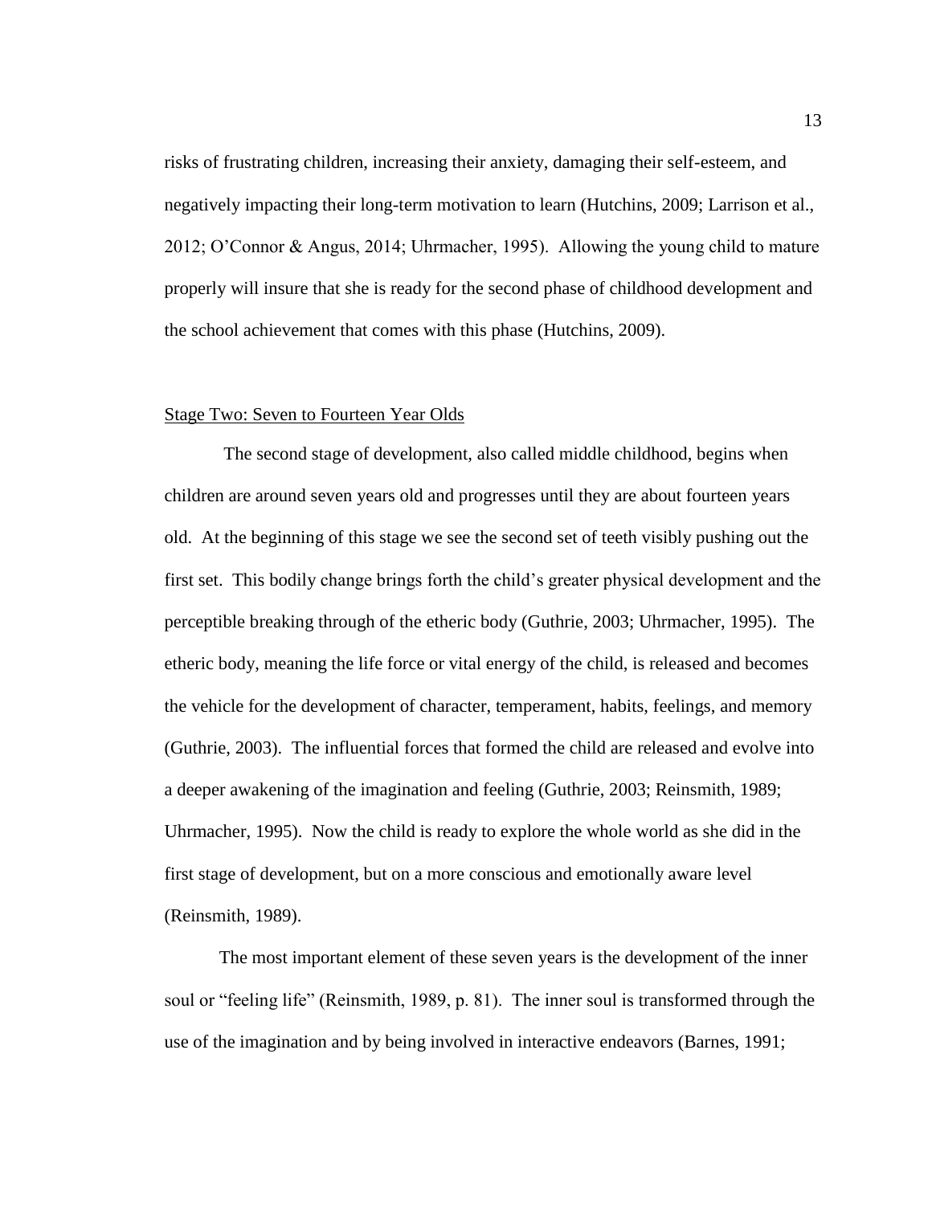risks of frustrating children, increasing their anxiety, damaging their self-esteem, and negatively impacting their long-term motivation to learn (Hutchins, 2009; Larrison et al., 2012; O'Connor & Angus, 2014; Uhrmacher, 1995). Allowing the young child to mature properly will insure that she is ready for the second phase of childhood development and the school achievement that comes with this phase (Hutchins, 2009).

### Stage Two: Seven to Fourteen Year Olds

The second stage of development, also called middle childhood, begins when children are around seven years old and progresses until they are about fourteen years old. At the beginning of this stage we see the second set of teeth visibly pushing out the first set. This bodily change brings forth the child's greater physical development and the perceptible breaking through of the etheric body (Guthrie, 2003; Uhrmacher, 1995). The etheric body, meaning the life force or vital energy of the child, is released and becomes the vehicle for the development of character, temperament, habits, feelings, and memory (Guthrie, 2003). The influential forces that formed the child are released and evolve into a deeper awakening of the imagination and feeling (Guthrie, 2003; Reinsmith, 1989; Uhrmacher, 1995). Now the child is ready to explore the whole world as she did in the first stage of development, but on a more conscious and emotionally aware level (Reinsmith, 1989).

The most important element of these seven years is the development of the inner soul or "feeling life" (Reinsmith, 1989, p. 81). The inner soul is transformed through the use of the imagination and by being involved in interactive endeavors (Barnes, 1991;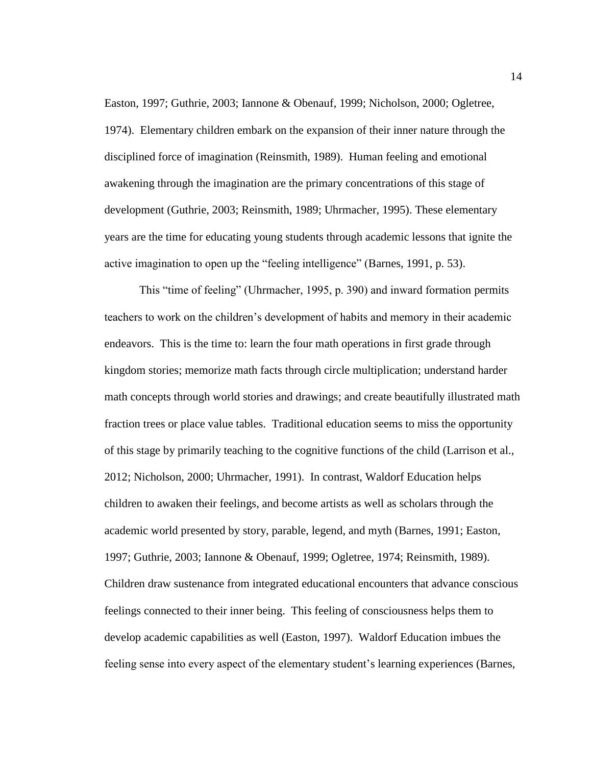Easton, 1997; Guthrie, 2003; Iannone & Obenauf, 1999; Nicholson, 2000; Ogletree, 1974). Elementary children embark on the expansion of their inner nature through the disciplined force of imagination (Reinsmith, 1989). Human feeling and emotional awakening through the imagination are the primary concentrations of this stage of development (Guthrie, 2003; Reinsmith, 1989; Uhrmacher, 1995). These elementary years are the time for educating young students through academic lessons that ignite the active imagination to open up the "feeling intelligence" (Barnes, 1991, p. 53).

This "time of feeling" (Uhrmacher, 1995, p. 390) and inward formation permits teachers to work on the children's development of habits and memory in their academic endeavors. This is the time to: learn the four math operations in first grade through kingdom stories; memorize math facts through circle multiplication; understand harder math concepts through world stories and drawings; and create beautifully illustrated math fraction trees or place value tables. Traditional education seems to miss the opportunity of this stage by primarily teaching to the cognitive functions of the child (Larrison et al., 2012; Nicholson, 2000; Uhrmacher, 1991). In contrast, Waldorf Education helps children to awaken their feelings, and become artists as well as scholars through the academic world presented by story, parable, legend, and myth (Barnes, 1991; Easton, 1997; Guthrie, 2003; Iannone & Obenauf, 1999; Ogletree, 1974; Reinsmith, 1989). Children draw sustenance from integrated educational encounters that advance conscious feelings connected to their inner being. This feeling of consciousness helps them to develop academic capabilities as well (Easton, 1997). Waldorf Education imbues the feeling sense into every aspect of the elementary student's learning experiences (Barnes,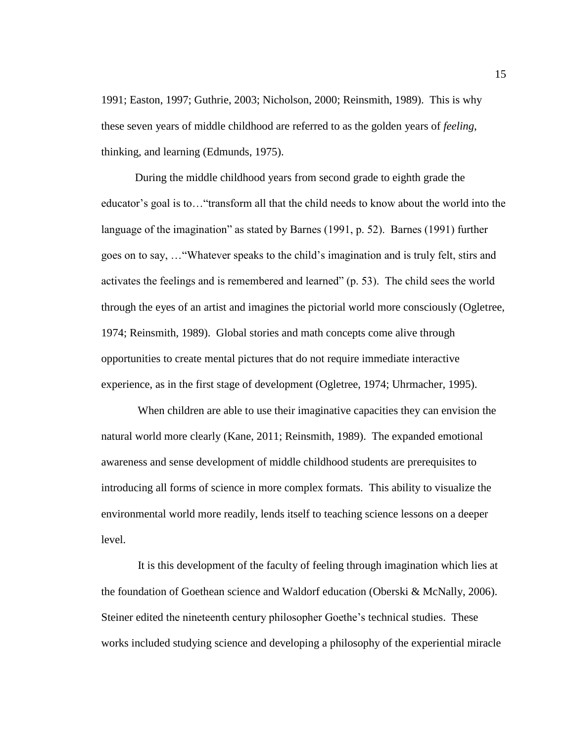1991; Easton, 1997; Guthrie, 2003; Nicholson, 2000; Reinsmith, 1989). This is why these seven years of middle childhood are referred to as the golden years of *feeling*, thinking, and learning (Edmunds, 1975).

During the middle childhood years from second grade to eighth grade the educator's goal is to…"transform all that the child needs to know about the world into the language of the imagination" as stated by Barnes (1991, p. 52). Barnes (1991) further goes on to say, …"Whatever speaks to the child's imagination and is truly felt, stirs and activates the feelings and is remembered and learned" (p. 53). The child sees the world through the eyes of an artist and imagines the pictorial world more consciously (Ogletree, 1974; Reinsmith, 1989). Global stories and math concepts come alive through opportunities to create mental pictures that do not require immediate interactive experience, as in the first stage of development (Ogletree, 1974; Uhrmacher, 1995).

When children are able to use their imaginative capacities they can envision the natural world more clearly (Kane, 2011; Reinsmith, 1989). The expanded emotional awareness and sense development of middle childhood students are prerequisites to introducing all forms of science in more complex formats. This ability to visualize the environmental world more readily, lends itself to teaching science lessons on a deeper level.

It is this development of the faculty of feeling through imagination which lies at the foundation of Goethean science and Waldorf education (Oberski & McNally, 2006). Steiner edited the nineteenth century philosopher Goethe's technical studies. These works included studying science and developing a philosophy of the experiential miracle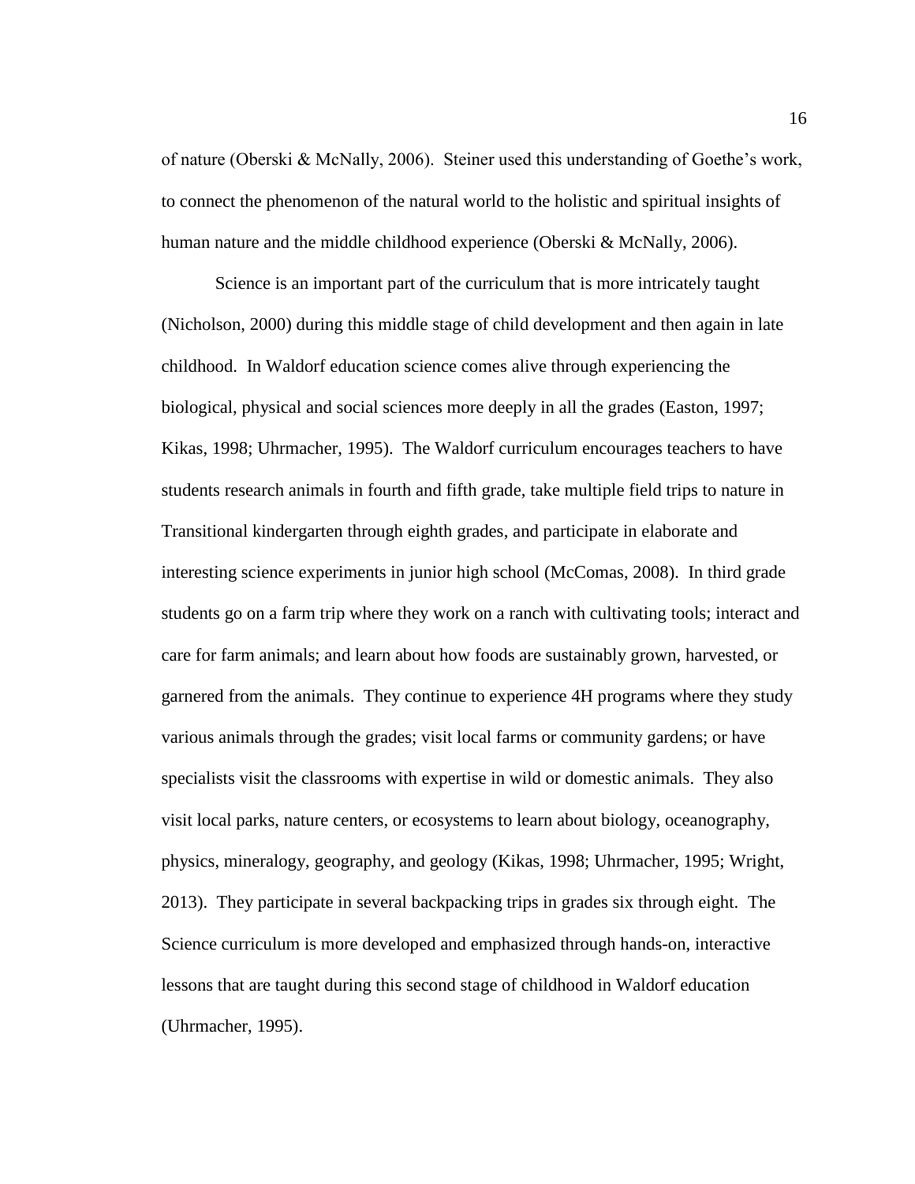of nature (Oberski & McNally, 2006). Steiner used this understanding of Goethe's work, to connect the phenomenon of the natural world to the holistic and spiritual insights of human nature and the middle childhood experience (Oberski & McNally, 2006).

Science is an important part of the curriculum that is more intricately taught (Nicholson, 2000) during this middle stage of child development and then again in late childhood. In Waldorf education science comes alive through experiencing the biological, physical and social sciences more deeply in all the grades (Easton, 1997; Kikas, 1998; Uhrmacher, 1995). The Waldorf curriculum encourages teachers to have students research animals in fourth and fifth grade, take multiple field trips to nature in Transitional kindergarten through eighth grades, and participate in elaborate and interesting science experiments in junior high school (McComas, 2008). In third grade students go on a farm trip where they work on a ranch with cultivating tools; interact and care for farm animals; and learn about how foods are sustainably grown, harvested, or garnered from the animals. They continue to experience 4H programs where they study various animals through the grades; visit local farms or community gardens; or have specialists visit the classrooms with expertise in wild or domestic animals. They also visit local parks, nature centers, or ecosystems to learn about biology, oceanography, physics, mineralogy, geography, and geology (Kikas, 1998; Uhrmacher, 1995; Wright, 2013). They participate in several backpacking trips in grades six through eight. The Science curriculum is more developed and emphasized through hands-on, interactive lessons that are taught during this second stage of childhood in Waldorf education (Uhrmacher, 1995).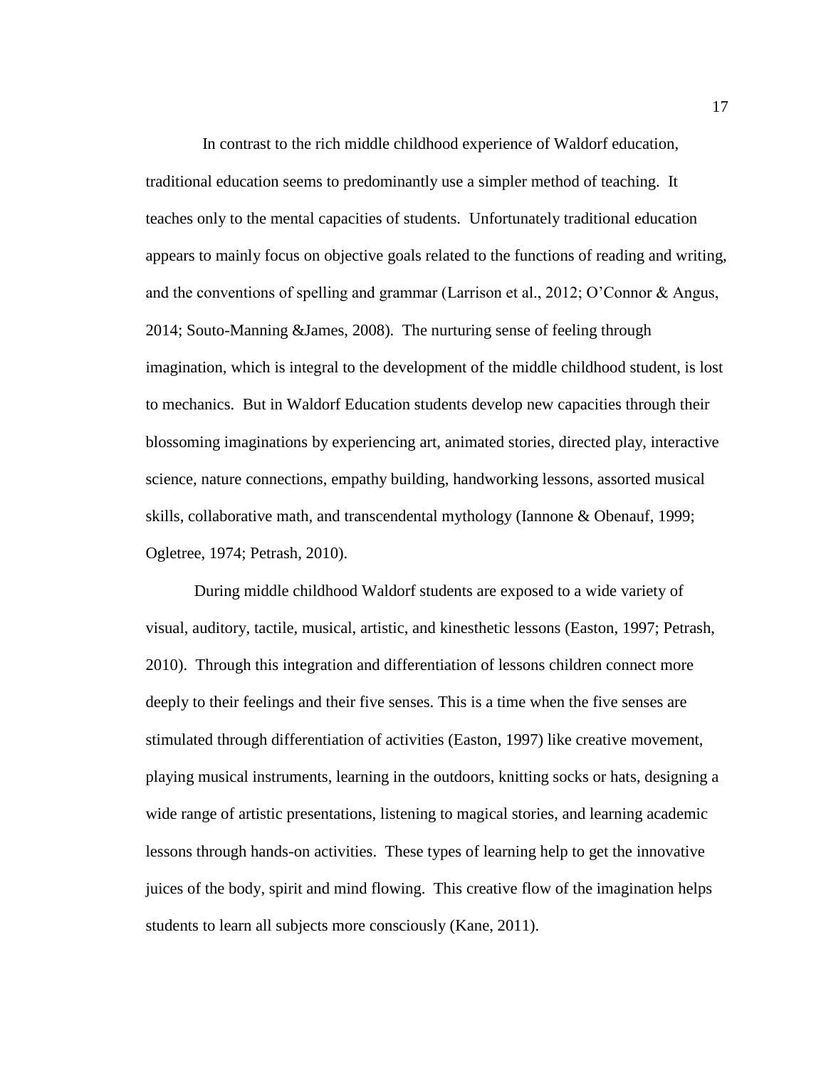In contrast to the rich middle childhood experience of Waldorf education, traditional education seems to predominantly use a simpler method of teaching. It teaches only to the mental capacities of students. Unfortunately traditional education appears to mainly focus on objective goals related to the functions of reading and writing, and the conventions of spelling and grammar (Larrison et al., 2012; O'Connor & Angus, 2014; Souto-Manning &James, 2008). The nurturing sense of feeling through imagination, which is integral to the development of the middle childhood student, is lost to mechanics. But in Waldorf Education students develop new capacities through their blossoming imaginations by experiencing art, animated stories, directed play, interactive science, nature connections, empathy building, handworking lessons, assorted musical skills, collaborative math, and transcendental mythology (Iannone & Obenauf, 1999; Ogletree, 1974; Petrash, 2010).

During middle childhood Waldorf students are exposed to a wide variety of visual, auditory, tactile, musical, artistic, and kinesthetic lessons (Easton, 1997; Petrash, 2010). Through this integration and differentiation of lessons children connect more deeply to their feelings and their five senses. This is a time when the five senses are stimulated through differentiation of activities (Easton, 1997) like creative movement, playing musical instruments, learning in the outdoors, knitting socks or hats, designing a wide range of artistic presentations, listening to magical stories, and learning academic lessons through hands-on activities. These types of learning help to get the innovative juices of the body, spirit and mind flowing. This creative flow of the imagination helps students to learn all subjects more consciously (Kane, 2011).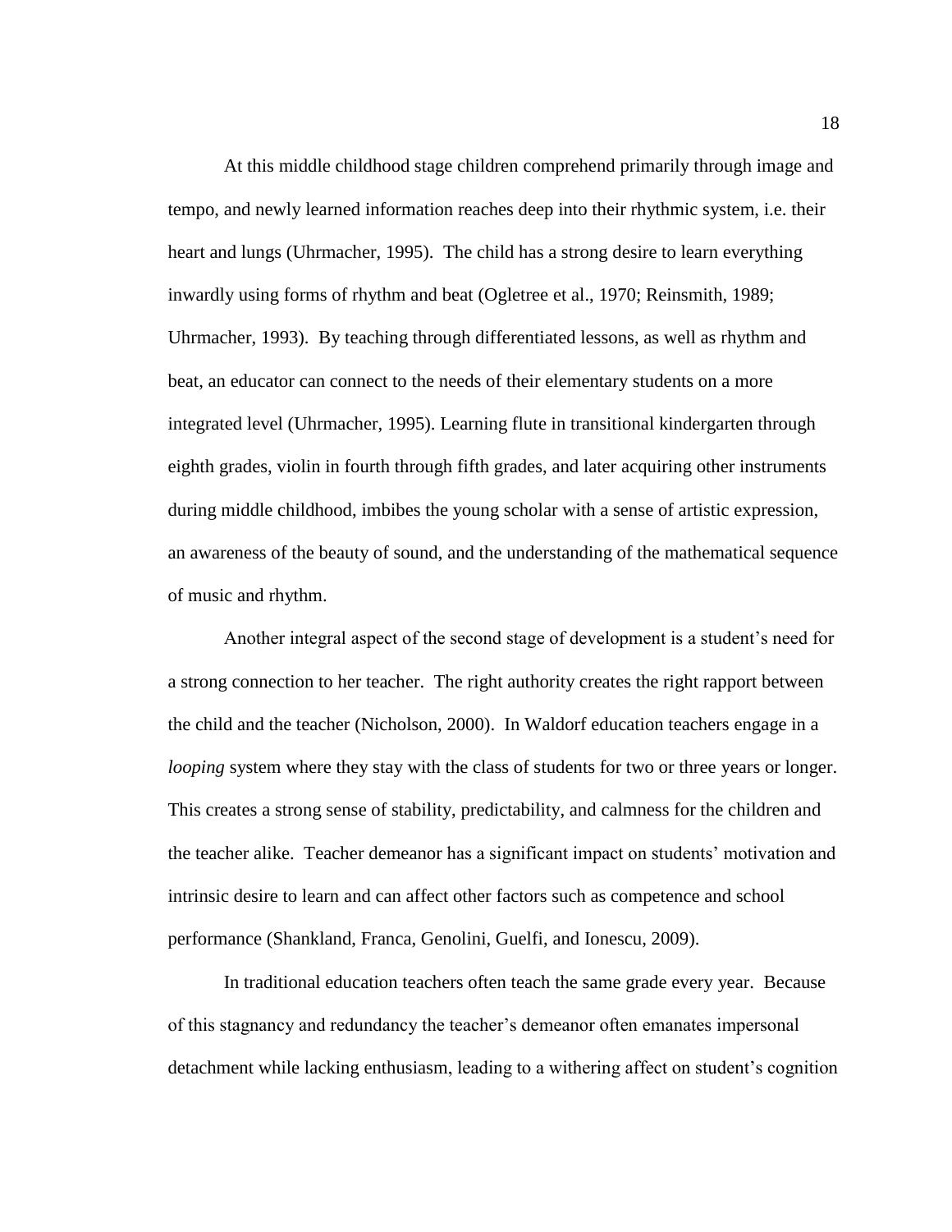At this middle childhood stage children comprehend primarily through image and tempo, and newly learned information reaches deep into their rhythmic system, i.e. their heart and lungs (Uhrmacher, 1995). The child has a strong desire to learn everything inwardly using forms of rhythm and beat (Ogletree et al., 1970; Reinsmith, 1989; Uhrmacher, 1993). By teaching through differentiated lessons, as well as rhythm and beat, an educator can connect to the needs of their elementary students on a more integrated level (Uhrmacher, 1995). Learning flute in transitional kindergarten through eighth grades, violin in fourth through fifth grades, and later acquiring other instruments during middle childhood, imbibes the young scholar with a sense of artistic expression, an awareness of the beauty of sound, and the understanding of the mathematical sequence of music and rhythm.

Another integral aspect of the second stage of development is a student's need for a strong connection to her teacher. The right authority creates the right rapport between the child and the teacher (Nicholson, 2000). In Waldorf education teachers engage in a *looping* system where they stay with the class of students for two or three years or longer. This creates a strong sense of stability, predictability, and calmness for the children and the teacher alike. Teacher demeanor has a significant impact on students' motivation and intrinsic desire to learn and can affect other factors such as competence and school performance (Shankland, Franca, Genolini, Guelfi, and Ionescu, 2009).

In traditional education teachers often teach the same grade every year. Because of this stagnancy and redundancy the teacher's demeanor often emanates impersonal detachment while lacking enthusiasm, leading to a withering affect on student's cognition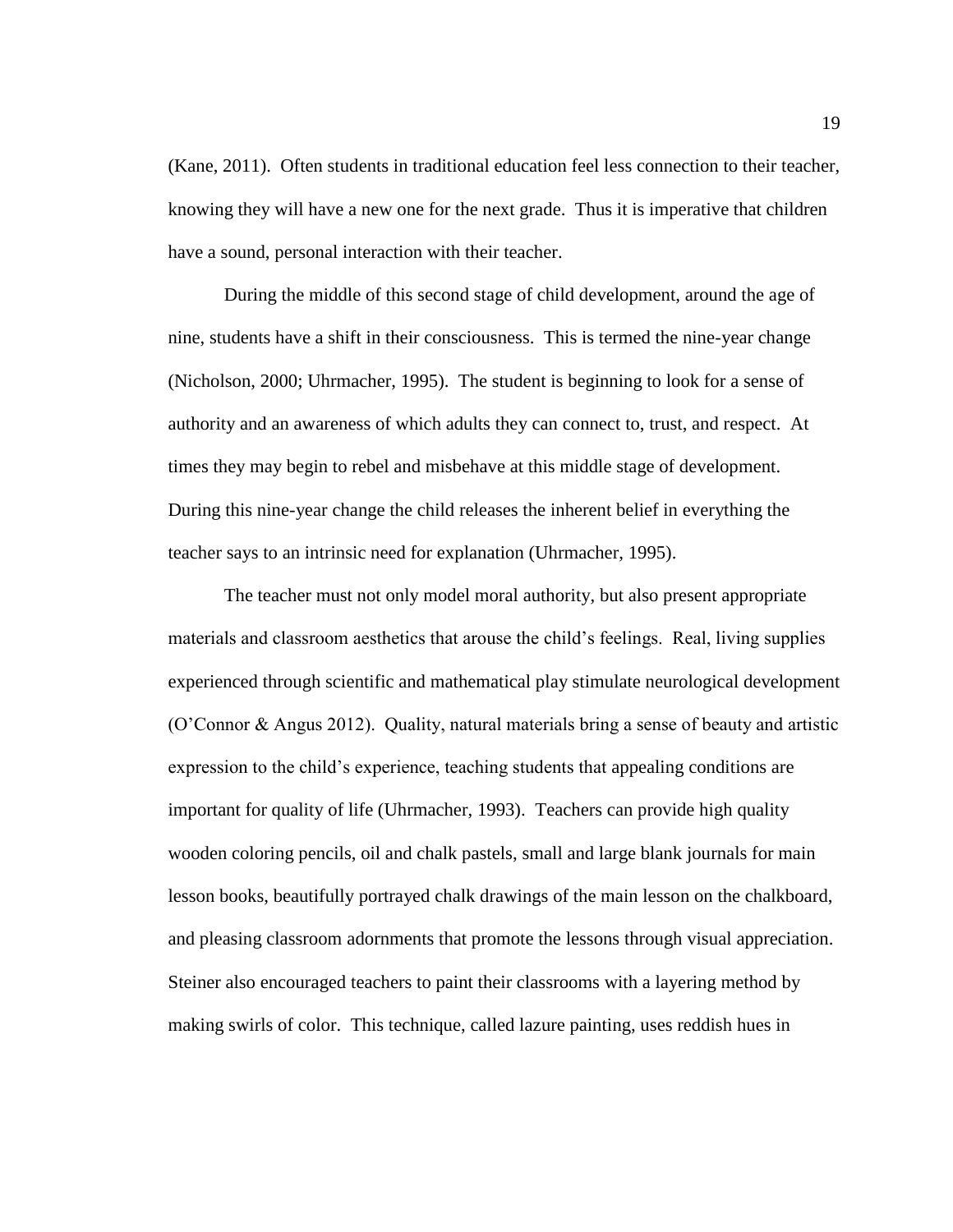(Kane, 2011). Often students in traditional education feel less connection to their teacher, knowing they will have a new one for the next grade. Thus it is imperative that children have a sound, personal interaction with their teacher.

During the middle of this second stage of child development, around the age of nine, students have a shift in their consciousness. This is termed the nine-year change (Nicholson, 2000; Uhrmacher, 1995). The student is beginning to look for a sense of authority and an awareness of which adults they can connect to, trust, and respect. At times they may begin to rebel and misbehave at this middle stage of development. During this nine-year change the child releases the inherent belief in everything the teacher says to an intrinsic need for explanation (Uhrmacher, 1995).

The teacher must not only model moral authority, but also present appropriate materials and classroom aesthetics that arouse the child's feelings. Real, living supplies experienced through scientific and mathematical play stimulate neurological development (O'Connor & Angus 2012). Quality, natural materials bring a sense of beauty and artistic expression to the child's experience, teaching students that appealing conditions are important for quality of life (Uhrmacher, 1993). Teachers can provide high quality wooden coloring pencils, oil and chalk pastels, small and large blank journals for main lesson books, beautifully portrayed chalk drawings of the main lesson on the chalkboard, and pleasing classroom adornments that promote the lessons through visual appreciation. Steiner also encouraged teachers to paint their classrooms with a layering method by making swirls of color. This technique, called lazure painting, uses reddish hues in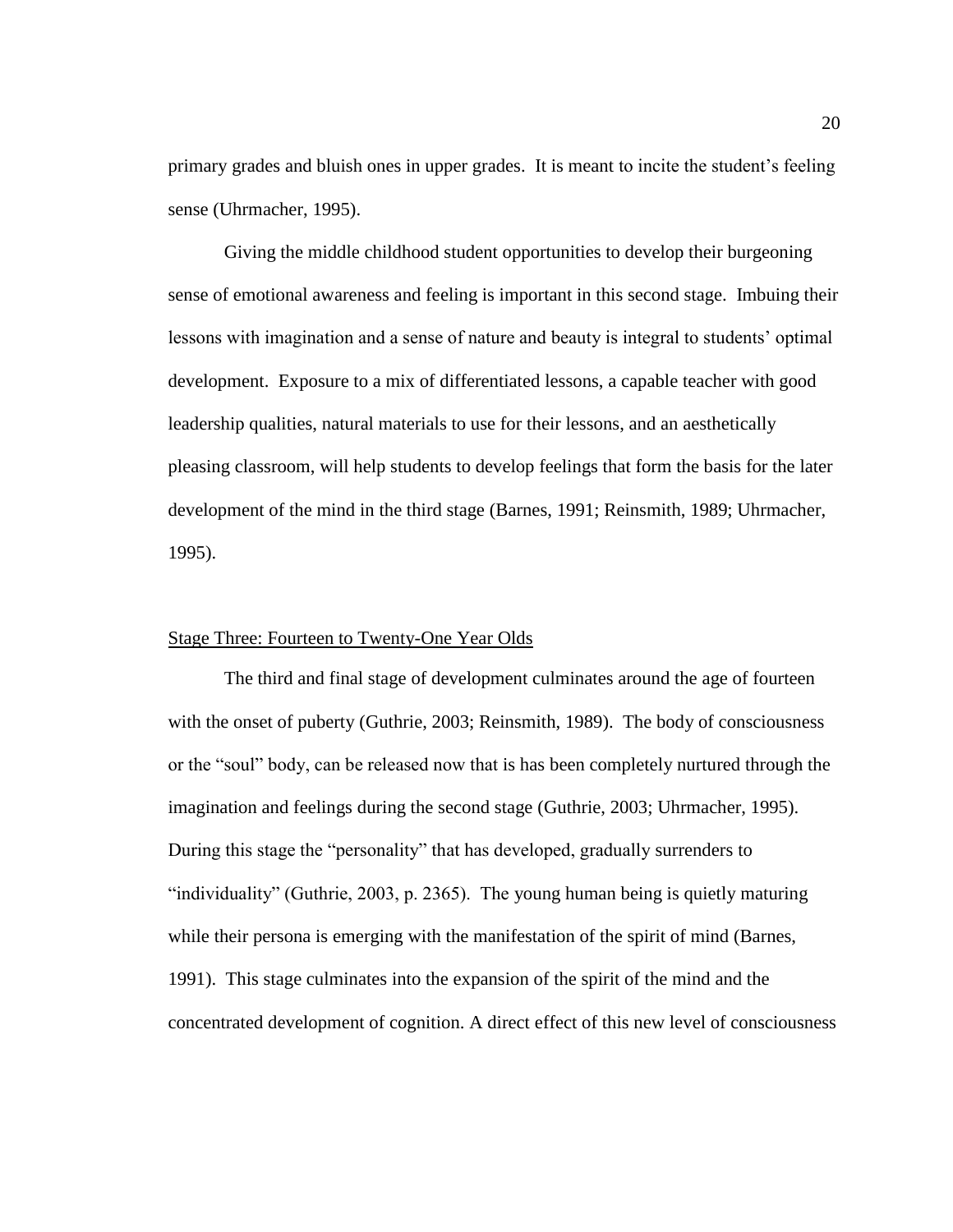primary grades and bluish ones in upper grades. It is meant to incite the student's feeling sense (Uhrmacher, 1995).

Giving the middle childhood student opportunities to develop their burgeoning sense of emotional awareness and feeling is important in this second stage. Imbuing their lessons with imagination and a sense of nature and beauty is integral to students' optimal development. Exposure to a mix of differentiated lessons, a capable teacher with good leadership qualities, natural materials to use for their lessons, and an aesthetically pleasing classroom, will help students to develop feelings that form the basis for the later development of the mind in the third stage (Barnes, 1991; Reinsmith, 1989; Uhrmacher, 1995).

<u>Stage Three: Fourteen to Twenty-One Year Olds</u>

The third and final stage of development culminates around the age of fourteen with the onset of puberty (Guthrie, 2003; Reinsmith, 1989). The body of consciousness or the "soul" body, can be released now that is has been completely nurtured through the imagination and feelings during the second stage (Guthrie, 2003; Uhrmacher, 1995). During this stage the "personality" that has developed, gradually surrenders to "individuality" (Guthrie, 2003, p. 2365). The young human being is quietly maturing while their persona is emerging with the manifestation of the spirit of mind (Barnes, 1991). This stage culminates into the expansion of the spirit of the mind and the concentrated development of cognition. A direct effect of this new level of consciousness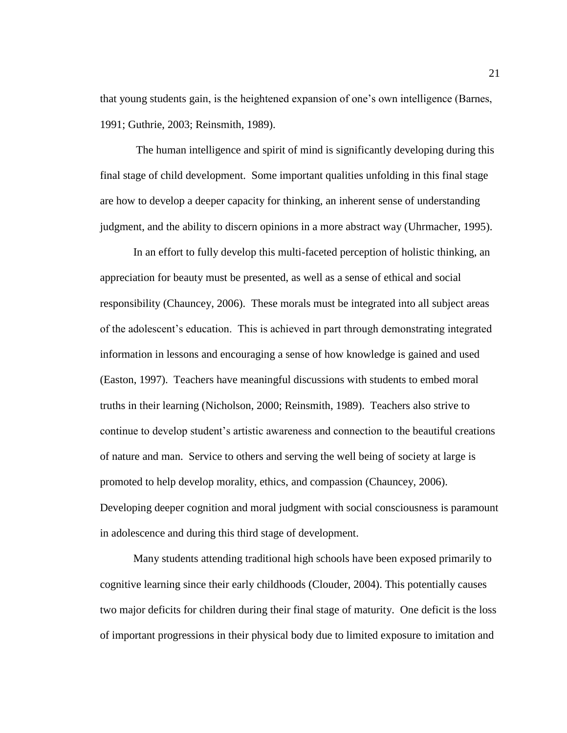that young students gain, is the heightened expansion of one's own intelligence (Barnes, 1991; Guthrie, 2003; Reinsmith, 1989).

The human intelligence and spirit of mind is significantly developing during this final stage of child development. Some important qualities unfolding in this final stage are how to develop a deeper capacity for thinking, an inherent sense of understanding judgment, and the ability to discern opinions in a more abstract way (Uhrmacher, 1995).

In an effort to fully develop this multi-faceted perception of holistic thinking, an appreciation for beauty must be presented, as well as a sense of ethical and social responsibility (Chauncey, 2006). These morals must be integrated into all subject areas of the adolescent's education. This is achieved in part through demonstrating integrated information in lessons and encouraging a sense of how knowledge is gained and used (Easton, 1997). Teachers have meaningful discussions with students to embed moral truths in their learning (Nicholson, 2000; Reinsmith, 1989). Teachers also strive to continue to develop student's artistic awareness and connection to the beautiful creations of nature and man. Service to others and serving the well being of society at large is promoted to help develop morality, ethics, and compassion (Chauncey, 2006). Developing deeper cognition and moral judgment with social consciousness is paramount in adolescence and during this third stage of development.

Many students attending traditional high schools have been exposed primarily to cognitive learning since their early childhoods (Clouder, 2004). This potentially causes two major deficits for children during their final stage of maturity. One deficit is the loss of important progressions in their physical body due to limited exposure to imitation and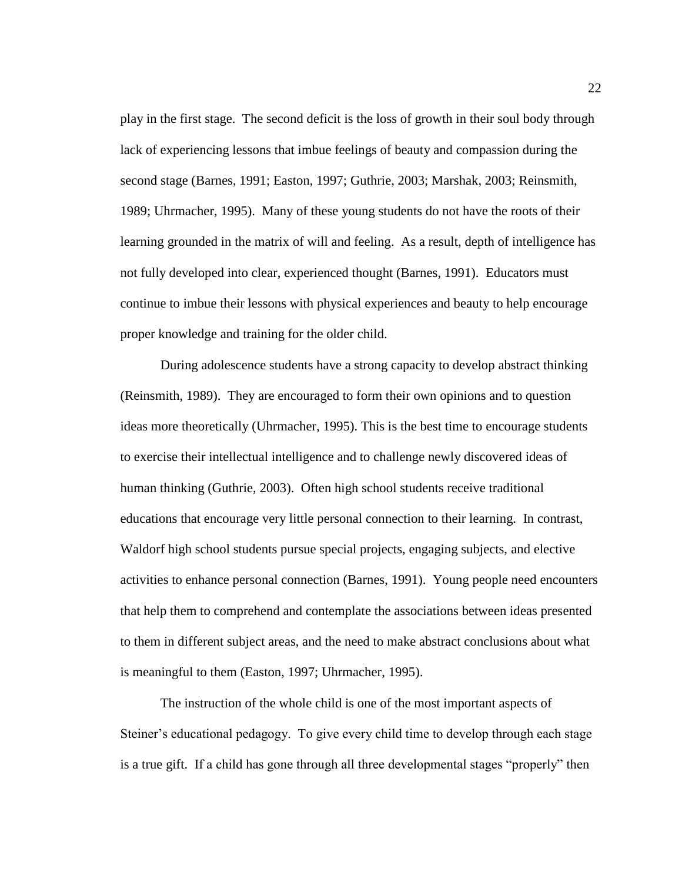play in the first stage. The second deficit is the loss of growth in their soul body through lack of experiencing lessons that imbue feelings of beauty and compassion during the second stage (Barnes, 1991; Easton, 1997; Guthrie, 2003; Marshak, 2003; Reinsmith, 1989; Uhrmacher, 1995). Many of these young students do not have the roots of their learning grounded in the matrix of will and feeling. As a result, depth of intelligence has not fully developed into clear, experienced thought (Barnes, 1991). Educators must continue to imbue their lessons with physical experiences and beauty to help encourage proper knowledge and training for the older child.

During adolescence students have a strong capacity to develop abstract thinking (Reinsmith, 1989). They are encouraged to form their own opinions and to question ideas more theoretically (Uhrmacher, 1995). This is the best time to encourage students to exercise their intellectual intelligence and to challenge newly discovered ideas of human thinking (Guthrie, 2003). Often high school students receive traditional educations that encourage very little personal connection to their learning. In contrast, Waldorf high school students pursue special projects, engaging subjects, and elective activities to enhance personal connection (Barnes, 1991). Young people need encounters that help them to comprehend and contemplate the associations between ideas presented to them in different subject areas, and the need to make abstract conclusions about what is meaningful to them (Easton, 1997; Uhrmacher, 1995).

The instruction of the whole child is one of the most important aspects of Steiner's educational pedagogy. To give every child time to develop through each stage is a true gift. If a child has gone through all three developmental stages "properly" then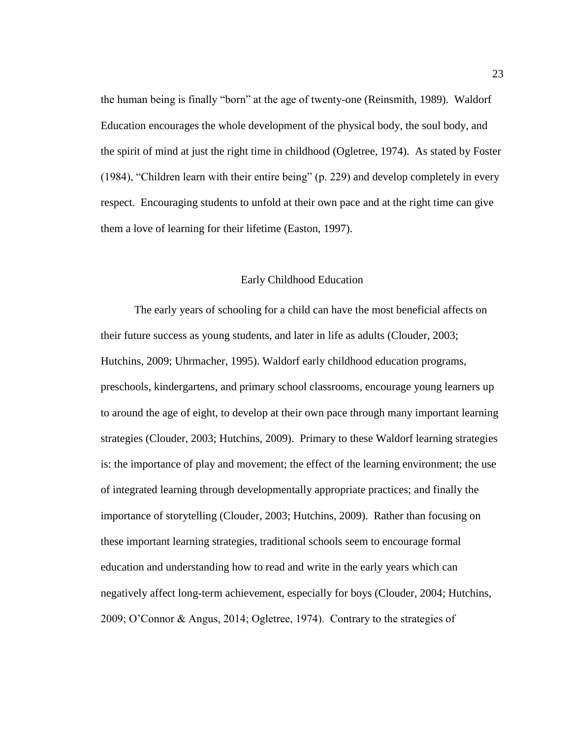the human being is finally "born" at the age of twenty-one (Reinsmith, 1989). Waldorf Education encourages the whole development of the physical body, the soul body, and the spirit of mind at just the right time in childhood (Ogletree, 1974). As stated by Foster (1984), "Children learn with their entire being" (p. 229) and develop completely in every respect. Encouraging students to unfold at their own pace and at the right time can give them a love of learning for their lifetime (Easton, 1997).

## Early Childhood Education

The early years of schooling for a child can have the most beneficial affects on their future success as young students, and later in life as adults (Clouder, 2003; Hutchins, 2009; Uhrmacher, 1995). Waldorf early childhood education programs, preschools, kindergartens, and primary school classrooms, encourage young learners up to around the age of eight, to develop at their own pace through many important learning strategies (Clouder, 2003; Hutchins, 2009). Primary to these Waldorf learning strategies is: the importance of play and movement; the effect of the learning environment; the use of integrated learning through developmentally appropriate practices; and finally the importance of storytelling (Clouder, 2003; Hutchins, 2009). Rather than focusing on these important learning strategies, traditional schools seem to encourage formal education and understanding how to read and write in the early years which can negatively affect long-term achievement, especially for boys (Clouder, 2004; Hutchins, 2009; O'Connor & Angus, 2014; Ogletree, 1974). Contrary to the strategies of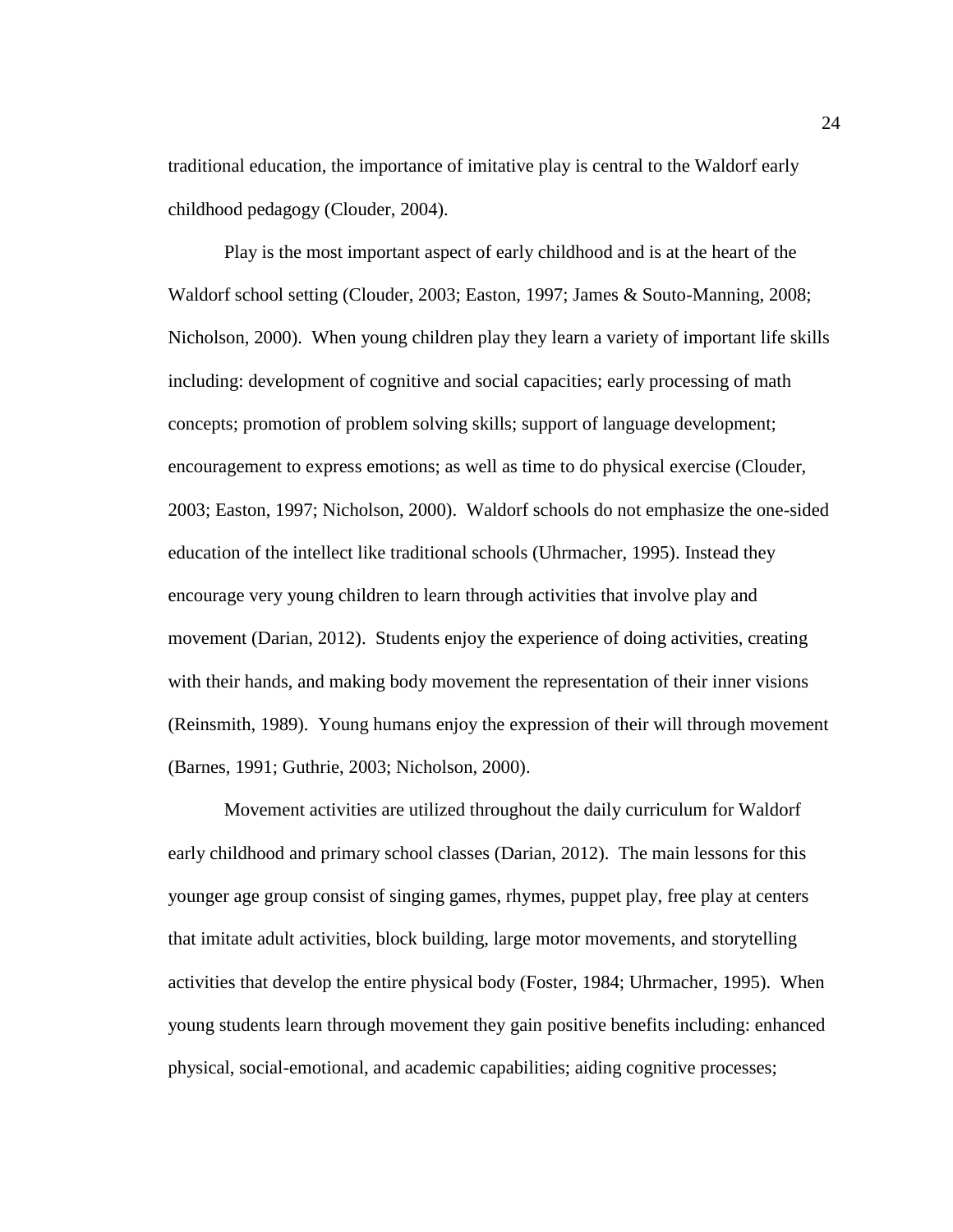traditional education, the importance of imitative play is central to the Waldorf early childhood pedagogy (Clouder, 2004).

Play is the most important aspect of early childhood and is at the heart of the Waldorf school setting (Clouder, 2003; Easton, 1997; James & Souto-Manning, 2008; Nicholson, 2000). When young children play they learn a variety of important life skills including: development of cognitive and social capacities; early processing of math concepts; promotion of problem solving skills; support of language development; encouragement to express emotions; as well as time to do physical exercise (Clouder, 2003; Easton, 1997; Nicholson, 2000). Waldorf schools do not emphasize the one-sided education of the intellect like traditional schools (Uhrmacher, 1995). Instead they encourage very young children to learn through activities that involve play and movement (Darian, 2012). Students enjoy the experience of doing activities, creating with their hands, and making body movement the representation of their inner visions (Reinsmith, 1989). Young humans enjoy the expression of their will through movement (Barnes, 1991; Guthrie, 2003; Nicholson, 2000).

Movement activities are utilized throughout the daily curriculum for Waldorf early childhood and primary school classes (Darian, 2012). The main lessons for this younger age group consist of singing games, rhymes, puppet play, free play at centers that imitate adult activities, block building, large motor movements, and storytelling activities that develop the entire physical body (Foster, 1984; Uhrmacher, 1995). When young students learn through movement they gain positive benefits including: enhanced physical, social-emotional, and academic capabilities; aiding cognitive processes;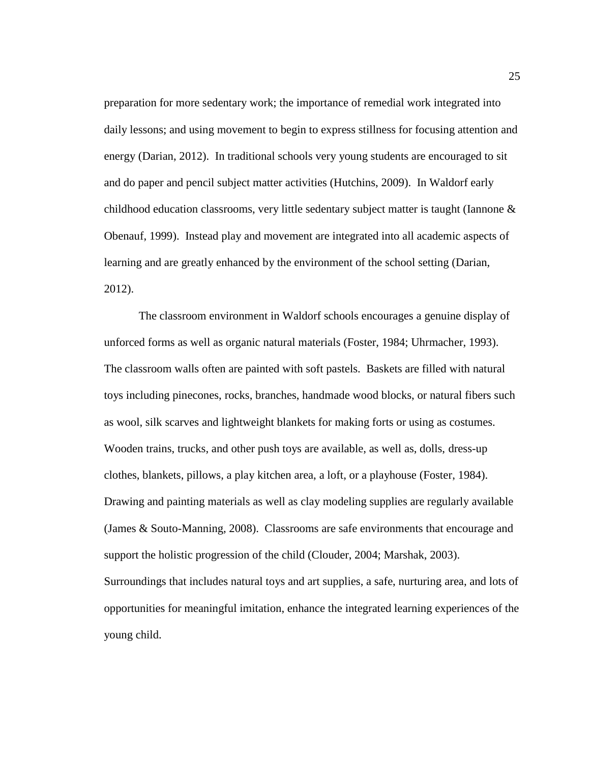preparation for more sedentary work; the importance of remedial work integrated into daily lessons; and using movement to begin to express stillness for focusing attention and energy (Darian, 2012). In traditional schools very young students are encouraged to sit and do paper and pencil subject matter activities (Hutchins, 2009). In Waldorf early childhood education classrooms, very little sedentary subject matter is taught (Iannone & Obenauf, 1999). Instead play and movement are integrated into all academic aspects of learning and are greatly enhanced by the environment of the school setting (Darian, 2012).

The classroom environment in Waldorf schools encourages a genuine display of unforced forms as well as organic natural materials (Foster, 1984; Uhrmacher, 1993). The classroom walls often are painted with soft pastels. Baskets are filled with natural toys including pinecones, rocks, branches, handmade wood blocks, or natural fibers such as wool, silk scarves and lightweight blankets for making forts or using as costumes. Wooden trains, trucks, and other push toys are available, as well as, dolls, dress-up clothes, blankets, pillows, a play kitchen area, a loft, or a playhouse (Foster, 1984). Drawing and painting materials as well as clay modeling supplies are regularly available (James & Souto-Manning, 2008). Classrooms are safe environments that encourage and support the holistic progression of the child (Clouder, 2004; Marshak, 2003). Surroundings that includes natural toys and art supplies, a safe, nurturing area, and lots of opportunities for meaningful imitation, enhance the integrated learning experiences of the young child.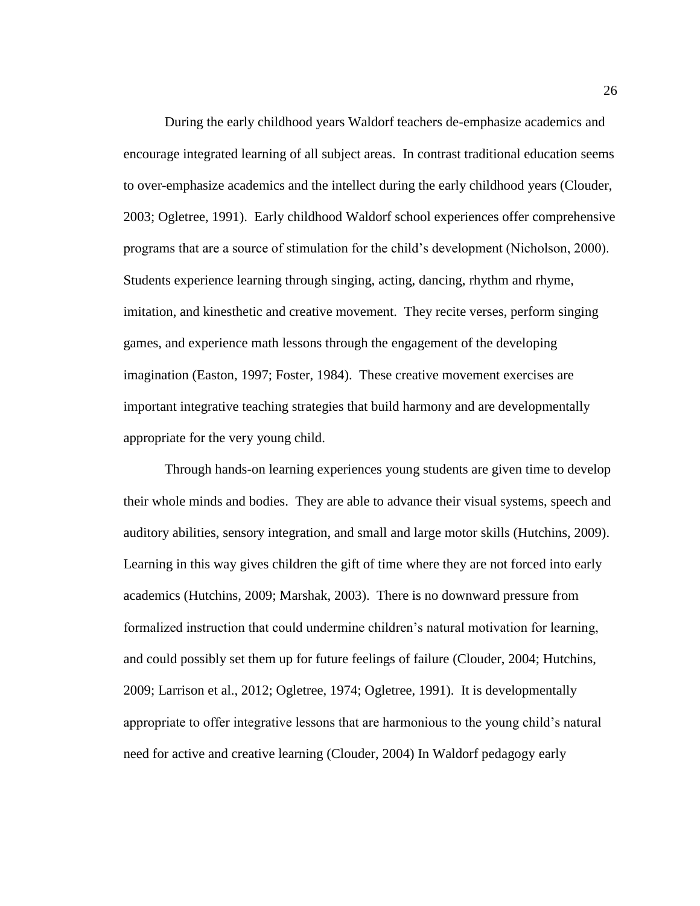During the early childhood years Waldorf teachers de-emphasize academics and encourage integrated learning of all subject areas. In contrast traditional education seems to over-emphasize academics and the intellect during the early childhood years (Clouder, 2003; Ogletree, 1991). Early childhood Waldorf school experiences offer comprehensive programs that are a source of stimulation for the child's development (Nicholson, 2000). Students experience learning through singing, acting, dancing, rhythm and rhyme, imitation, and kinesthetic and creative movement. They recite verses, perform singing games, and experience math lessons through the engagement of the developing imagination (Easton, 1997; Foster, 1984). These creative movement exercises are important integrative teaching strategies that build harmony and are developmentally appropriate for the very young child.

Through hands-on learning experiences young students are given time to develop their whole minds and bodies. They are able to advance their visual systems, speech and auditory abilities, sensory integration, and small and large motor skills (Hutchins, 2009). Learning in this way gives children the gift of time where they are not forced into early academics (Hutchins, 2009; Marshak, 2003). There is no downward pressure from formalized instruction that could undermine children's natural motivation for learning, and could possibly set them up for future feelings of failure (Clouder, 2004; Hutchins, 2009; Larrison et al., 2012; Ogletree, 1974; Ogletree, 1991). It is developmentally appropriate to offer integrative lessons that are harmonious to the young child's natural need for active and creative learning (Clouder, 2004) In Waldorf pedagogy early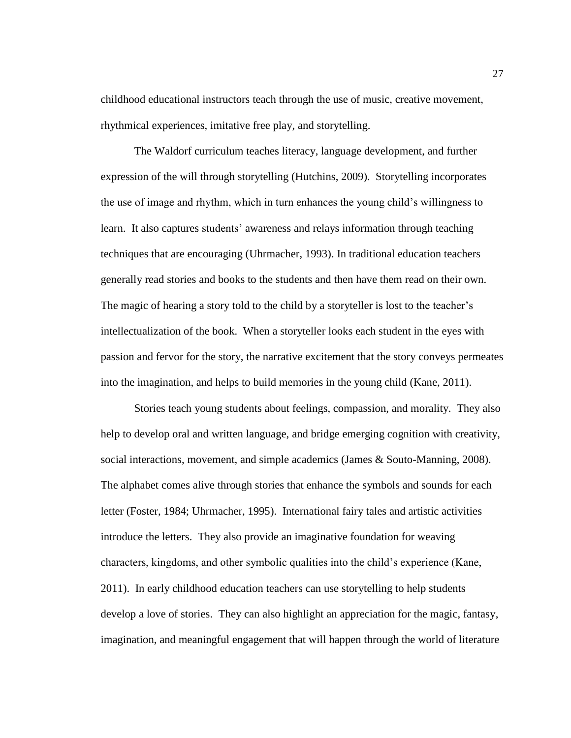childhood educational instructors teach through the use of music, creative movement, rhythmical experiences, imitative free play, and storytelling.

The Waldorf curriculum teaches literacy, language development, and further expression of the will through storytelling (Hutchins, 2009). Storytelling incorporates the use of image and rhythm, which in turn enhances the young child's willingness to learn. It also captures students' awareness and relays information through teaching techniques that are encouraging (Uhrmacher, 1993). In traditional education teachers generally read stories and books to the students and then have them read on their own. The magic of hearing a story told to the child by a storyteller is lost to the teacher's intellectualization of the book. When a storyteller looks each student in the eyes with passion and fervor for the story, the narrative excitement that the story conveys permeates into the imagination, and helps to build memories in the young child (Kane, 2011).

Stories teach young students about feelings, compassion, and morality. They also help to develop oral and written language, and bridge emerging cognition with creativity, social interactions, movement, and simple academics (James & Souto-Manning, 2008). The alphabet comes alive through stories that enhance the symbols and sounds for each letter (Foster, 1984; Uhrmacher, 1995). International fairy tales and artistic activities introduce the letters. They also provide an imaginative foundation for weaving characters, kingdoms, and other symbolic qualities into the child's experience (Kane, 2011). In early childhood education teachers can use storytelling to help students develop a love of stories. They can also highlight an appreciation for the magic, fantasy, imagination, and meaningful engagement that will happen through the world of literature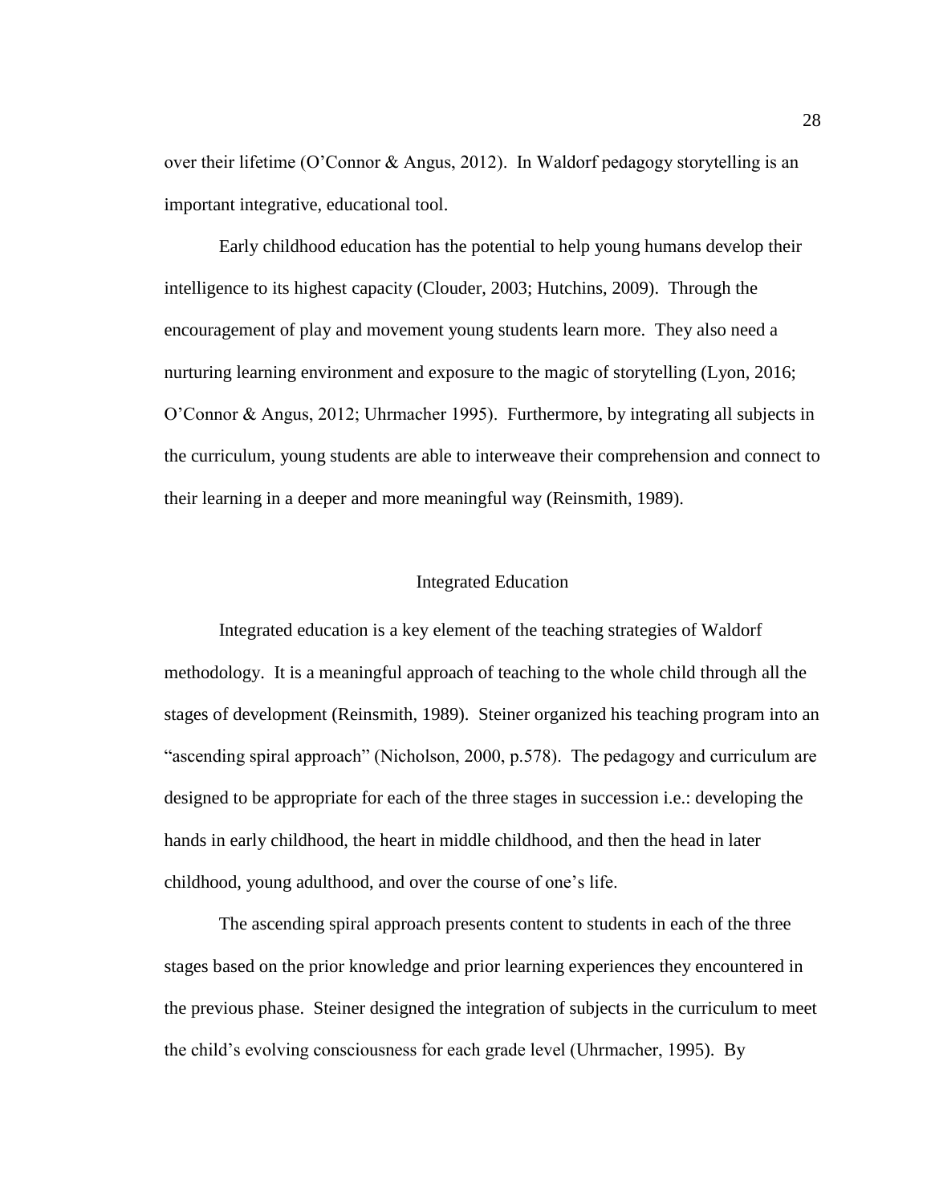over their lifetime (O'Connor & Angus, 2012). In Waldorf pedagogy storytelling is an important integrative, educational tool.

Early childhood education has the potential to help young humans develop their intelligence to its highest capacity (Clouder, 2003; Hutchins, 2009). Through the encouragement of play and movement young students learn more. They also need a nurturing learning environment and exposure to the magic of storytelling (Lyon, 2016; O'Connor & Angus, 2012; Uhrmacher 1995). Furthermore, by integrating all subjects in the curriculum, young students are able to interweave their comprehension and connect to their learning in a deeper and more meaningful way (Reinsmith, 1989).

## Integrated Education

Integrated education is a key element of the teaching strategies of Waldorf methodology. It is a meaningful approach of teaching to the whole child through all the stages of development (Reinsmith, 1989). Steiner organized his teaching program into an "ascending spiral approach" (Nicholson, 2000, p.578). The pedagogy and curriculum are designed to be appropriate for each of the three stages in succession i.e.: developing the hands in early childhood, the heart in middle childhood, and then the head in later childhood, young adulthood, and over the course of one's life.

The ascending spiral approach presents content to students in each of the three stages based on the prior knowledge and prior learning experiences they encountered in the previous phase. Steiner designed the integration of subjects in the curriculum to meet the child's evolving consciousness for each grade level (Uhrmacher, 1995). By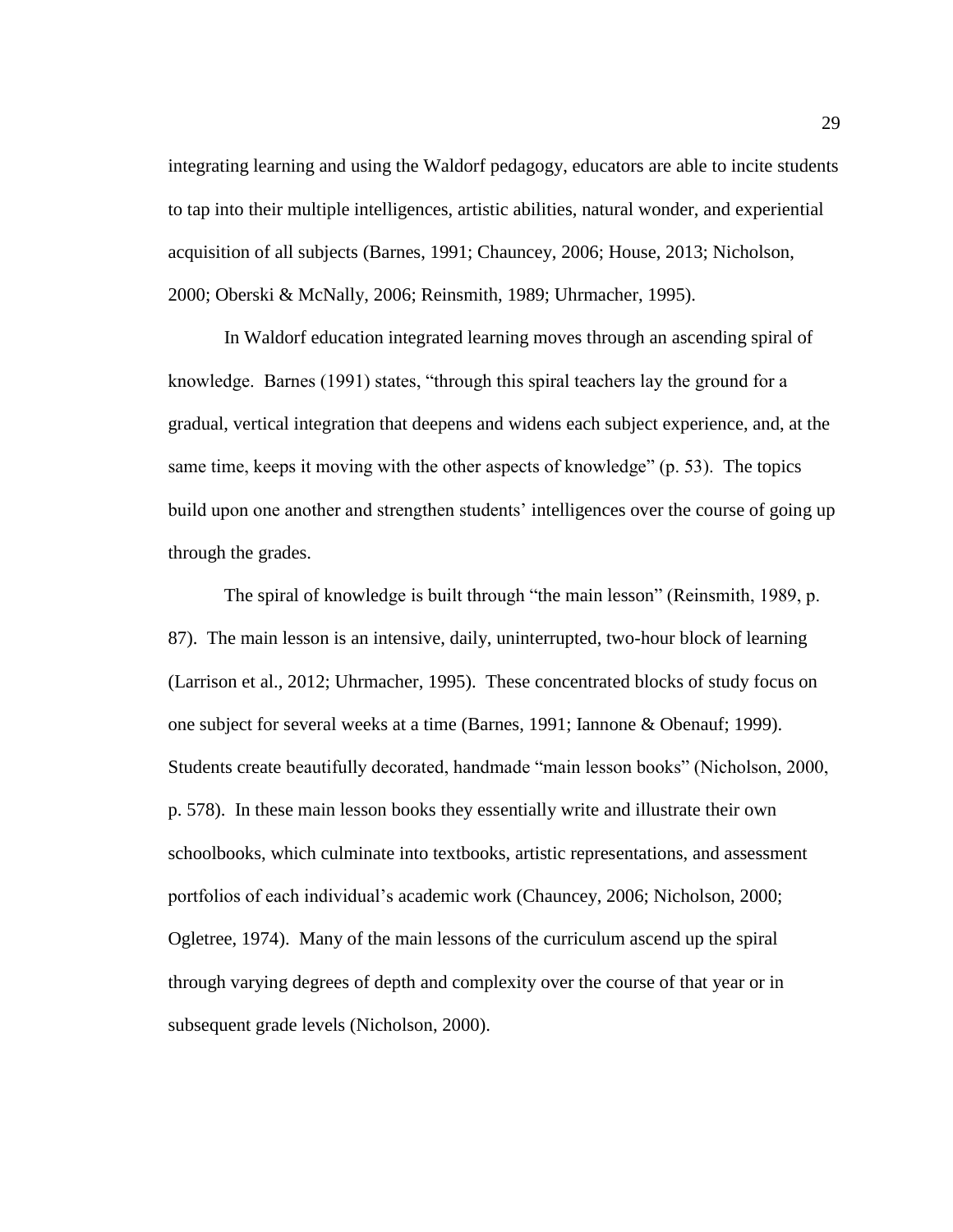integrating learning and using the Waldorf pedagogy, educators are able to incite students to tap into their multiple intelligences, artistic abilities, natural wonder, and experiential acquisition of all subjects (Barnes, 1991; Chauncey, 2006; House, 2013; Nicholson, 2000; Oberski & McNally, 2006; Reinsmith, 1989; Uhrmacher, 1995).

In Waldorf education integrated learning moves through an ascending spiral of knowledge. Barnes (1991) states, "through this spiral teachers lay the ground for a gradual, vertical integration that deepens and widens each subject experience, and, at the same time, keeps it moving with the other aspects of knowledge" (p. 53). The topics build upon one another and strengthen students' intelligences over the course of going up through the grades.

The spiral of knowledge is built through "the main lesson" (Reinsmith, 1989, p. 87). The main lesson is an intensive, daily, uninterrupted, two-hour block of learning (Larrison et al., 2012; Uhrmacher, 1995). These concentrated blocks of study focus on one subject for several weeks at a time (Barnes, 1991; Iannone & Obenauf; 1999). Students create beautifully decorated, handmade "main lesson books" (Nicholson, 2000, p. 578). In these main lesson books they essentially write and illustrate their own schoolbooks, which culminate into textbooks, artistic representations, and assessment portfolios of each individual's academic work (Chauncey, 2006; Nicholson, 2000; Ogletree, 1974). Many of the main lessons of the curriculum ascend up the spiral through varying degrees of depth and complexity over the course of that year or in subsequent grade levels (Nicholson, 2000).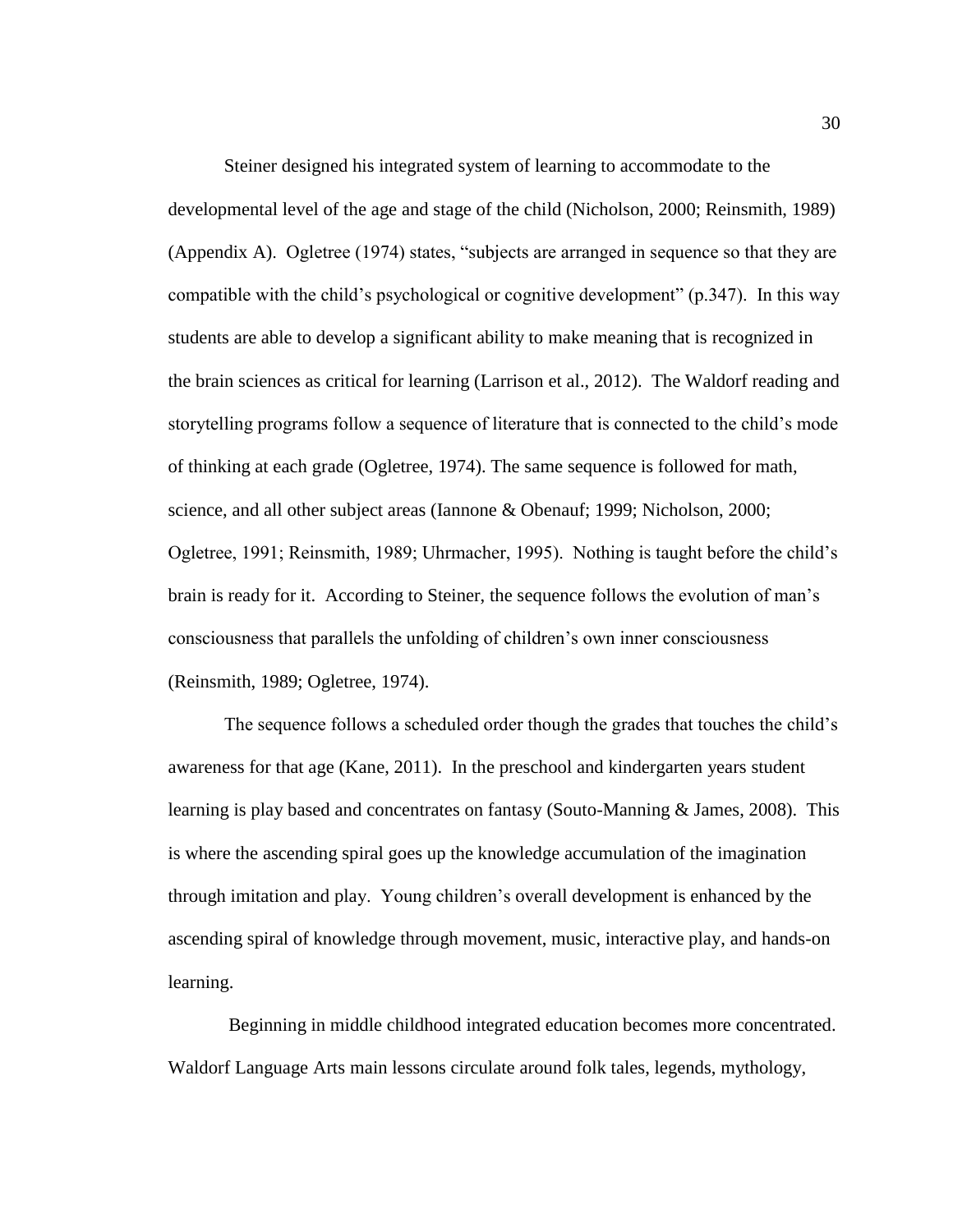Steiner designed his integrated system of learning to accommodate to the developmental level of the age and stage of the child (Nicholson, 2000; Reinsmith, 1989) (Appendix A). Ogletree (1974) states, "subjects are arranged in sequence so that they are compatible with the child's psychological or cognitive development" (p.347). In this way students are able to develop a significant ability to make meaning that is recognized in the brain sciences as critical for learning (Larrison et al., 2012). The Waldorf reading and storytelling programs follow a sequence of literature that is connected to the child's mode of thinking at each grade (Ogletree, 1974). The same sequence is followed for math, science, and all other subject areas (Iannone & Obenauf; 1999; Nicholson, 2000; Ogletree, 1991; Reinsmith, 1989; Uhrmacher, 1995). Nothing is taught before the child's brain is ready for it. According to Steiner, the sequence follows the evolution of man's consciousness that parallels the unfolding of children's own inner consciousness (Reinsmith, 1989; Ogletree, 1974).

The sequence follows a scheduled order though the grades that touches the child's awareness for that age (Kane, 2011). In the preschool and kindergarten years student learning is play based and concentrates on fantasy (Souto-Manning & James, 2008). This is where the ascending spiral goes up the knowledge accumulation of the imagination through imitation and play. Young children's overall development is enhanced by the ascending spiral of knowledge through movement, music, interactive play, and hands-on learning.

Beginning in middle childhood integrated education becomes more concentrated. Waldorf Language Arts main lessons circulate around folk tales, legends, mythology,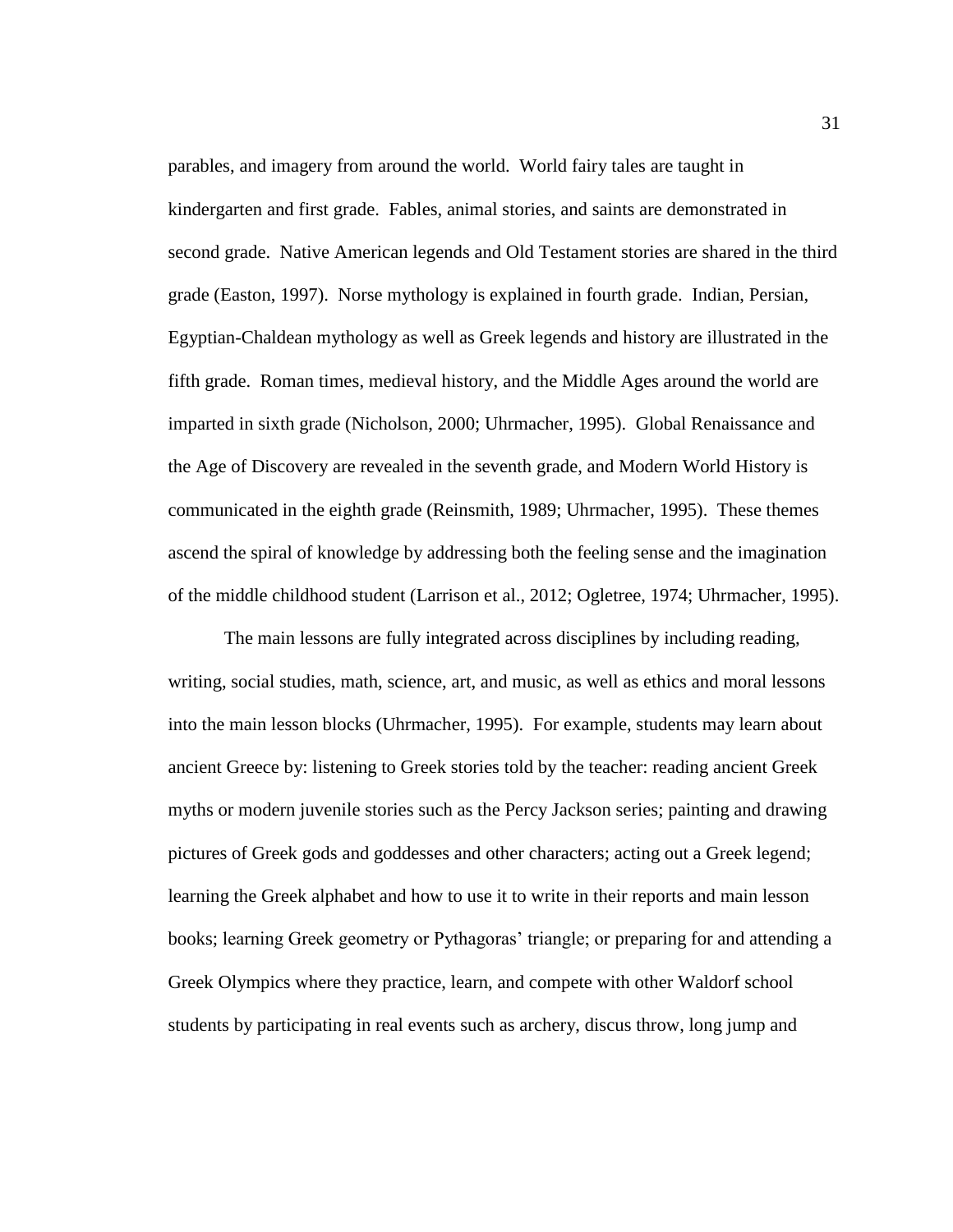parables, and imagery from around the world. World fairy tales are taught in kindergarten and first grade. Fables, animal stories, and saints are demonstrated in second grade. Native American legends and Old Testament stories are shared in the third grade (Easton, 1997). Norse mythology is explained in fourth grade. Indian, Persian, Egyptian-Chaldean mythology as well as Greek legends and history are illustrated in the fifth grade. Roman times, medieval history, and the Middle Ages around the world are imparted in sixth grade (Nicholson, 2000; Uhrmacher, 1995). Global Renaissance and the Age of Discovery are revealed in the seventh grade, and Modern World History is communicated in the eighth grade (Reinsmith, 1989; Uhrmacher, 1995). These themes ascend the spiral of knowledge by addressing both the feeling sense and the imagination of the middle childhood student (Larrison et al., 2012; Ogletree, 1974; Uhrmacher, 1995).

The main lessons are fully integrated across disciplines by including reading, writing, social studies, math, science, art, and music, as well as ethics and moral lessons into the main lesson blocks (Uhrmacher, 1995). For example, students may learn about ancient Greece by: listening to Greek stories told by the teacher: reading ancient Greek myths or modern juvenile stories such as the Percy Jackson series; painting and drawing pictures of Greek gods and goddesses and other characters; acting out a Greek legend; learning the Greek alphabet and how to use it to write in their reports and main lesson books; learning Greek geometry or Pythagoras' triangle; or preparing for and attending a Greek Olympics where they practice, learn, and compete with other Waldorf school students by participating in real events such as archery, discus throw, long jump and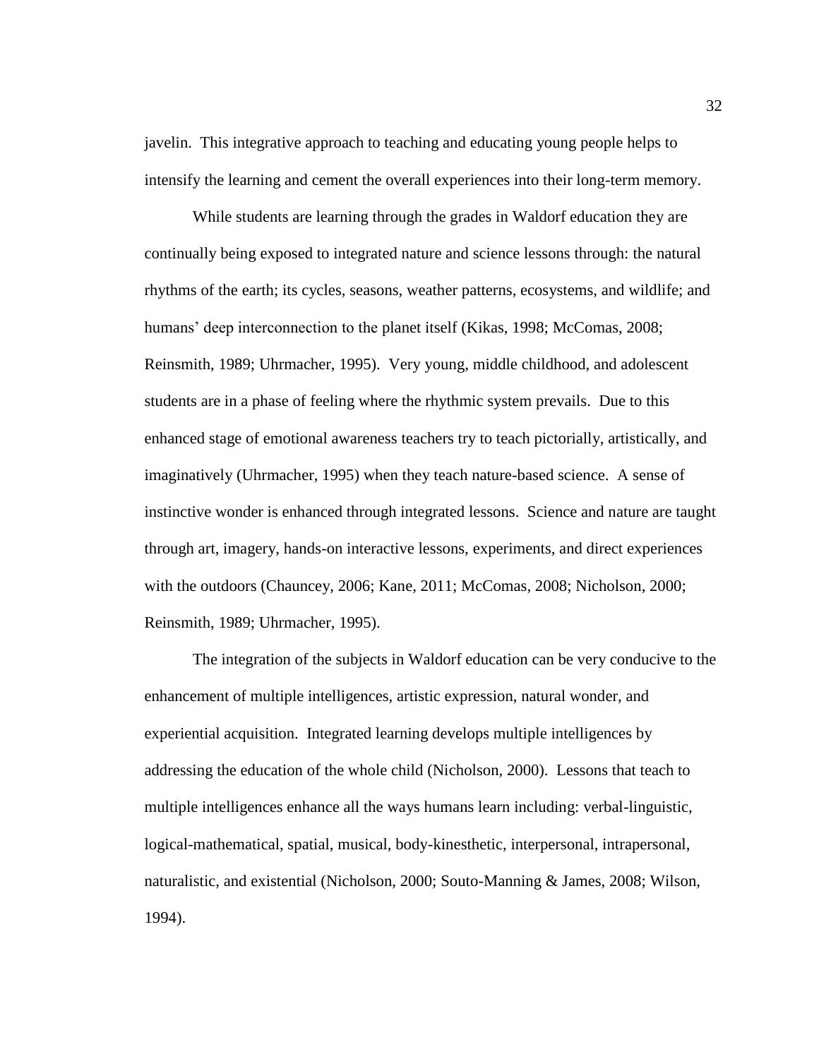javelin. This integrative approach to teaching and educating young people helps to intensify the learning and cement the overall experiences into their long-term memory.

While students are learning through the grades in Waldorf education they are continually being exposed to integrated nature and science lessons through: the natural rhythms of the earth; its cycles, seasons, weather patterns, ecosystems, and wildlife; and humans' deep interconnection to the planet itself (Kikas, 1998; McComas, 2008; Reinsmith, 1989; Uhrmacher, 1995). Very young, middle childhood, and adolescent students are in a phase of feeling where the rhythmic system prevails. Due to this enhanced stage of emotional awareness teachers try to teach pictorially, artistically, and imaginatively (Uhrmacher, 1995) when they teach nature-based science. A sense of instinctive wonder is enhanced through integrated lessons. Science and nature are taught through art, imagery, hands-on interactive lessons, experiments, and direct experiences with the outdoors (Chauncey, 2006; Kane, 2011; McComas, 2008; Nicholson, 2000; Reinsmith, 1989; Uhrmacher, 1995).

The integration of the subjects in Waldorf education can be very conducive to the enhancement of multiple intelligences, artistic expression, natural wonder, and experiential acquisition. Integrated learning develops multiple intelligences by addressing the education of the whole child (Nicholson, 2000). Lessons that teach to multiple intelligences enhance all the ways humans learn including: verbal-linguistic, logical-mathematical, spatial, musical, body-kinesthetic, interpersonal, intrapersonal, naturalistic, and existential (Nicholson, 2000; Souto-Manning & James, 2008; Wilson, 1994).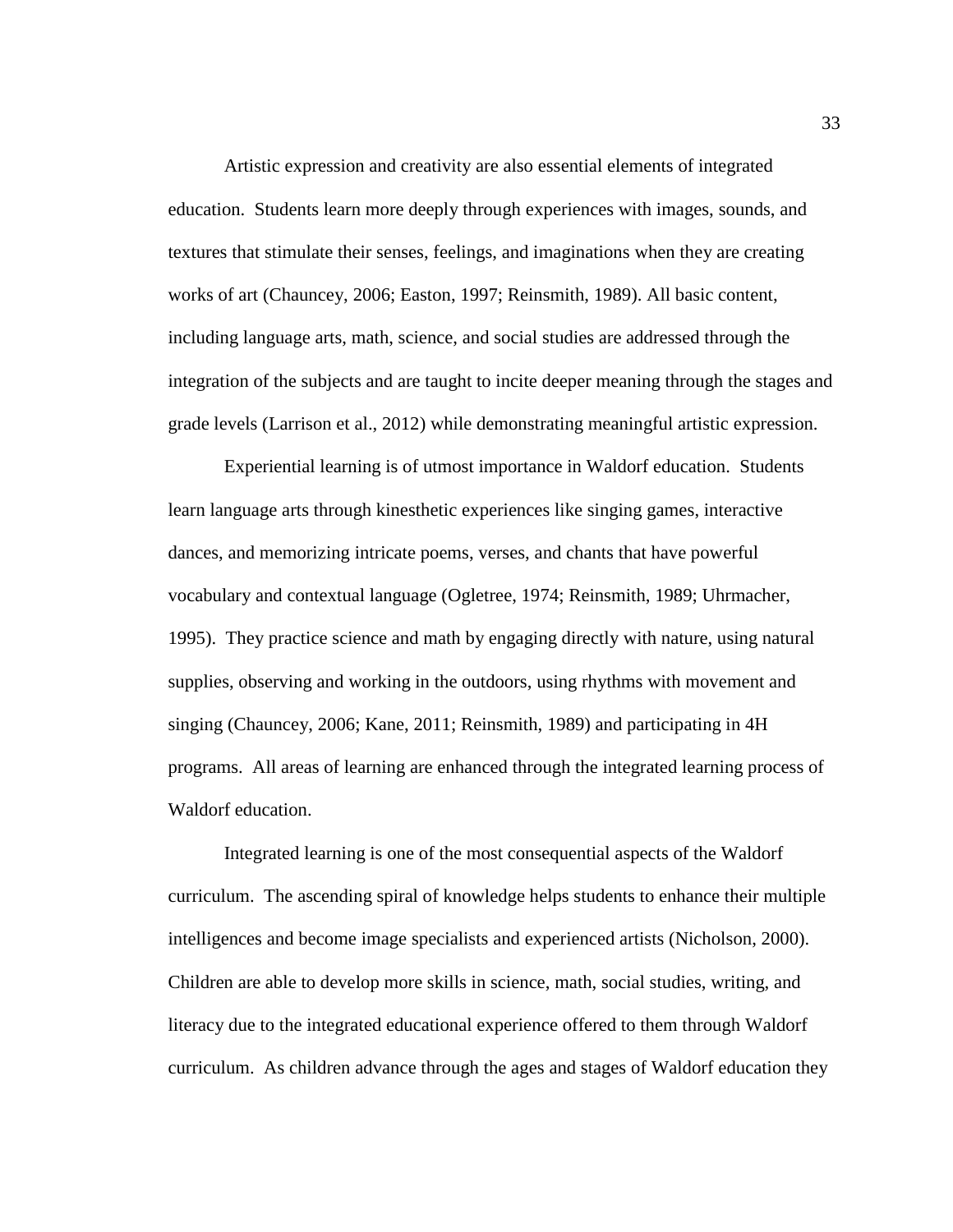Artistic expression and creativity are also essential elements of integrated education. Students learn more deeply through experiences with images, sounds, and textures that stimulate their senses, feelings, and imaginations when they are creating works of art (Chauncey, 2006; Easton, 1997; Reinsmith, 1989). All basic content, including language arts, math, science, and social studies are addressed through the integration of the subjects and are taught to incite deeper meaning through the stages and grade levels (Larrison et al., 2012) while demonstrating meaningful artistic expression.

Experiential learning is of utmost importance in Waldorf education. Students learn language arts through kinesthetic experiences like singing games, interactive dances, and memorizing intricate poems, verses, and chants that have powerful vocabulary and contextual language (Ogletree, 1974; Reinsmith, 1989; Uhrmacher, 1995). They practice science and math by engaging directly with nature, using natural supplies, observing and working in the outdoors, using rhythms with movement and singing (Chauncey, 2006; Kane, 2011; Reinsmith, 1989) and participating in 4H programs. All areas of learning are enhanced through the integrated learning process of Waldorf education.

Integrated learning is one of the most consequential aspects of the Waldorf curriculum. The ascending spiral of knowledge helps students to enhance their multiple intelligences and become image specialists and experienced artists (Nicholson, 2000). Children are able to develop more skills in science, math, social studies, writing, and literacy due to the integrated educational experience offered to them through Waldorf curriculum. As children advance through the ages and stages of Waldorf education they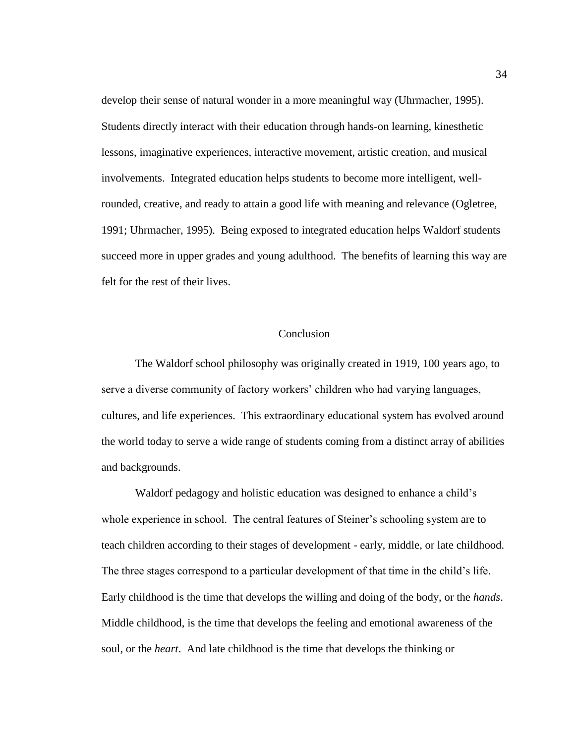develop their sense of natural wonder in a more meaningful way (Uhrmacher, 1995). Students directly interact with their education through hands-on learning, kinesthetic lessons, imaginative experiences, interactive movement, artistic creation, and musical involvements. Integrated education helps students to become more intelligent, well-rounded, creative, and ready to attain a good life with meaning and relevance (Ogletree, 1991; Uhrmacher, 1995). Being exposed to integrated education helps Waldorf students succeed more in upper grades and young adulthood. The benefits of learning this way are felt for the rest of their lives.

## Conclusion

The Waldorf school philosophy was originally created in 1919, 100 years ago, to serve a diverse community of factory workers' children who had varying languages, cultures, and life experiences. This extraordinary educational system has evolved around the world today to serve a wide range of students coming from a distinct array of abilities and backgrounds.

Waldorf pedagogy and holistic education was designed to enhance a child's whole experience in school. The central features of Steiner's schooling system are to teach children according to their stages of development - early, middle, or late childhood. The three stages correspond to a particular development of that time in the child's life. Early childhood is the time that develops the willing and doing of the body, or the *hands*. Middle childhood, is the time that develops the feeling and emotional awareness of the soul, or the *heart*. And late childhood is the time that develops the thinking or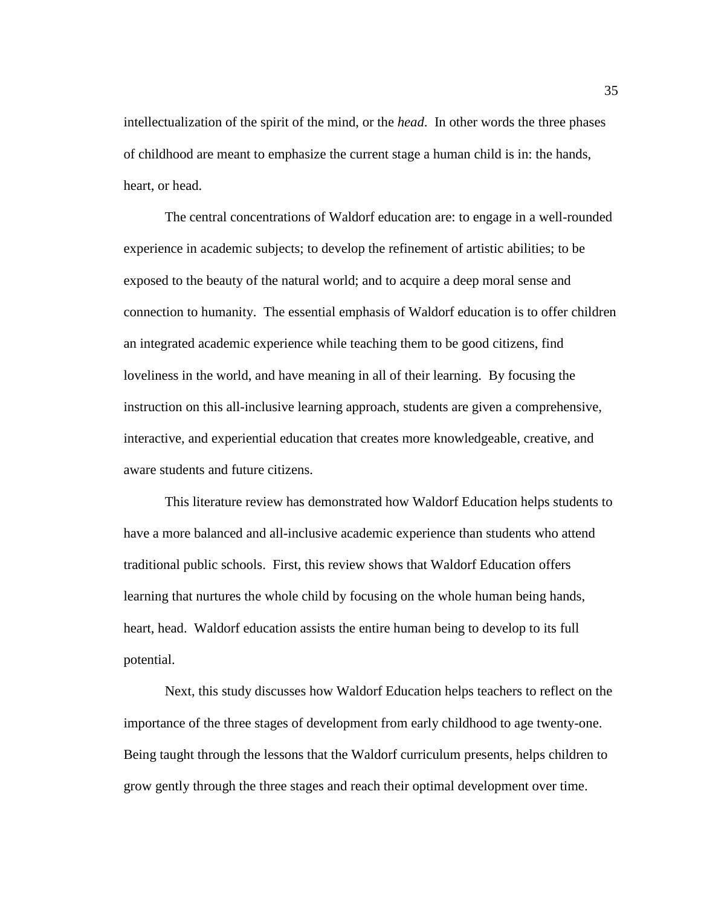intellectualization of the spirit of the mind, or the *head*. In other words the three phases of childhood are meant to emphasize the current stage a human child is in: the hands, heart, or head.

The central concentrations of Waldorf education are: to engage in a well-rounded experience in academic subjects; to develop the refinement of artistic abilities; to be exposed to the beauty of the natural world; and to acquire a deep moral sense and connection to humanity. The essential emphasis of Waldorf education is to offer children an integrated academic experience while teaching them to be good citizens, find loveliness in the world, and have meaning in all of their learning. By focusing the instruction on this all-inclusive learning approach, students are given a comprehensive, interactive, and experiential education that creates more knowledgeable, creative, and aware students and future citizens.

This literature review has demonstrated how Waldorf Education helps students to have a more balanced and all-inclusive academic experience than students who attend traditional public schools. First, this review shows that Waldorf Education offers learning that nurtures the whole child by focusing on the whole human being hands, heart, head. Waldorf education assists the entire human being to develop to its full potential.

Next, this study discusses how Waldorf Education helps teachers to reflect on the importance of the three stages of development from early childhood to age twenty-one. Being taught through the lessons that the Waldorf curriculum presents, helps children to grow gently through the three stages and reach their optimal development over time.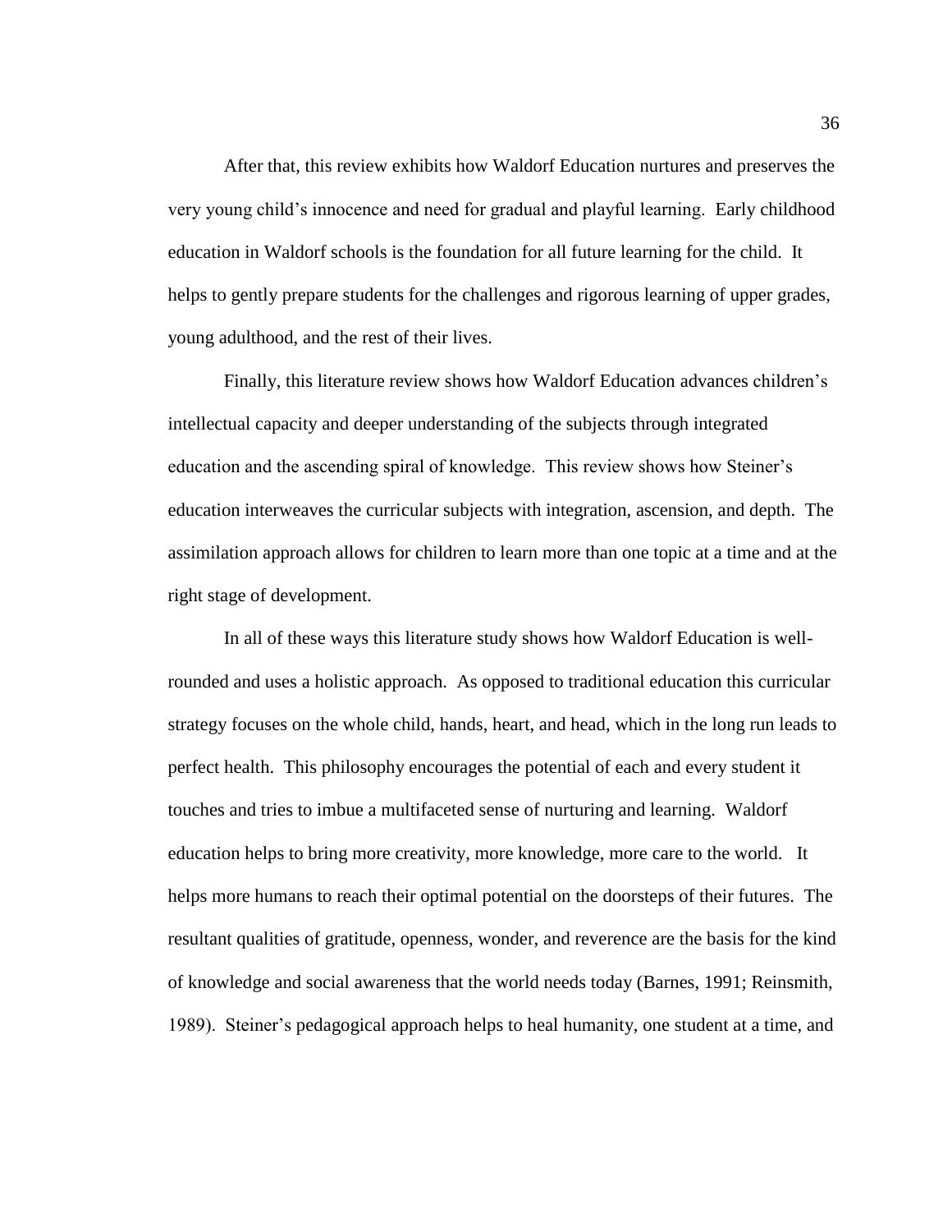After that, this review exhibits how Waldorf Education nurtures and preserves the very young child's innocence and need for gradual and playful learning. Early childhood education in Waldorf schools is the foundation for all future learning for the child. It helps to gently prepare students for the challenges and rigorous learning of upper grades, young adulthood, and the rest of their lives.

Finally, this literature review shows how Waldorf Education advances children's intellectual capacity and deeper understanding of the subjects through integrated education and the ascending spiral of knowledge. This review shows how Steiner's education interweaves the curricular subjects with integration, ascension, and depth. The assimilation approach allows for children to learn more than one topic at a time and at the right stage of development.

In all of these ways this literature study shows how Waldorf Education is well-rounded and uses a holistic approach. As opposed to traditional education this curricular strategy focuses on the whole child, hands, heart, and head, which in the long run leads to perfect health. This philosophy encourages the potential of each and every student it touches and tries to imbue a multifaceted sense of nurturing and learning. Waldorf education helps to bring more creativity, more knowledge, more care to the world. It helps more humans to reach their optimal potential on the doorsteps of their futures. The resultant qualities of gratitude, openness, wonder, and reverence are the basis for the kind of knowledge and social awareness that the world needs today (Barnes, 1991; Reinsmith, 1989). Steiner's pedagogical approach helps to heal humanity, one student at a time, and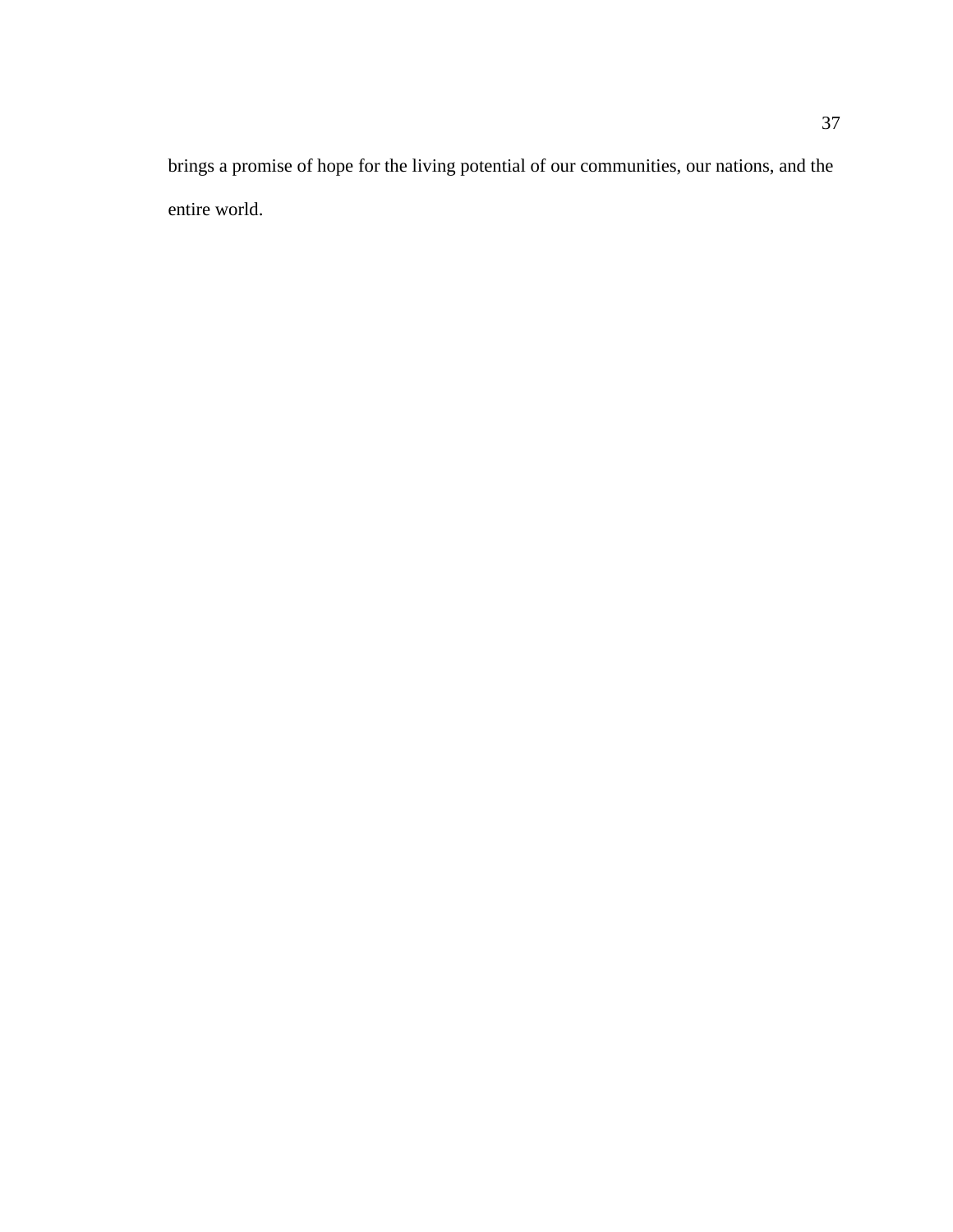brings a promise of hope for the living potential of our communities, our nations, and the entire world.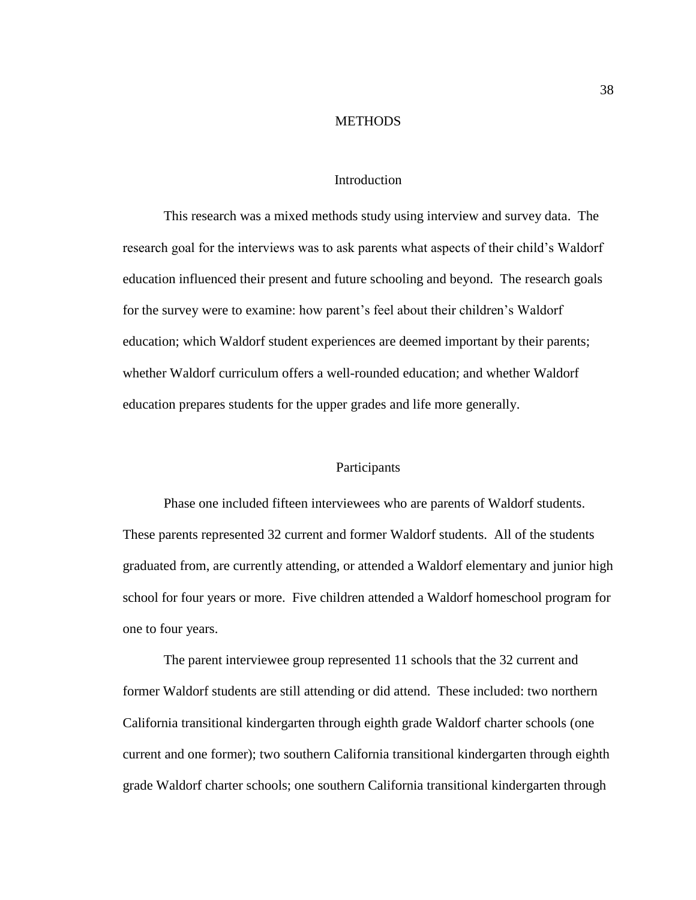# METHODS

## Introduction

This research was a mixed methods study using interview and survey data. The research goal for the interviews was to ask parents what aspects of their child's Waldorf education influenced their present and future schooling and beyond. The research goals for the survey were to examine: how parent's feel about their children's Waldorf education; which Waldorf student experiences are deemed important by their parents; whether Waldorf curriculum offers a well-rounded education; and whether Waldorf education prepares students for the upper grades and life more generally.

## Participants

Phase one included fifteen interviewees who are parents of Waldorf students. These parents represented 32 current and former Waldorf students. All of the students graduated from, are currently attending, or attended a Waldorf elementary and junior high school for four years or more. Five children attended a Waldorf homeschool program for one to four years.

The parent interviewee group represented 11 schools that the 32 current and former Waldorf students are still attending or did attend. These included: two northern California transitional kindergarten through eighth grade Waldorf charter schools (one current and one former); two southern California transitional kindergarten through eighth grade Waldorf charter schools; one southern California transitional kindergarten through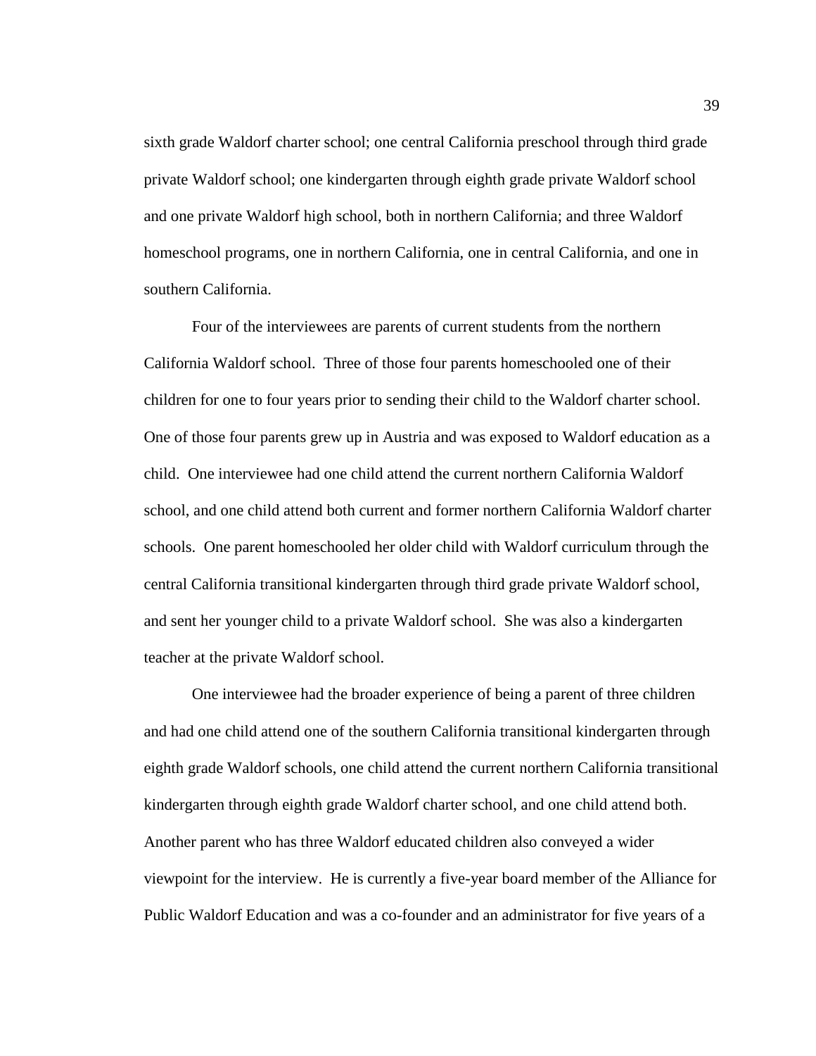sixth grade Waldorf charter school; one central California preschool through third grade private Waldorf school; one kindergarten through eighth grade private Waldorf school and one private Waldorf high school, both in northern California; and three Waldorf homeschool programs, one in northern California, one in central California, and one in southern California.

Four of the interviewees are parents of current students from the northern California Waldorf school. Three of those four parents homeschooled one of their children for one to four years prior to sending their child to the Waldorf charter school. One of those four parents grew up in Austria and was exposed to Waldorf education as a child. One interviewee had one child attend the current northern California Waldorf school, and one child attend both current and former northern California Waldorf charter schools. One parent homeschooled her older child with Waldorf curriculum through the central California transitional kindergarten through third grade private Waldorf school, and sent her younger child to a private Waldorf school. She was also a kindergarten teacher at the private Waldorf school.

One interviewee had the broader experience of being a parent of three children and had one child attend one of the southern California transitional kindergarten through eighth grade Waldorf schools, one child attend the current northern California transitional kindergarten through eighth grade Waldorf charter school, and one child attend both. Another parent who has three Waldorf educated children also conveyed a wider viewpoint for the interview. He is currently a five-year board member of the Alliance for Public Waldorf Education and was a co-founder and an administrator for five years of a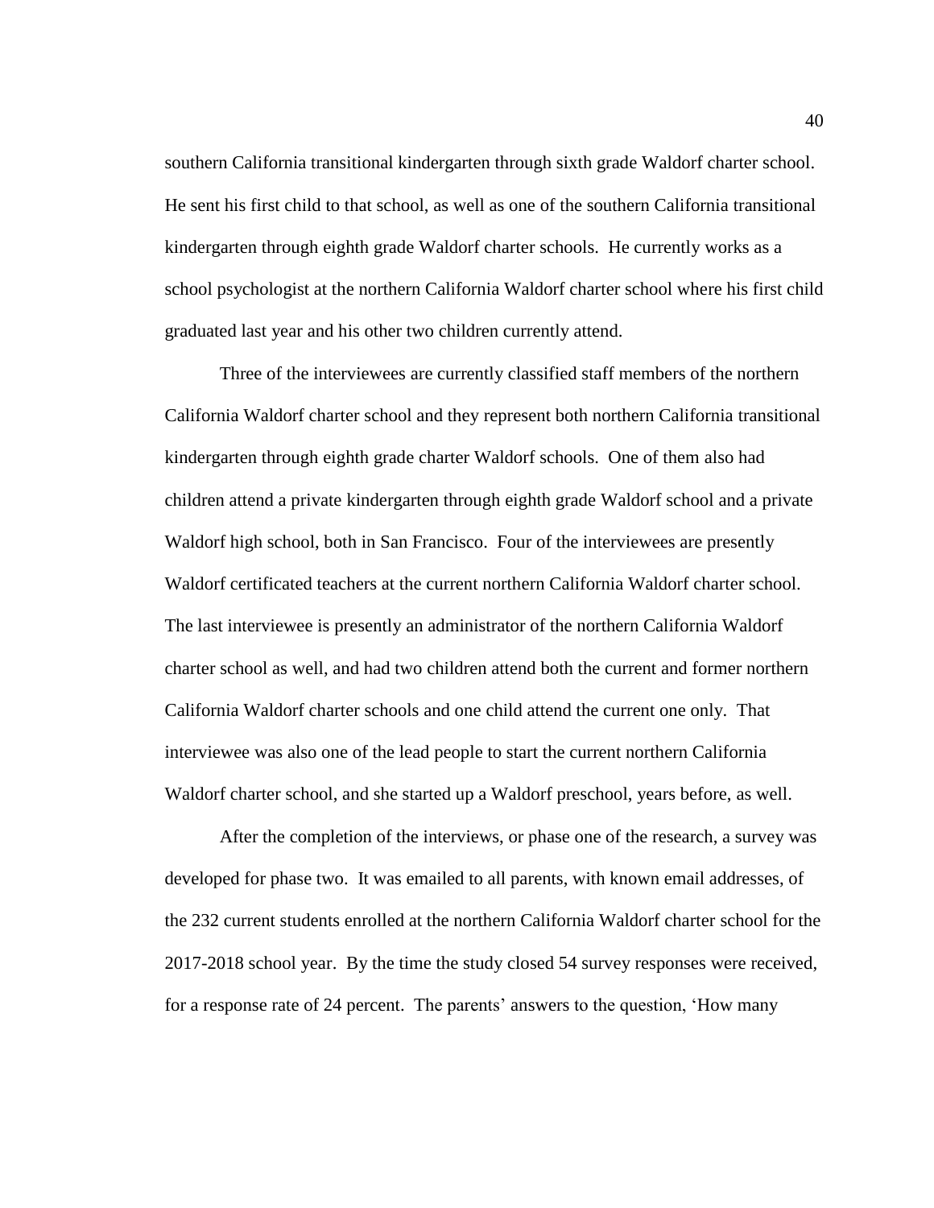southern California transitional kindergarten through sixth grade Waldorf charter school. He sent his first child to that school, as well as one of the southern California transitional kindergarten through eighth grade Waldorf charter schools. He currently works as a school psychologist at the northern California Waldorf charter school where his first child graduated last year and his other two children currently attend.

Three of the interviewees are currently classified staff members of the northern California Waldorf charter school and they represent both northern California transitional kindergarten through eighth grade charter Waldorf schools. One of them also had children attend a private kindergarten through eighth grade Waldorf school and a private Waldorf high school, both in San Francisco. Four of the interviewees are presently Waldorf certificated teachers at the current northern California Waldorf charter school. The last interviewee is presently an administrator of the northern California Waldorf charter school as well, and had two children attend both the current and former northern California Waldorf charter schools and one child attend the current one only. That interviewee was also one of the lead people to start the current northern California Waldorf charter school, and she started up a Waldorf preschool, years before, as well.

After the completion of the interviews, or phase one of the research, a survey was developed for phase two. It was emailed to all parents, with known email addresses, of the 232 current students enrolled at the northern California Waldorf charter school for the 2017-2018 school year. By the time the study closed 54 survey responses were received, for a response rate of 24 percent. The parents' answers to the question, 'How many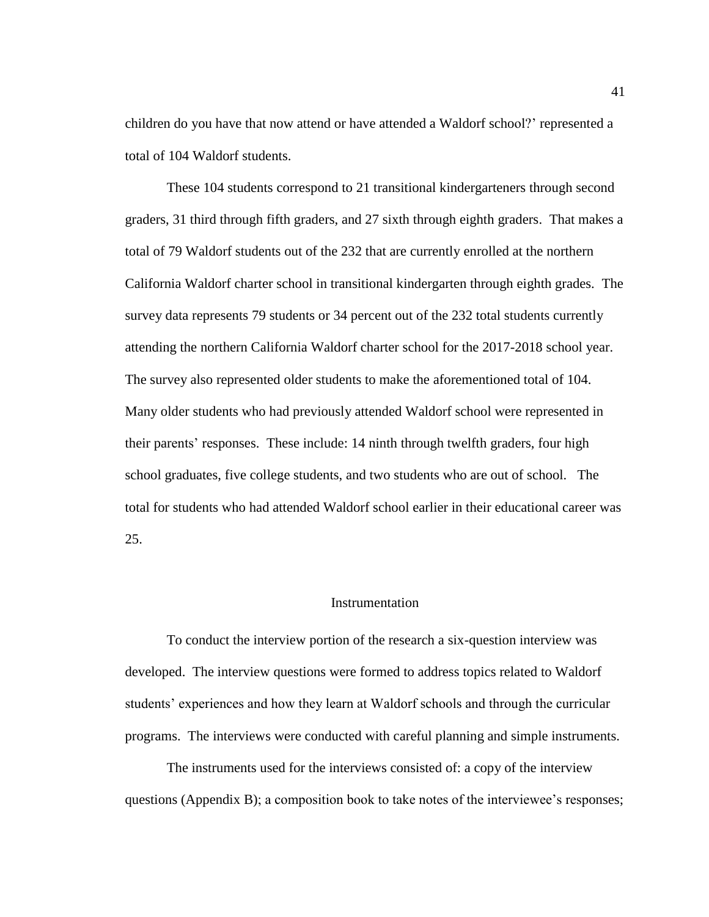children do you have that now attend or have attended a Waldorf school?' represented a total of 104 Waldorf students.

These 104 students correspond to 21 transitional kindergarteners through second graders, 31 third through fifth graders, and 27 sixth through eighth graders. That makes a total of 79 Waldorf students out of the 232 that are currently enrolled at the northern California Waldorf charter school in transitional kindergarten through eighth grades. The survey data represents 79 students or 34 percent out of the 232 total students currently attending the northern California Waldorf charter school for the 2017-2018 school year. The survey also represented older students to make the aforementioned total of 104. Many older students who had previously attended Waldorf school were represented in their parents' responses. These include: 14 ninth through twelfth graders, four high school graduates, five college students, and two students who are out of school. The total for students who had attended Waldorf school earlier in their educational career was 25.

## Instrumentation

To conduct the interview portion of the research a six-question interview was developed. The interview questions were formed to address topics related to Waldorf students' experiences and how they learn at Waldorf schools and through the curricular programs. The interviews were conducted with careful planning and simple instruments.

The instruments used for the interviews consisted of: a copy of the interview questions (Appendix B); a composition book to take notes of the interviewee's responses;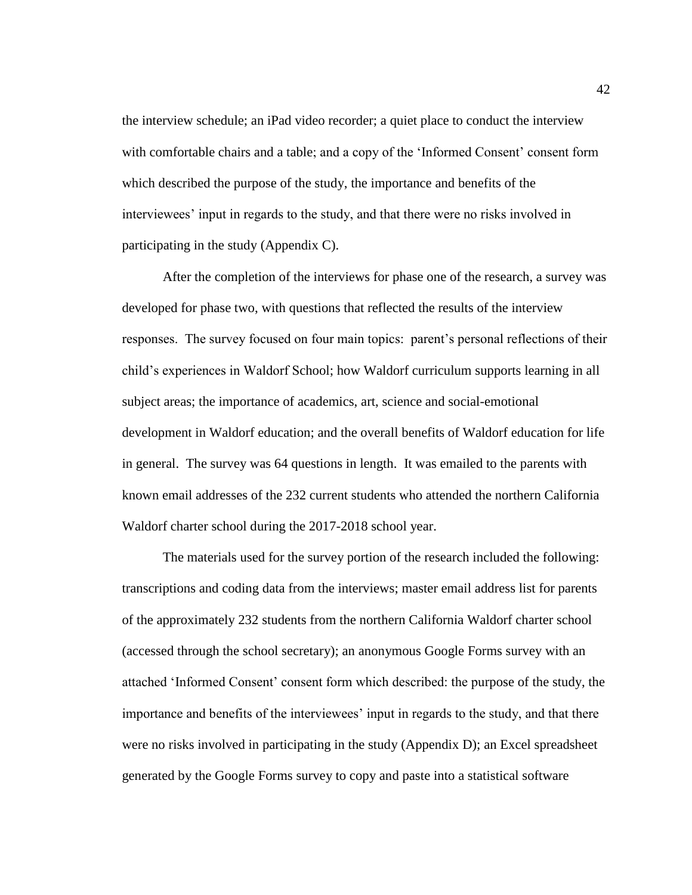the interview schedule; an iPad video recorder; a quiet place to conduct the interview with comfortable chairs and a table; and a copy of the 'Informed Consent' consent form which described the purpose of the study, the importance and benefits of the interviewees' input in regards to the study, and that there were no risks involved in participating in the study (Appendix C).

After the completion of the interviews for phase one of the research, a survey was developed for phase two, with questions that reflected the results of the interview responses. The survey focused on four main topics: parent's personal reflections of their child's experiences in Waldorf School; how Waldorf curriculum supports learning in all subject areas; the importance of academics, art, science and social-emotional development in Waldorf education; and the overall benefits of Waldorf education for life in general. The survey was 64 questions in length. It was emailed to the parents with known email addresses of the 232 current students who attended the northern California Waldorf charter school during the 2017-2018 school year.

The materials used for the survey portion of the research included the following: transcriptions and coding data from the interviews; master email address list for parents of the approximately 232 students from the northern California Waldorf charter school (accessed through the school secretary); an anonymous Google Forms survey with an attached 'Informed Consent' consent form which described: the purpose of the study, the importance and benefits of the interviewees' input in regards to the study, and that there were no risks involved in participating in the study (Appendix D); an Excel spreadsheet generated by the Google Forms survey to copy and paste into a statistical software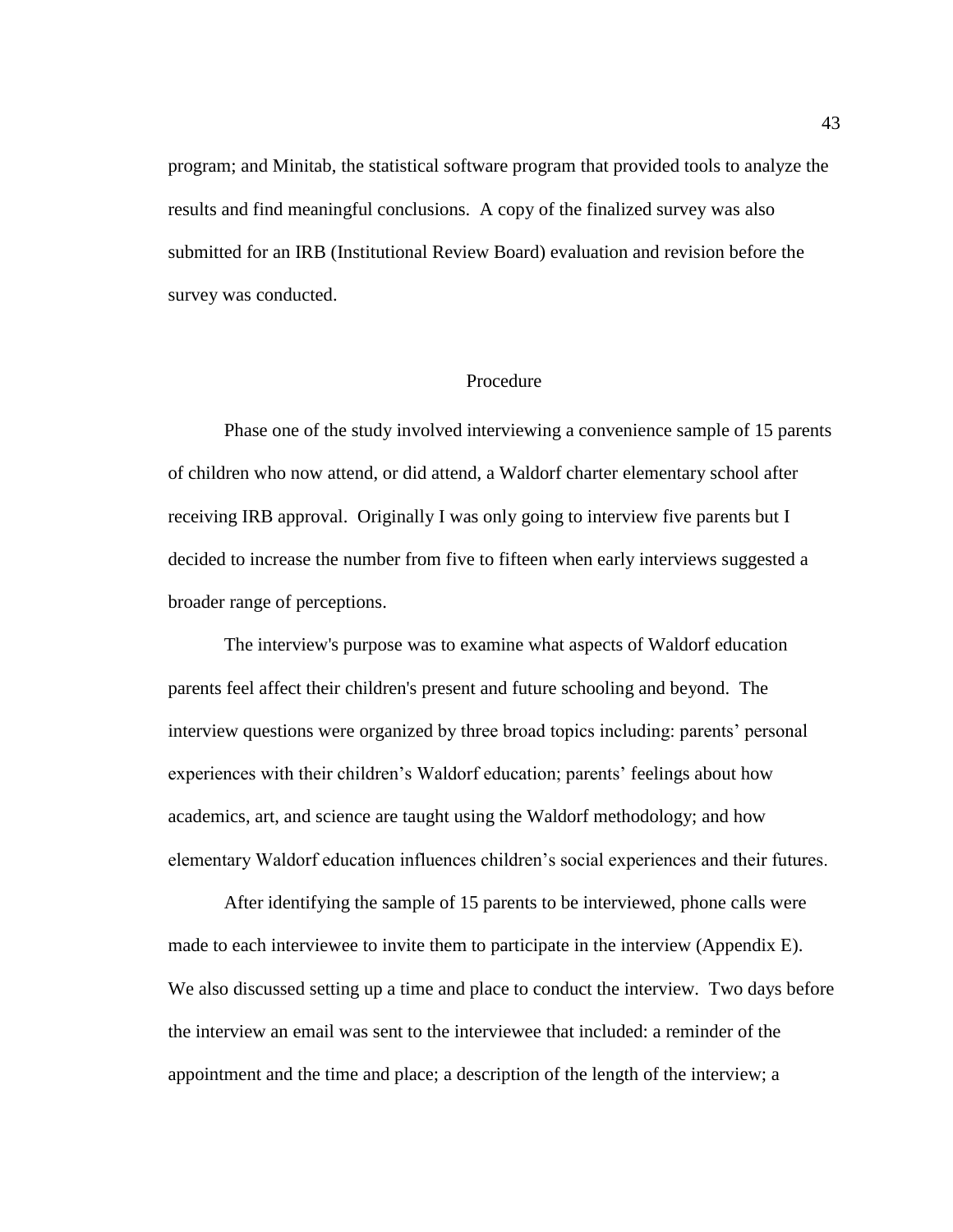program; and Minitab, the statistical software program that provided tools to analyze the results and find meaningful conclusions. A copy of the finalized survey was also submitted for an IRB (Institutional Review Board) evaluation and revision before the survey was conducted.

## Procedure

Phase one of the study involved interviewing a convenience sample of 15 parents of children who now attend, or did attend, a Waldorf charter elementary school after receiving IRB approval. Originally I was only going to interview five parents but I decided to increase the number from five to fifteen when early interviews suggested a broader range of perceptions.

The interview's purpose was to examine what aspects of Waldorf education parents feel affect their children's present and future schooling and beyond. The interview questions were organized by three broad topics including: parents' personal experiences with their children's Waldorf education; parents' feelings about how academics, art, and science are taught using the Waldorf methodology; and how elementary Waldorf education influences children's social experiences and their futures.

After identifying the sample of 15 parents to be interviewed, phone calls were made to each interviewee to invite them to participate in the interview (Appendix E). We also discussed setting up a time and place to conduct the interview. Two days before the interview an email was sent to the interviewee that included: a reminder of the appointment and the time and place; a description of the length of the interview; a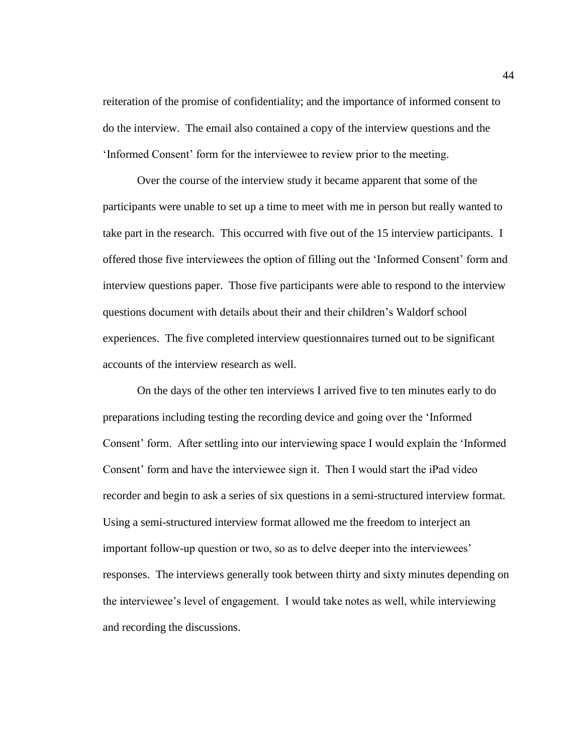reiteration of the promise of confidentiality; and the importance of informed consent to do the interview. The email also contained a copy of the interview questions and the 'Informed Consent' form for the interviewee to review prior to the meeting.

Over the course of the interview study it became apparent that some of the participants were unable to set up a time to meet with me in person but really wanted to take part in the research. This occurred with five out of the 15 interview participants. I offered those five interviewees the option of filling out the 'Informed Consent' form and interview questions paper. Those five participants were able to respond to the interview questions document with details about their and their children's Waldorf school experiences. The five completed interview questionnaires turned out to be significant accounts of the interview research as well.

On the days of the other ten interviews I arrived five to ten minutes early to do preparations including testing the recording device and going over the 'Informed Consent' form. After settling into our interviewing space I would explain the 'Informed Consent' form and have the interviewee sign it. Then I would start the iPad video recorder and begin to ask a series of six questions in a semi-structured interview format. Using a semi-structured interview format allowed me the freedom to interject an important follow-up question or two, so as to delve deeper into the interviewees' responses. The interviews generally took between thirty and sixty minutes depending on the interviewee's level of engagement. I would take notes as well, while interviewing and recording the discussions.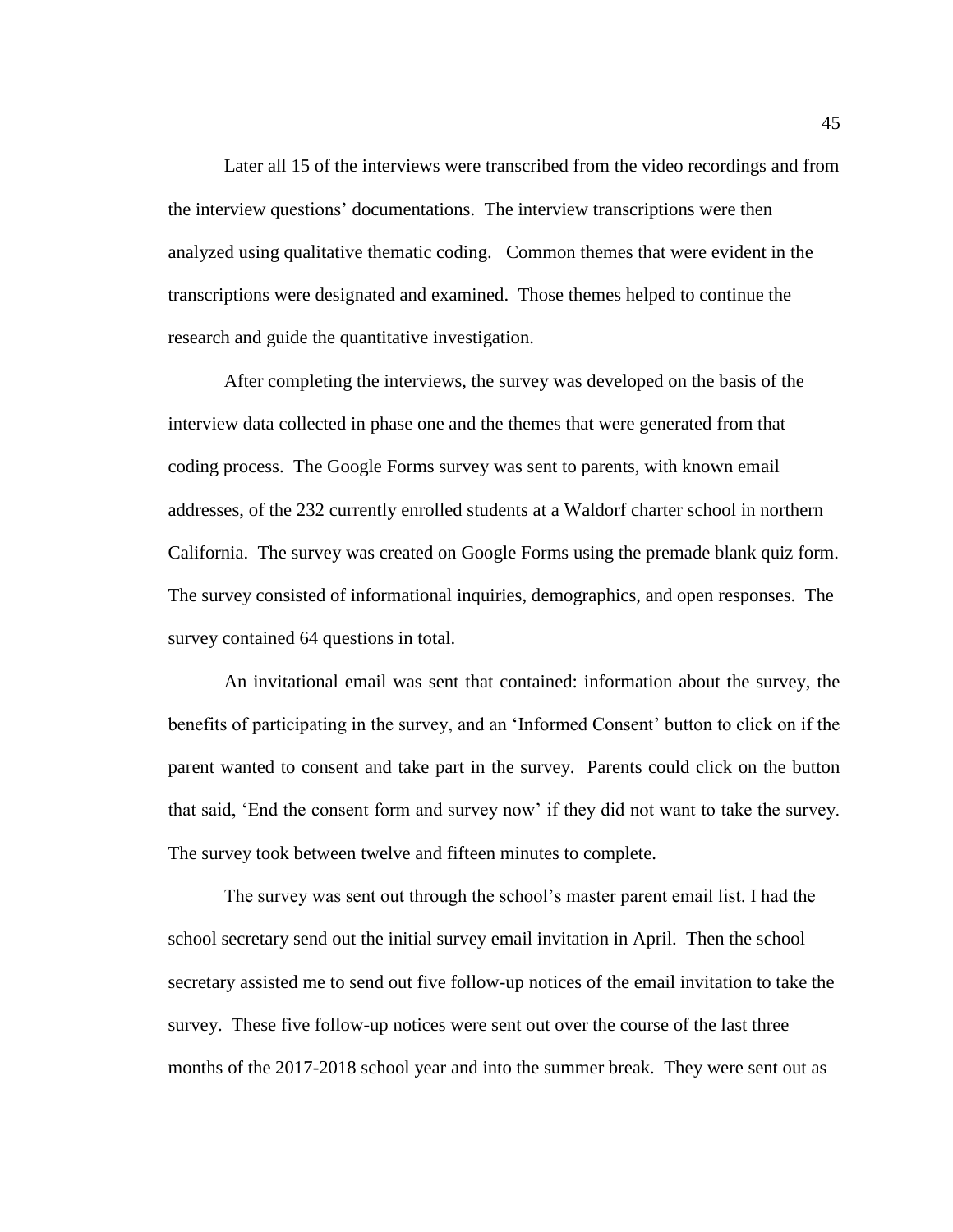Later all 15 of the interviews were transcribed from the video recordings and from the interview questions' documentations. The interview transcriptions were then analyzed using qualitative thematic coding. Common themes that were evident in the transcriptions were designated and examined. Those themes helped to continue the research and guide the quantitative investigation.

After completing the interviews, the survey was developed on the basis of the interview data collected in phase one and the themes that were generated from that coding process. The Google Forms survey was sent to parents, with known email addresses, of the 232 currently enrolled students at a Waldorf charter school in northern California. The survey was created on Google Forms using the premade blank quiz form. The survey consisted of informational inquiries, demographics, and open responses. The survey contained 64 questions in total.

An invitational email was sent that contained: information about the survey, the benefits of participating in the survey, and an 'Informed Consent' button to click on if the parent wanted to consent and take part in the survey. Parents could click on the button that said, 'End the consent form and survey now' if they did not want to take the survey. The survey took between twelve and fifteen minutes to complete.

The survey was sent out through the school's master parent email list. I had the school secretary send out the initial survey email invitation in April. Then the school secretary assisted me to send out five follow-up notices of the email invitation to take the survey. These five follow-up notices were sent out over the course of the last three months of the 2017-2018 school year and into the summer break. They were sent out as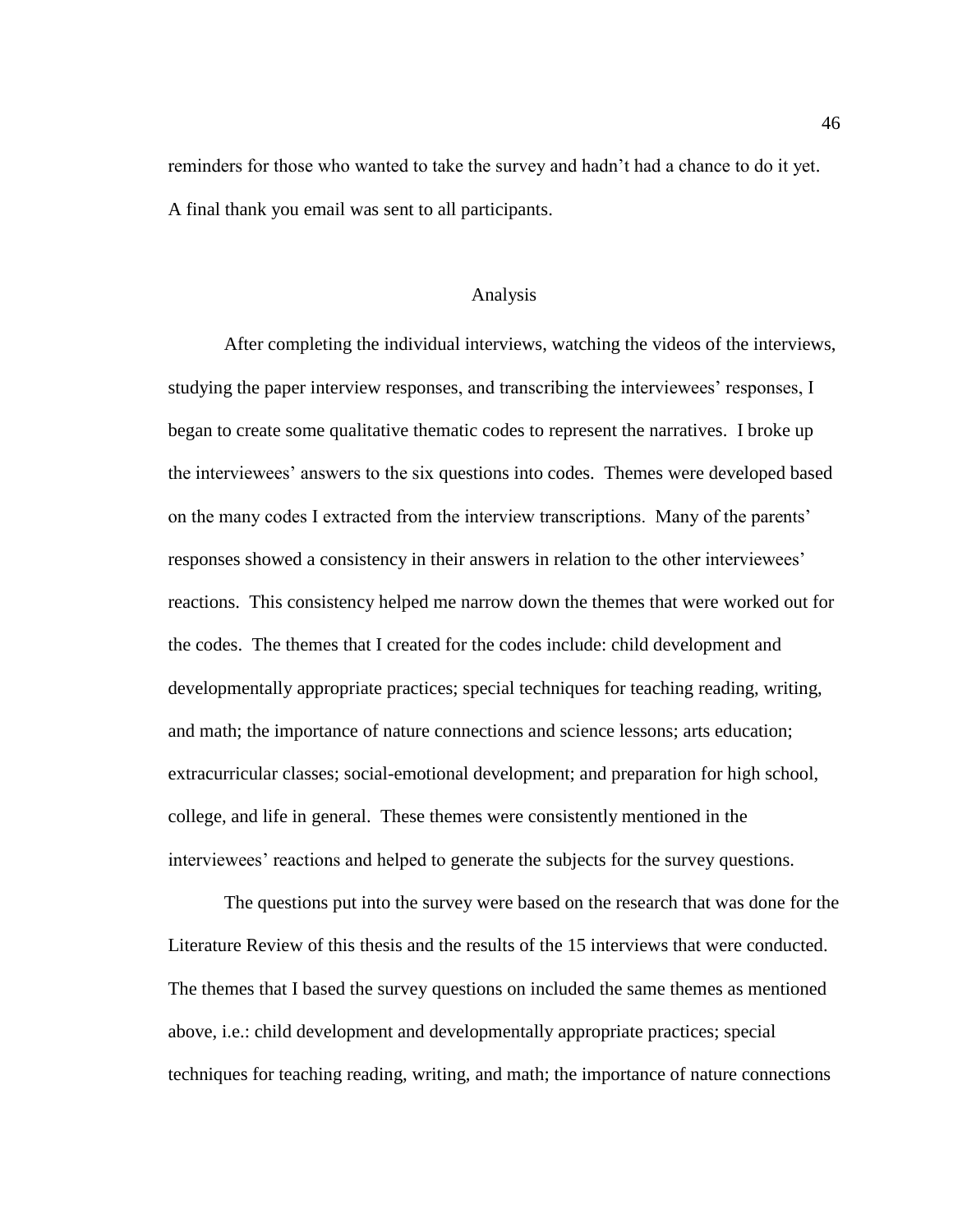reminders for those who wanted to take the survey and hadn't had a chance to do it yet. A final thank you email was sent to all participants.

## Analysis

After completing the individual interviews, watching the videos of the interviews, studying the paper interview responses, and transcribing the interviewees' responses, I began to create some qualitative thematic codes to represent the narratives. I broke up the interviewees' answers to the six questions into codes. Themes were developed based on the many codes I extracted from the interview transcriptions. Many of the parents' responses showed a consistency in their answers in relation to the other interviewees' reactions. This consistency helped me narrow down the themes that were worked out for the codes. The themes that I created for the codes include: child development and developmentally appropriate practices; special techniques for teaching reading, writing, and math; the importance of nature connections and science lessons; arts education; extracurricular classes; social-emotional development; and preparation for high school, college, and life in general. These themes were consistently mentioned in the interviewees' reactions and helped to generate the subjects for the survey questions.

The questions put into the survey were based on the research that was done for the Literature Review of this thesis and the results of the 15 interviews that were conducted. The themes that I based the survey questions on included the same themes as mentioned above, i.e.: child development and developmentally appropriate practices; special techniques for teaching reading, writing, and math; the importance of nature connections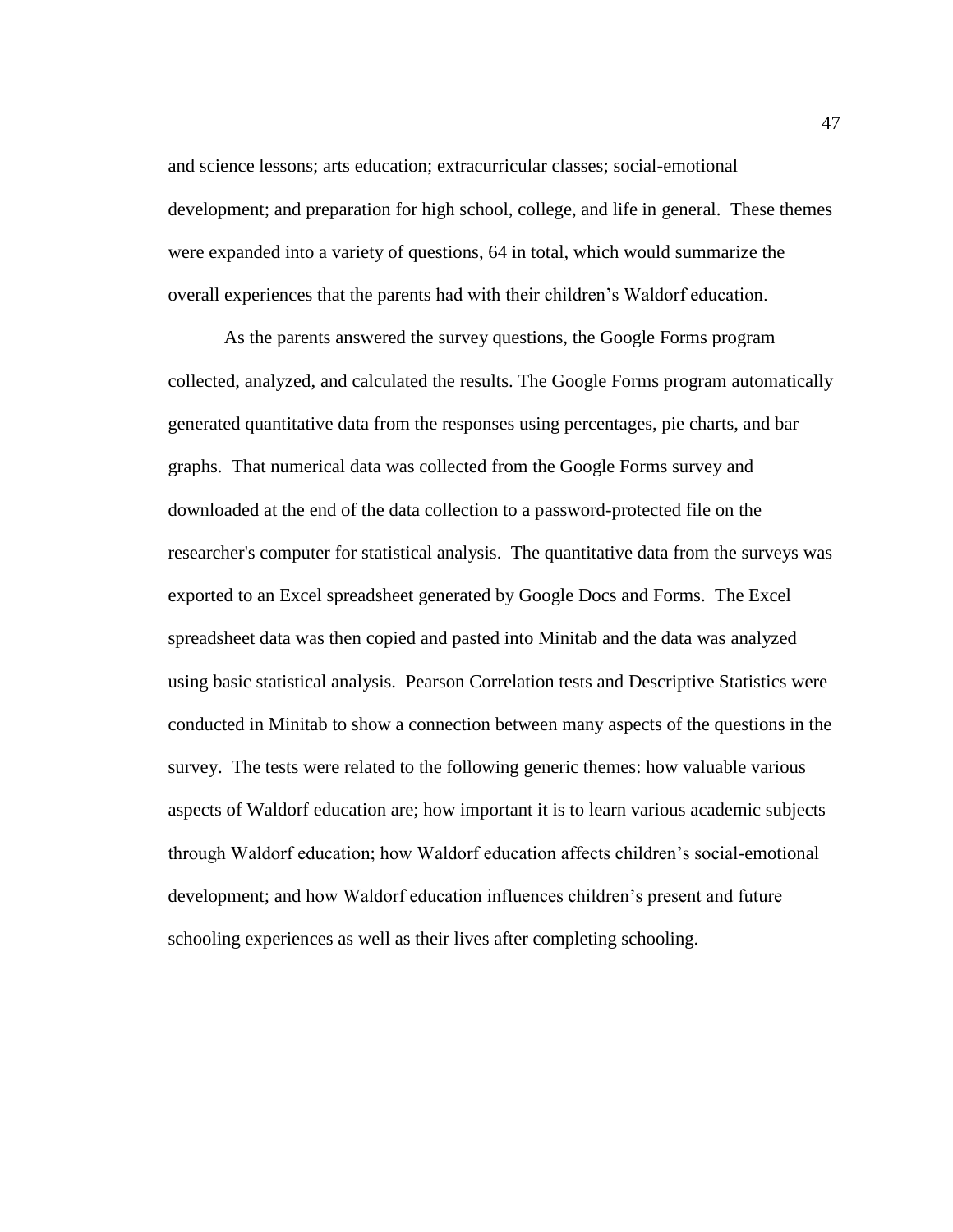and science lessons; arts education; extracurricular classes; social-emotional development; and preparation for high school, college, and life in general. These themes were expanded into a variety of questions, 64 in total, which would summarize the overall experiences that the parents had with their children's Waldorf education.

As the parents answered the survey questions, the Google Forms program collected, analyzed, and calculated the results. The Google Forms program automatically generated quantitative data from the responses using percentages, pie charts, and bar graphs. That numerical data was collected from the Google Forms survey and downloaded at the end of the data collection to a password-protected file on the researcher's computer for statistical analysis. The quantitative data from the surveys was exported to an Excel spreadsheet generated by Google Docs and Forms. The Excel spreadsheet data was then copied and pasted into Minitab and the data was analyzed using basic statistical analysis. Pearson Correlation tests and Descriptive Statistics were conducted in Minitab to show a connection between many aspects of the questions in the survey. The tests were related to the following generic themes: how valuable various aspects of Waldorf education are; how important it is to learn various academic subjects through Waldorf education; how Waldorf education affects children's social-emotional development; and how Waldorf education influences children's present and future schooling experiences as well as their lives after completing schooling.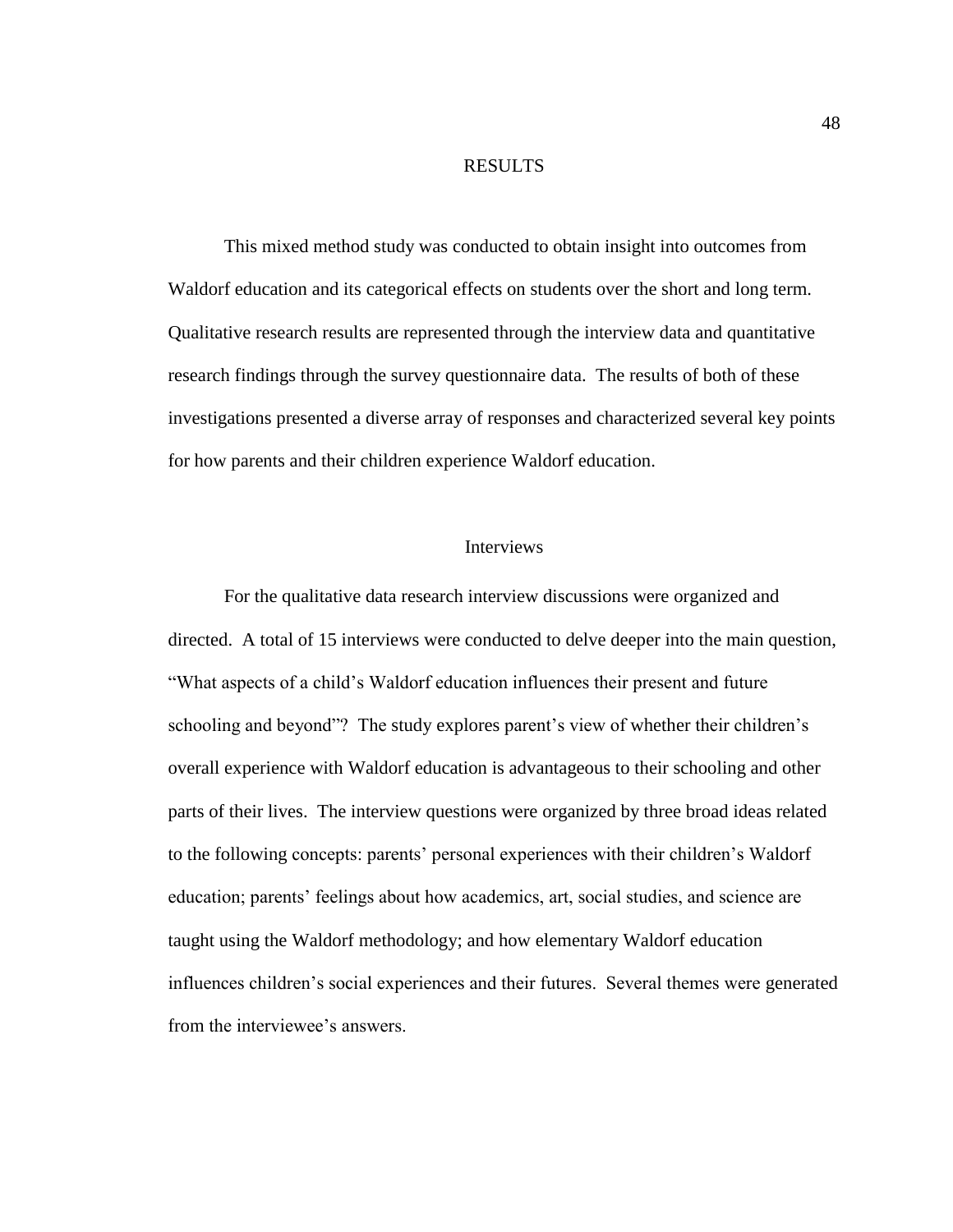# RESULTS

This mixed method study was conducted to obtain insight into outcomes from Waldorf education and its categorical effects on students over the short and long term. Qualitative research results are represented through the interview data and quantitative research findings through the survey questionnaire data. The results of both of these investigations presented a diverse array of responses and characterized several key points for how parents and their children experience Waldorf education.

## Interviews

For the qualitative data research interview discussions were organized and directed. A total of 15 interviews were conducted to delve deeper into the main question, "What aspects of a child's Waldorf education influences their present and future schooling and beyond"? The study explores parent's view of whether their children's overall experience with Waldorf education is advantageous to their schooling and other parts of their lives. The interview questions were organized by three broad ideas related to the following concepts: parents' personal experiences with their children's Waldorf education; parents' feelings about how academics, art, social studies, and science are taught using the Waldorf methodology; and how elementary Waldorf education influences children's social experiences and their futures. Several themes were generated from the interviewee's answers.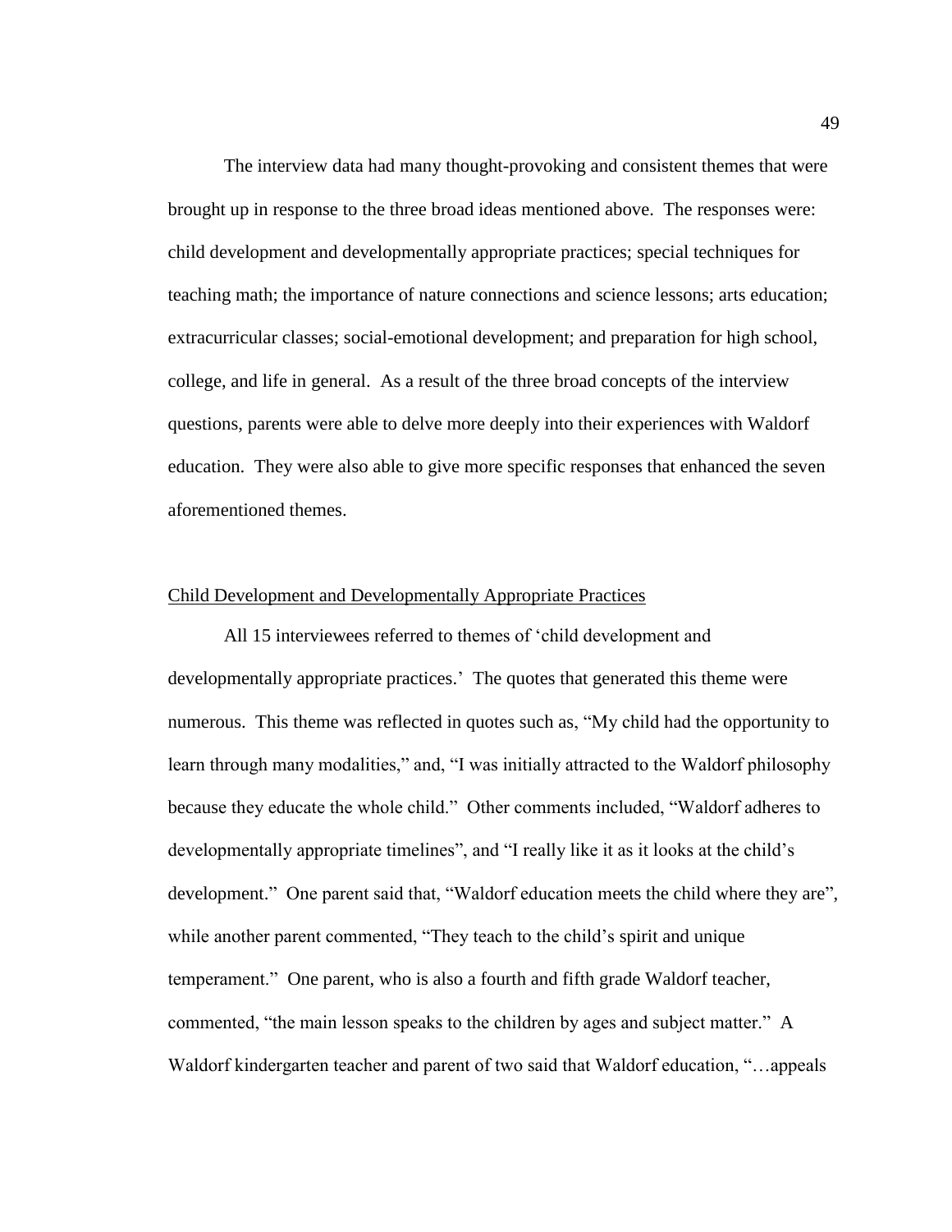The interview data had many thought-provoking and consistent themes that were brought up in response to the three broad ideas mentioned above. The responses were: child development and developmentally appropriate practices; special techniques for teaching math; the importance of nature connections and science lessons; arts education; extracurricular classes; social-emotional development; and preparation for high school, college, and life in general. As a result of the three broad concepts of the interview questions, parents were able to delve more deeply into their experiences with Waldorf education. They were also able to give more specific responses that enhanced the seven aforementioned themes.

## Child Development and Developmentally Appropriate Practices

All 15 interviewees referred to themes of 'child development and developmentally appropriate practices.' The quotes that generated this theme were numerous. This theme was reflected in quotes such as, "My child had the opportunity to learn through many modalities," and, "I was initially attracted to the Waldorf philosophy because they educate the whole child." Other comments included, "Waldorf adheres to developmentally appropriate timelines", and "I really like it as it looks at the child's development." One parent said that, "Waldorf education meets the child where they are", while another parent commented, "They teach to the child's spirit and unique temperament." One parent, who is also a fourth and fifth grade Waldorf teacher, commented, "the main lesson speaks to the children by ages and subject matter." A Waldorf kindergarten teacher and parent of two said that Waldorf education, "…appeals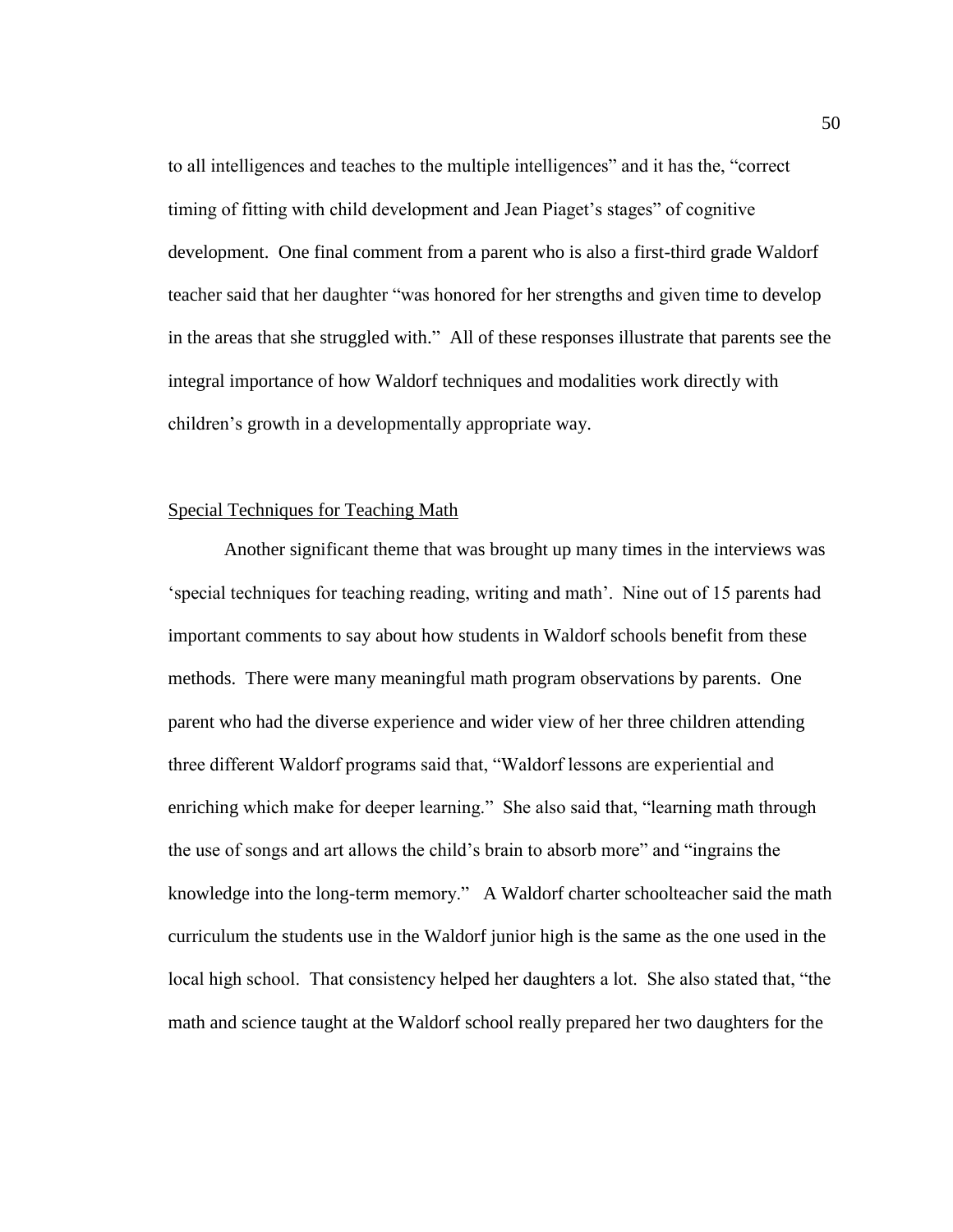to all intelligences and teaches to the multiple intelligences" and it has the, "correct timing of fitting with child development and Jean Piaget's stages" of cognitive development. One final comment from a parent who is also a first-third grade Waldorf teacher said that her daughter "was honored for her strengths and given time to develop in the areas that she struggled with." All of these responses illustrate that parents see the integral importance of how Waldorf techniques and modalities work directly with children's growth in a developmentally appropriate way.

<u>Special Techniques for Teaching Math</u>

Another significant theme that was brought up many times in the interviews was 'special techniques for teaching reading, writing and math'. Nine out of 15 parents had important comments to say about how students in Waldorf schools benefit from these methods. There were many meaningful math program observations by parents. One parent who had the diverse experience and wider view of her three children attending three different Waldorf programs said that, "Waldorf lessons are experiential and enriching which make for deeper learning." She also said that, "learning math through the use of songs and art allows the child's brain to absorb more" and "ingrains the knowledge into the long-term memory." A Waldorf charter schoolteacher said the math curriculum the students use in the Waldorf junior high is the same as the one used in the local high school. That consistency helped her daughters a lot. She also stated that, "the math and science taught at the Waldorf school really prepared her two daughters for the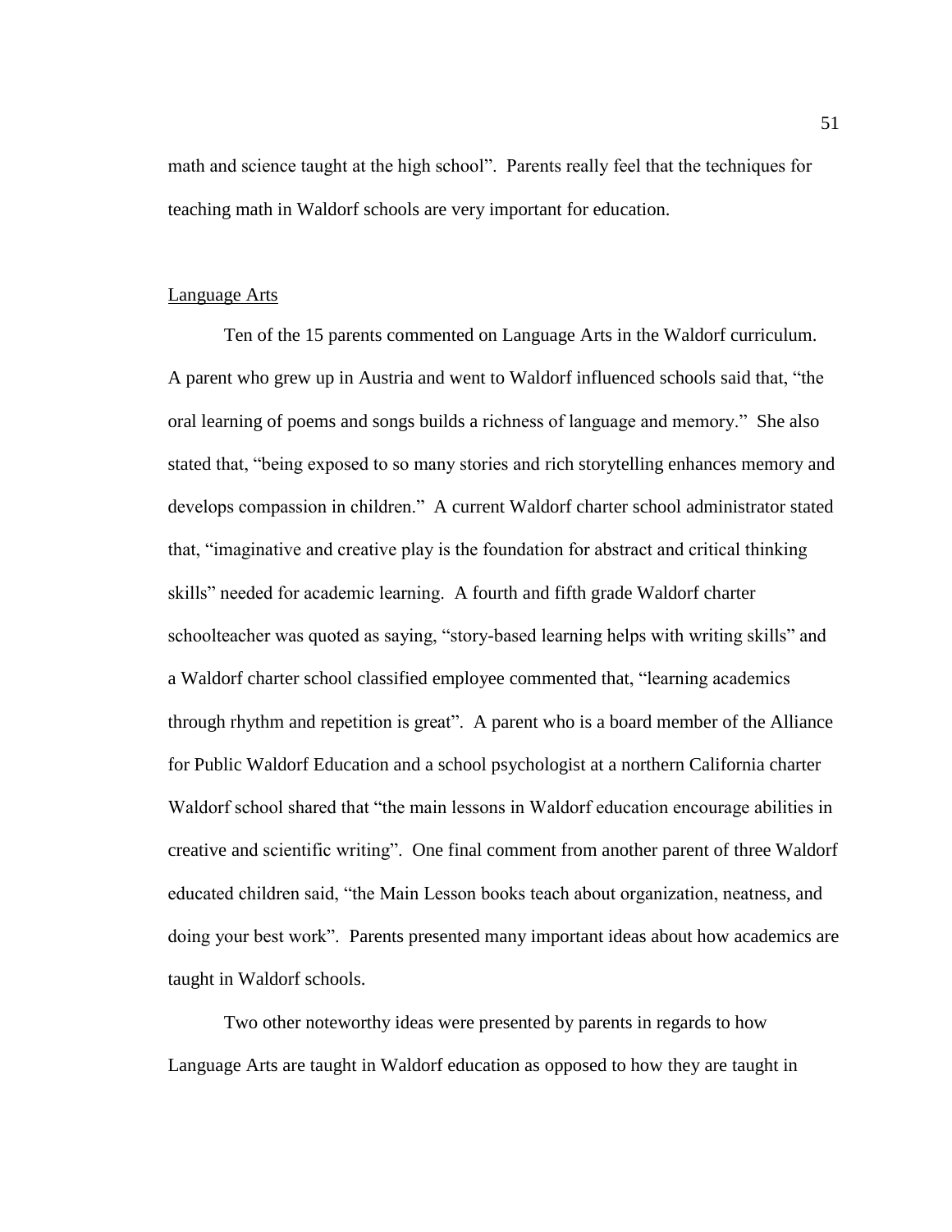math and science taught at the high school". Parents really feel that the techniques for teaching math in Waldorf schools are very important for education.

### Language Arts

Ten of the 15 parents commented on Language Arts in the Waldorf curriculum. A parent who grew up in Austria and went to Waldorf influenced schools said that, "the oral learning of poems and songs builds a richness of language and memory." She also stated that, "being exposed to so many stories and rich storytelling enhances memory and develops compassion in children." A current Waldorf charter school administrator stated that, "imaginative and creative play is the foundation for abstract and critical thinking skills" needed for academic learning. A fourth and fifth grade Waldorf charter schoolteacher was quoted as saying, "story-based learning helps with writing skills" and a Waldorf charter school classified employee commented that, "learning academics through rhythm and repetition is great". A parent who is a board member of the Alliance for Public Waldorf Education and a school psychologist at a northern California charter Waldorf school shared that "the main lessons in Waldorf education encourage abilities in creative and scientific writing". One final comment from another parent of three Waldorf educated children said, "the Main Lesson books teach about organization, neatness, and doing your best work". Parents presented many important ideas about how academics are taught in Waldorf schools.

Two other noteworthy ideas were presented by parents in regards to how Language Arts are taught in Waldorf education as opposed to how they are taught in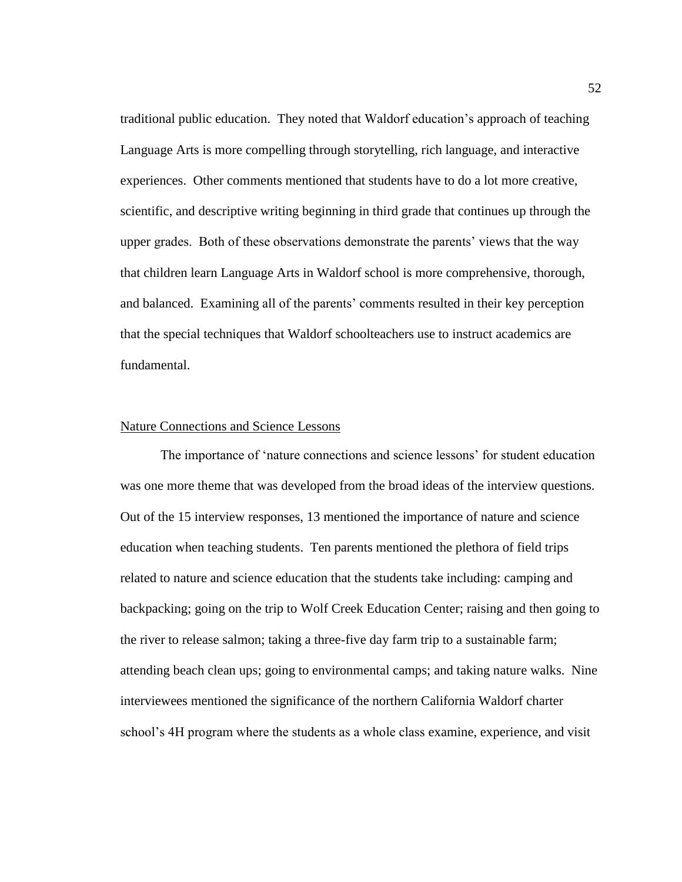traditional public education. They noted that Waldorf education's approach of teaching Language Arts is more compelling through storytelling, rich language, and interactive experiences. Other comments mentioned that students have to do a lot more creative, scientific, and descriptive writing beginning in third grade that continues up through the upper grades. Both of these observations demonstrate the parents' views that the way that children learn Language Arts in Waldorf school is more comprehensive, thorough, and balanced. Examining all of the parents' comments resulted in their key perception that the special techniques that Waldorf schoolteachers use to instruct academics are fundamental.

## Nature Connections and Science Lessons

The importance of 'nature connections and science lessons' for student education was one more theme that was developed from the broad ideas of the interview questions. Out of the 15 interview responses, 13 mentioned the importance of nature and science education when teaching students. Ten parents mentioned the plethora of field trips related to nature and science education that the students take including: camping and backpacking; going on the trip to Wolf Creek Education Center; raising and then going to the river to release salmon; taking a three-five day farm trip to a sustainable farm; attending beach clean ups; going to environmental camps; and taking nature walks. Nine interviewees mentioned the significance of the northern California Waldorf charter school's 4H program where the students as a whole class examine, experience, and visit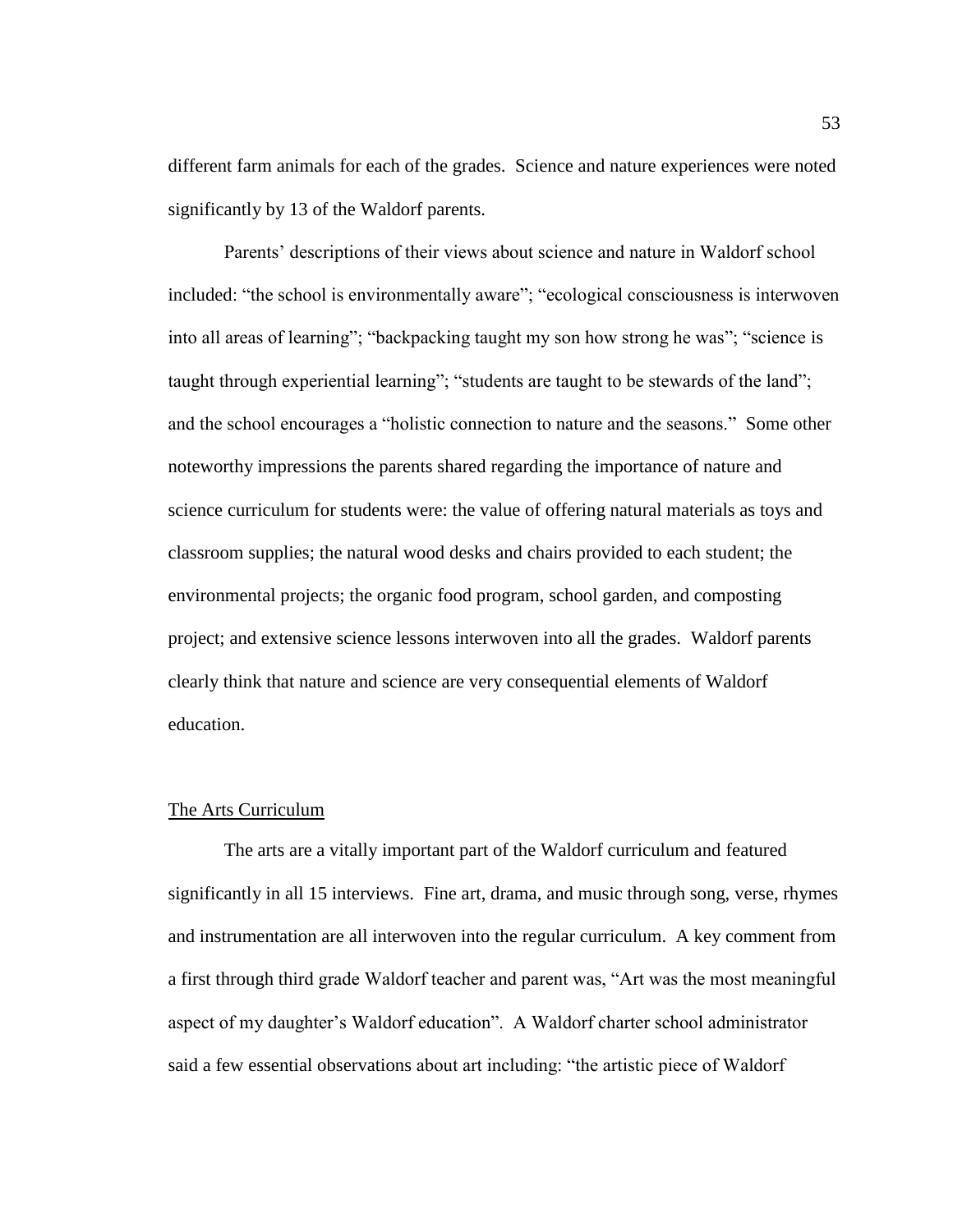different farm animals for each of the grades. Science and nature experiences were noted significantly by 13 of the Waldorf parents.

Parents' descriptions of their views about science and nature in Waldorf school included: "the school is environmentally aware"; "ecological consciousness is interwoven into all areas of learning"; "backpacking taught my son how strong he was"; "science is taught through experiential learning"; "students are taught to be stewards of the land"; and the school encourages a "holistic connection to nature and the seasons." Some other noteworthy impressions the parents shared regarding the importance of nature and science curriculum for students were: the value of offering natural materials as toys and classroom supplies; the natural wood desks and chairs provided to each student; the environmental projects; the organic food program, school garden, and composting project; and extensive science lessons interwoven into all the grades. Waldorf parents clearly think that nature and science are very consequential elements of Waldorf education.

## The Arts Curriculum

The arts are a vitally important part of the Waldorf curriculum and featured significantly in all 15 interviews. Fine art, drama, and music through song, verse, rhymes and instrumentation are all interwoven into the regular curriculum. A key comment from a first through third grade Waldorf teacher and parent was, "Art was the most meaningful aspect of my daughter's Waldorf education". A Waldorf charter school administrator said a few essential observations about art including: "the artistic piece of Waldorf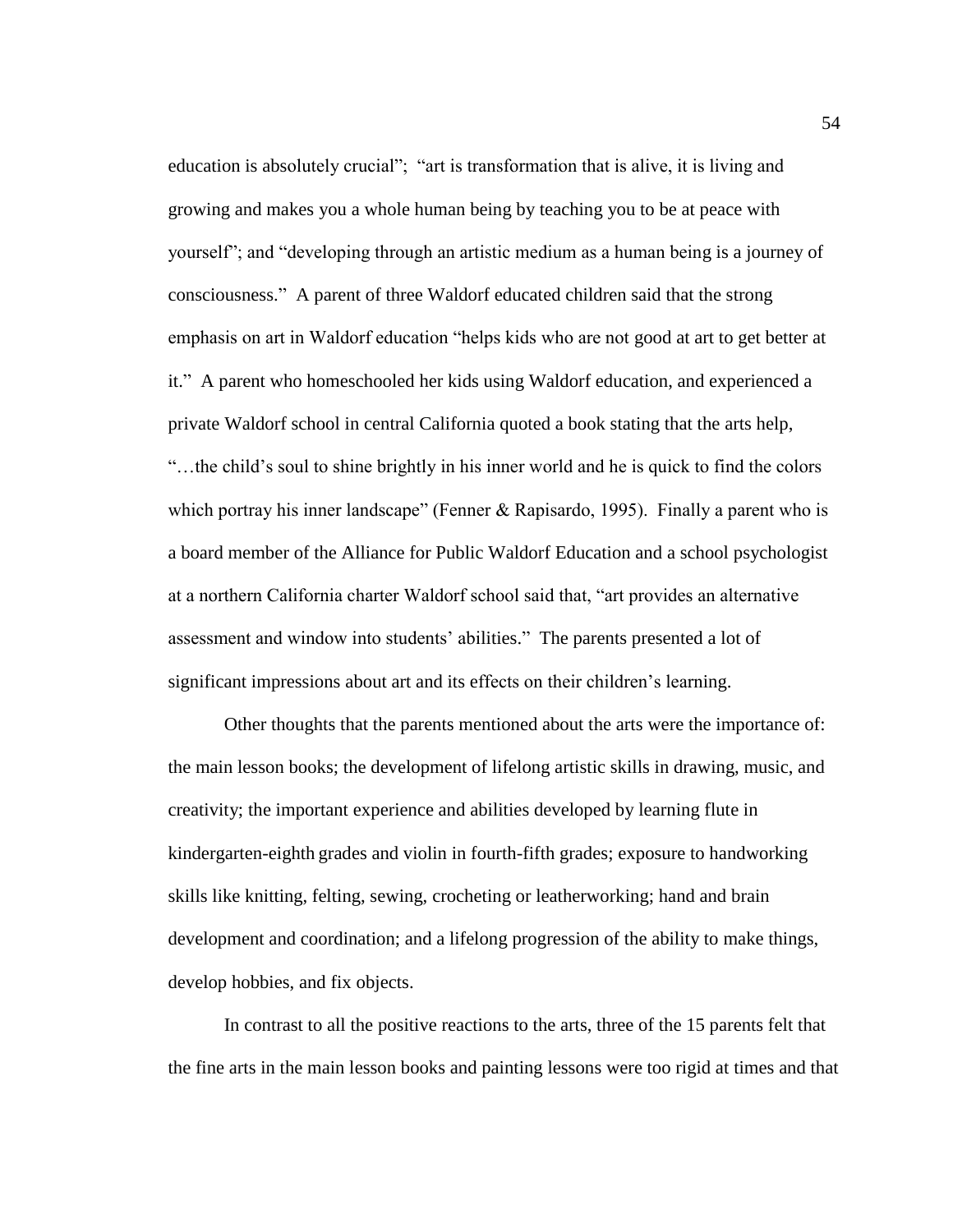education is absolutely crucial"; "art is transformation that is alive, it is living and growing and makes you a whole human being by teaching you to be at peace with yourself"; and "developing through an artistic medium as a human being is a journey of consciousness." A parent of three Waldorf educated children said that the strong emphasis on art in Waldorf education "helps kids who are not good at art to get better at it." A parent who homeschooled her kids using Waldorf education, and experienced a private Waldorf school in central California quoted a book stating that the arts help, "…the child's soul to shine brightly in his inner world and he is quick to find the colors which portray his inner landscape" (Fenner & Rapisardo, 1995). Finally a parent who is a board member of the Alliance for Public Waldorf Education and a school psychologist at a northern California charter Waldorf school said that, "art provides an alternative assessment and window into students' abilities." The parents presented a lot of significant impressions about art and its effects on their children's learning.

Other thoughts that the parents mentioned about the arts were the importance of: the main lesson books; the development of lifelong artistic skills in drawing, music, and creativity; the important experience and abilities developed by learning flute in kindergarten-eighth grades and violin in fourth-fifth grades; exposure to handworking skills like knitting, felting, sewing, crocheting or leatherworking; hand and brain development and coordination; and a lifelong progression of the ability to make things, develop hobbies, and fix objects.

In contrast to all the positive reactions to the arts, three of the 15 parents felt that the fine arts in the main lesson books and painting lessons were too rigid at times and that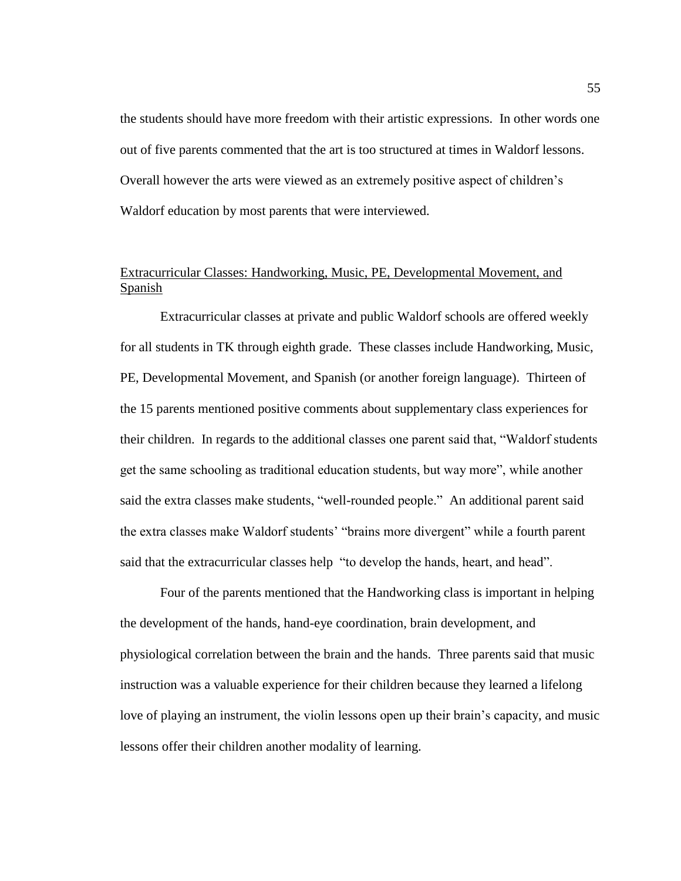the students should have more freedom with their artistic expressions. In other words one out of five parents commented that the art is too structured at times in Waldorf lessons. Overall however the arts were viewed as an extremely positive aspect of children's Waldorf education by most parents that were interviewed.

<u>Extracurricular Classes: Handworking, Music, PE, Developmental Movement, and Spanish</u>

Extracurricular classes at private and public Waldorf schools are offered weekly for all students in TK through eighth grade. These classes include Handworking, Music, PE, Developmental Movement, and Spanish (or another foreign language). Thirteen of the 15 parents mentioned positive comments about supplementary class experiences for their children. In regards to the additional classes one parent said that, "Waldorf students get the same schooling as traditional education students, but way more", while another said the extra classes make students, "well-rounded people." An additional parent said the extra classes make Waldorf students' "brains more divergent" while a fourth parent said that the extracurricular classes help "to develop the hands, heart, and head".

Four of the parents mentioned that the Handworking class is important in helping the development of the hands, hand-eye coordination, brain development, and physiological correlation between the brain and the hands. Three parents said that music instruction was a valuable experience for their children because they learned a lifelong love of playing an instrument, the violin lessons open up their brain's capacity, and music lessons offer their children another modality of learning.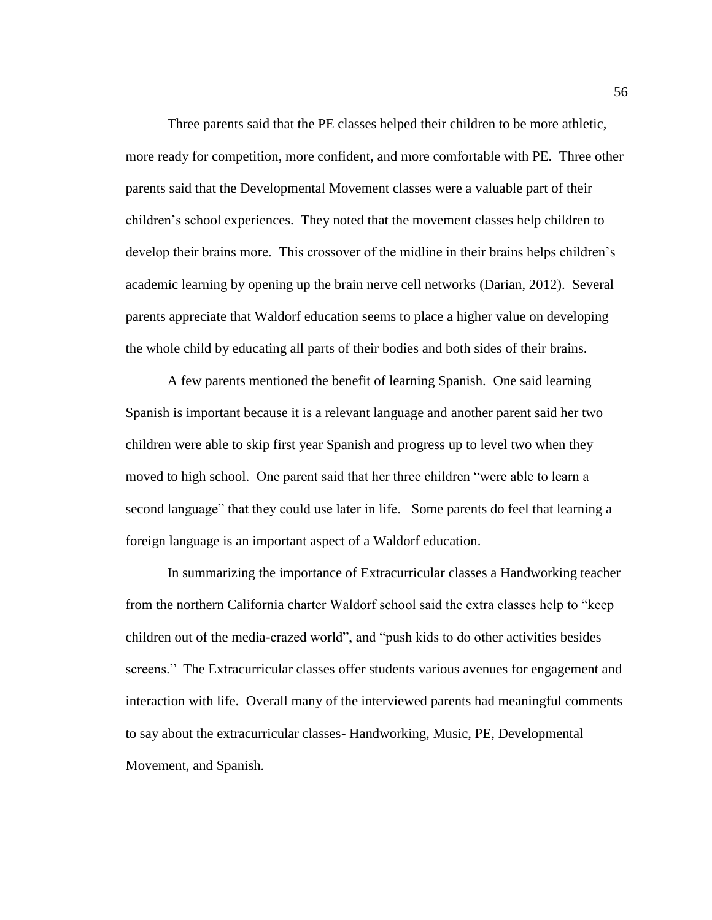Three parents said that the PE classes helped their children to be more athletic, more ready for competition, more confident, and more comfortable with PE. Three other parents said that the Developmental Movement classes were a valuable part of their children's school experiences. They noted that the movement classes help children to develop their brains more. This crossover of the midline in their brains helps children's academic learning by opening up the brain nerve cell networks (Darian, 2012). Several parents appreciate that Waldorf education seems to place a higher value on developing the whole child by educating all parts of their bodies and both sides of their brains.

A few parents mentioned the benefit of learning Spanish. One said learning Spanish is important because it is a relevant language and another parent said her two children were able to skip first year Spanish and progress up to level two when they moved to high school. One parent said that her three children "were able to learn a second language" that they could use later in life. Some parents do feel that learning a foreign language is an important aspect of a Waldorf education.

In summarizing the importance of Extracurricular classes a Handworking teacher from the northern California charter Waldorf school said the extra classes help to "keep children out of the media-crazed world", and "push kids to do other activities besides screens." The Extracurricular classes offer students various avenues for engagement and interaction with life. Overall many of the interviewed parents had meaningful comments to say about the extracurricular classes- Handworking, Music, PE, Developmental Movement, and Spanish.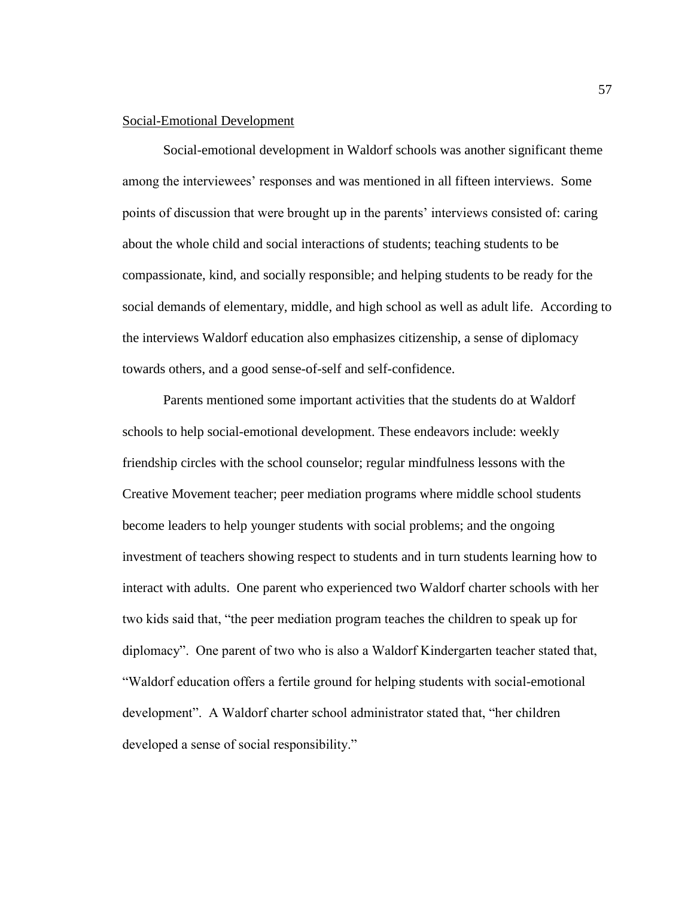## Social-Emotional Development

Social-emotional development in Waldorf schools was another significant theme among the interviewees' responses and was mentioned in all fifteen interviews. Some points of discussion that were brought up in the parents' interviews consisted of: caring about the whole child and social interactions of students; teaching students to be compassionate, kind, and socially responsible; and helping students to be ready for the social demands of elementary, middle, and high school as well as adult life. According to the interviews Waldorf education also emphasizes citizenship, a sense of diplomacy towards others, and a good sense-of-self and self-confidence.

Parents mentioned some important activities that the students do at Waldorf schools to help social-emotional development. These endeavors include: weekly friendship circles with the school counselor; regular mindfulness lessons with the Creative Movement teacher; peer mediation programs where middle school students become leaders to help younger students with social problems; and the ongoing investment of teachers showing respect to students and in turn students learning how to interact with adults. One parent who experienced two Waldorf charter schools with her two kids said that, "the peer mediation program teaches the children to speak up for diplomacy". One parent of two who is also a Waldorf Kindergarten teacher stated that, "Waldorf education offers a fertile ground for helping students with social-emotional development". A Waldorf charter school administrator stated that, "her children developed a sense of social responsibility."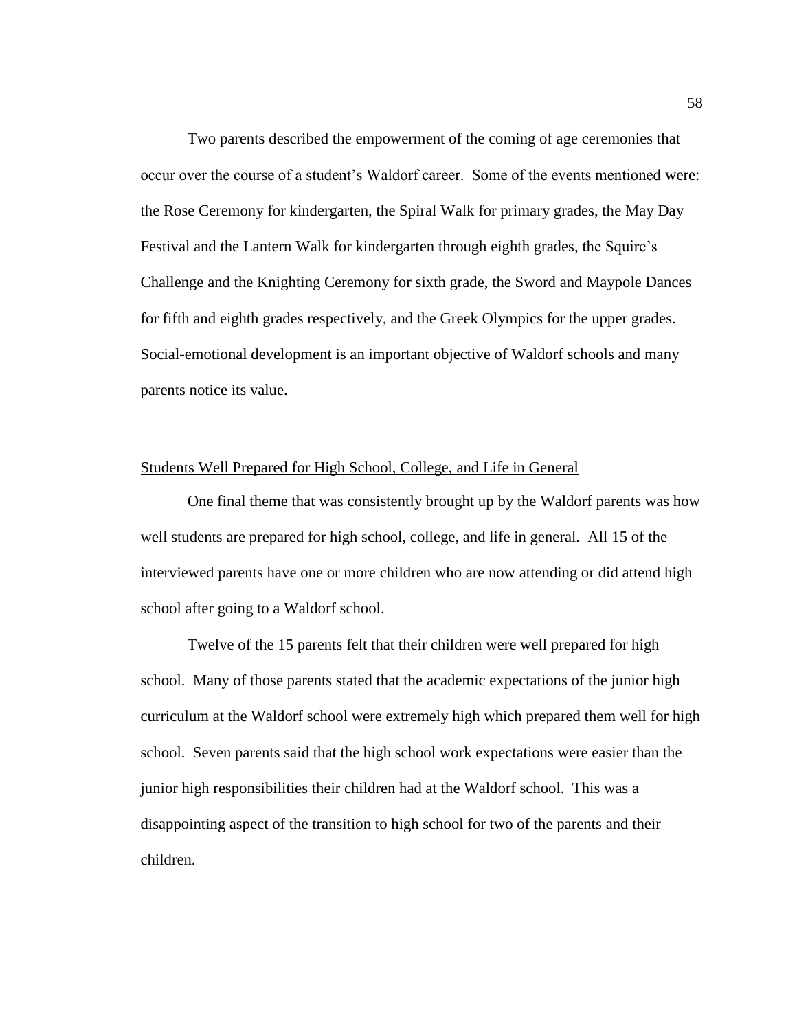Two parents described the empowerment of the coming of age ceremonies that occur over the course of a student's Waldorf career. Some of the events mentioned were: the Rose Ceremony for kindergarten, the Spiral Walk for primary grades, the May Day Festival and the Lantern Walk for kindergarten through eighth grades, the Squire's Challenge and the Knighting Ceremony for sixth grade, the Sword and Maypole Dances for fifth and eighth grades respectively, and the Greek Olympics for the upper grades. Social-emotional development is an important objective of Waldorf schools and many parents notice its value.

### Students Well Prepared for High School, College, and Life in General

One final theme that was consistently brought up by the Waldorf parents was how well students are prepared for high school, college, and life in general. All 15 of the interviewed parents have one or more children who are now attending or did attend high school after going to a Waldorf school.

Twelve of the 15 parents felt that their children were well prepared for high school. Many of those parents stated that the academic expectations of the junior high curriculum at the Waldorf school were extremely high which prepared them well for high school. Seven parents said that the high school work expectations were easier than the junior high responsibilities their children had at the Waldorf school. This was a disappointing aspect of the transition to high school for two of the parents and their children.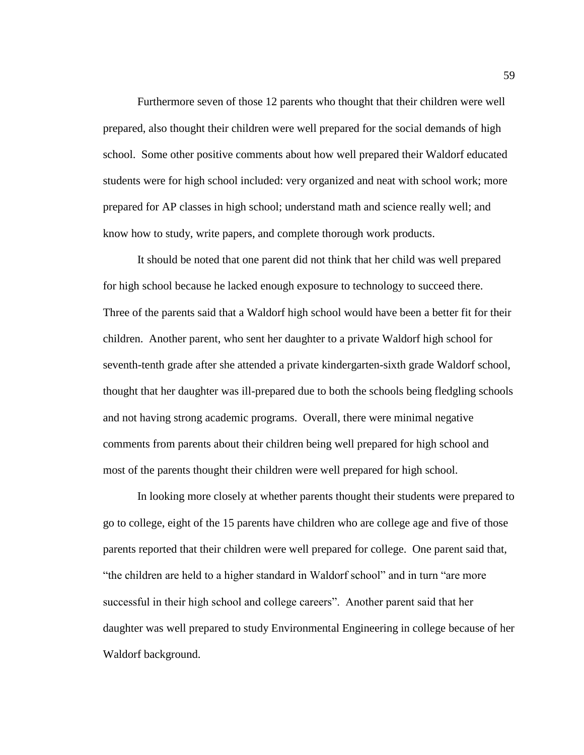Furthermore seven of those 12 parents who thought that their children were well prepared, also thought their children were well prepared for the social demands of high school. Some other positive comments about how well prepared their Waldorf educated students were for high school included: very organized and neat with school work; more prepared for AP classes in high school; understand math and science really well; and know how to study, write papers, and complete thorough work products.

It should be noted that one parent did not think that her child was well prepared for high school because he lacked enough exposure to technology to succeed there. Three of the parents said that a Waldorf high school would have been a better fit for their children. Another parent, who sent her daughter to a private Waldorf high school for seventh-tenth grade after she attended a private kindergarten-sixth grade Waldorf school, thought that her daughter was ill-prepared due to both the schools being fledgling schools and not having strong academic programs. Overall, there were minimal negative comments from parents about their children being well prepared for high school and most of the parents thought their children were well prepared for high school.

In looking more closely at whether parents thought their students were prepared to go to college, eight of the 15 parents have children who are college age and five of those parents reported that their children were well prepared for college. One parent said that, "the children are held to a higher standard in Waldorf school" and in turn "are more successful in their high school and college careers". Another parent said that her daughter was well prepared to study Environmental Engineering in college because of her Waldorf background.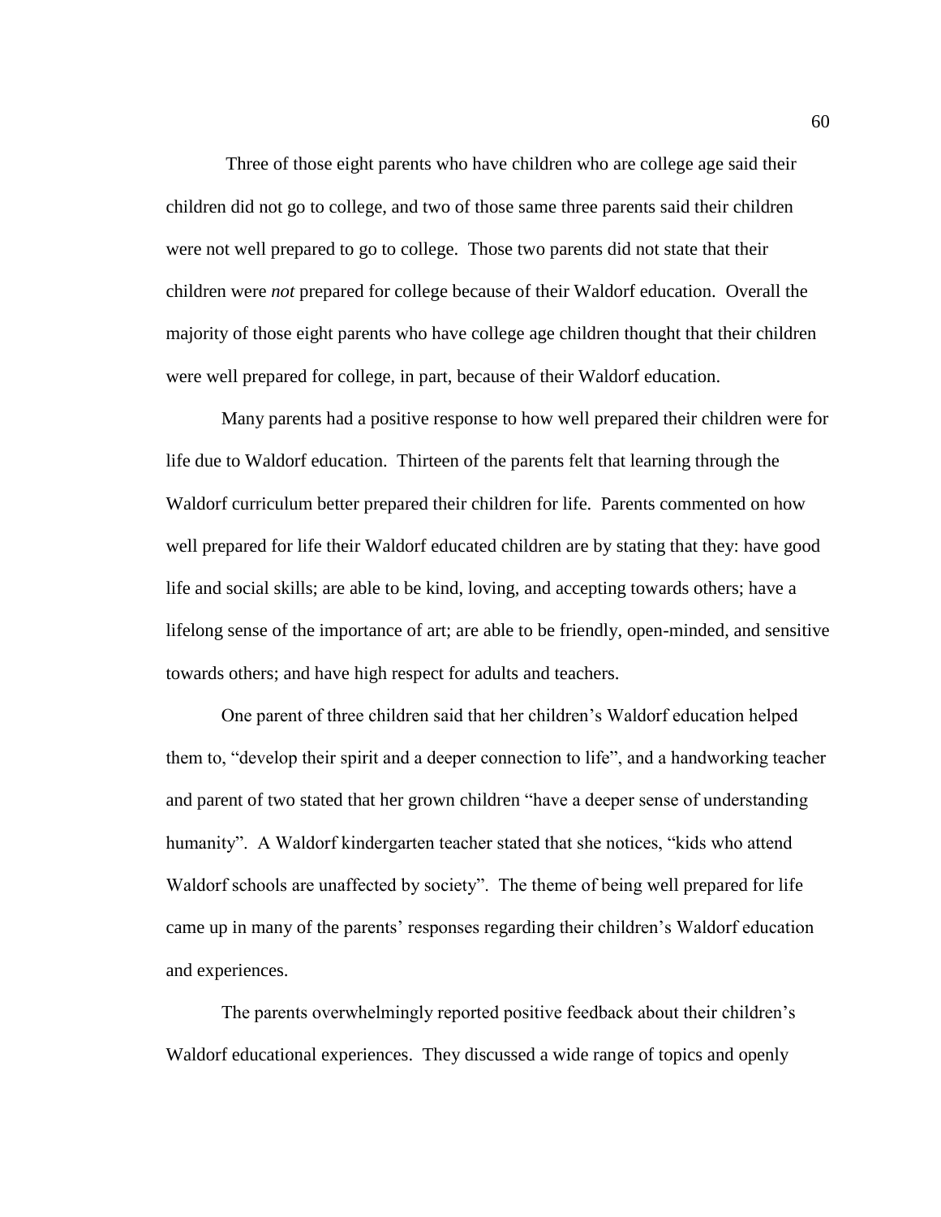Three of those eight parents who have children who are college age said their children did not go to college, and two of those same three parents said their children were not well prepared to go to college. Those two parents did not state that their children were *not* prepared for college because of their Waldorf education. Overall the majority of those eight parents who have college age children thought that their children were well prepared for college, in part, because of their Waldorf education.

Many parents had a positive response to how well prepared their children were for life due to Waldorf education. Thirteen of the parents felt that learning through the Waldorf curriculum better prepared their children for life. Parents commented on how well prepared for life their Waldorf educated children are by stating that they: have good life and social skills; are able to be kind, loving, and accepting towards others; have a lifelong sense of the importance of art; are able to be friendly, open-minded, and sensitive towards others; and have high respect for adults and teachers.

One parent of three children said that her children's Waldorf education helped them to, "develop their spirit and a deeper connection to life", and a handworking teacher and parent of two stated that her grown children "have a deeper sense of understanding humanity". A Waldorf kindergarten teacher stated that she notices, "kids who attend Waldorf schools are unaffected by society". The theme of being well prepared for life came up in many of the parents' responses regarding their children's Waldorf education and experiences.

The parents overwhelmingly reported positive feedback about their children's Waldorf educational experiences. They discussed a wide range of topics and openly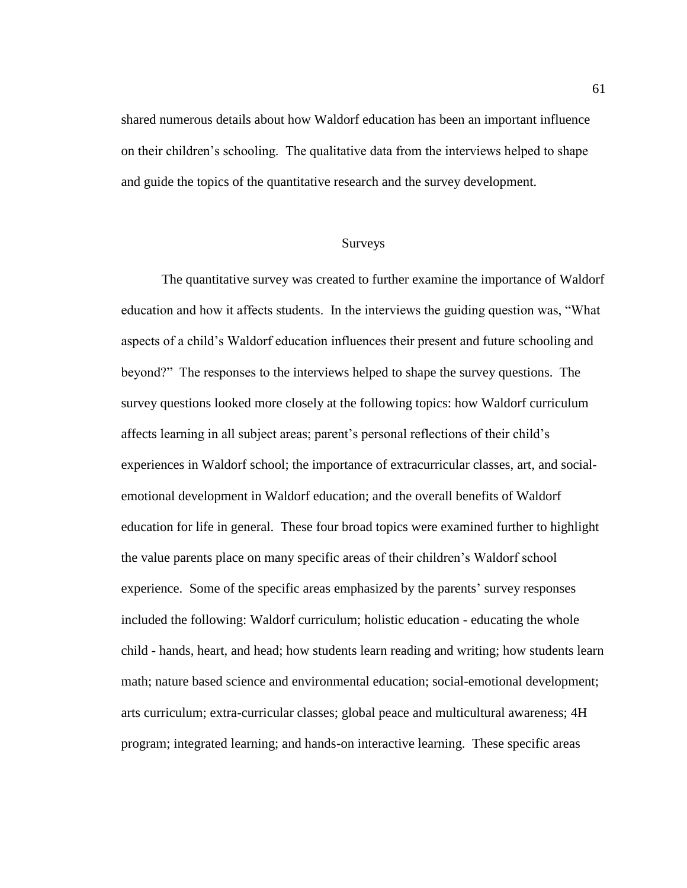shared numerous details about how Waldorf education has been an important influence on their children's schooling. The qualitative data from the interviews helped to shape and guide the topics of the quantitative research and the survey development.

## Surveys

The quantitative survey was created to further examine the importance of Waldorf education and how it affects students. In the interviews the guiding question was, "What aspects of a child's Waldorf education influences their present and future schooling and beyond?" The responses to the interviews helped to shape the survey questions. The survey questions looked more closely at the following topics: how Waldorf curriculum affects learning in all subject areas; parent's personal reflections of their child's experiences in Waldorf school; the importance of extracurricular classes, art, and social-emotional development in Waldorf education; and the overall benefits of Waldorf education for life in general. These four broad topics were examined further to highlight the value parents place on many specific areas of their children's Waldorf school experience. Some of the specific areas emphasized by the parents' survey responses included the following: Waldorf curriculum; holistic education - educating the whole child - hands, heart, and head; how students learn reading and writing; how students learn math; nature based science and environmental education; social-emotional development; arts curriculum; extra-curricular classes; global peace and multicultural awareness; 4H program; integrated learning; and hands-on interactive learning. These specific areas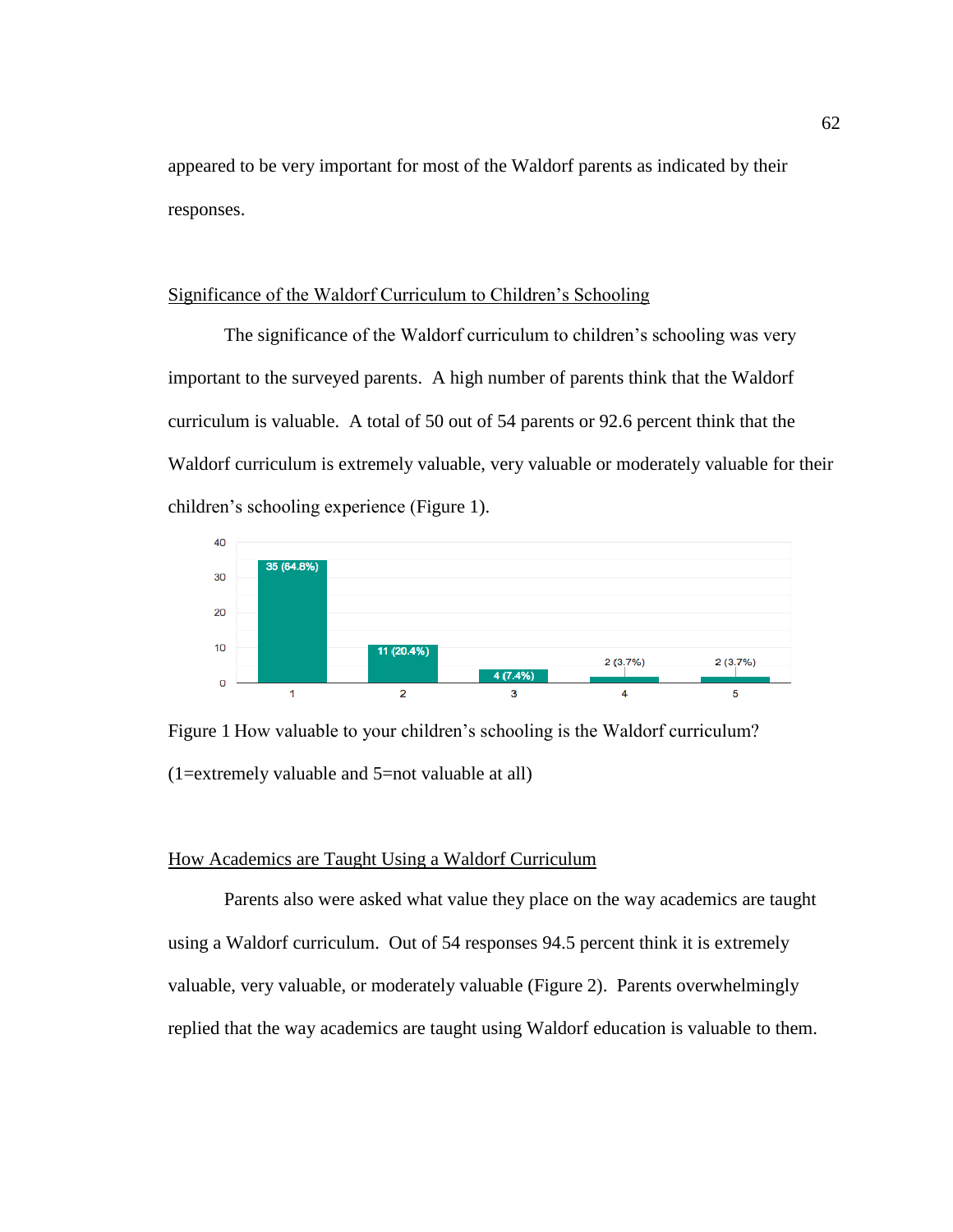appeared to be very important for most of the Waldorf parents as indicated by their responses.

## Significance of the Waldorf Curriculum to Children's Schooling

The significance of the Waldorf curriculum to children's schooling was very important to the surveyed parents. A high number of parents think that the Waldorf curriculum is valuable. A total of 50 out of 54 parents or 92.6 percent think that the Waldorf curriculum is extremely valuable, very valuable or moderately valuable for their children's schooling experience (Figure 1).

| Rating | Responses |
|---|---|
| 1 | 35 (64.8%) |
| 2 | 11 (20.4%) |
| 3 | 4 (7.4%) |
| 4 | 2 (3.7%) |
| 5 | 2 (3.7%) |

Figure 1 How valuable to your children's schooling is the Waldorf curriculum? (1=extremely valuable and 5=not valuable at all)

## How Academics are Taught Using a Waldorf Curriculum

Parents also were asked what value they place on the way academics are taught using a Waldorf curriculum. Out of 54 responses 94.5 percent think it is extremely valuable, very valuable, or moderately valuable (Figure 2). Parents overwhelmingly replied that the way academics are taught using Waldorf education is valuable to them.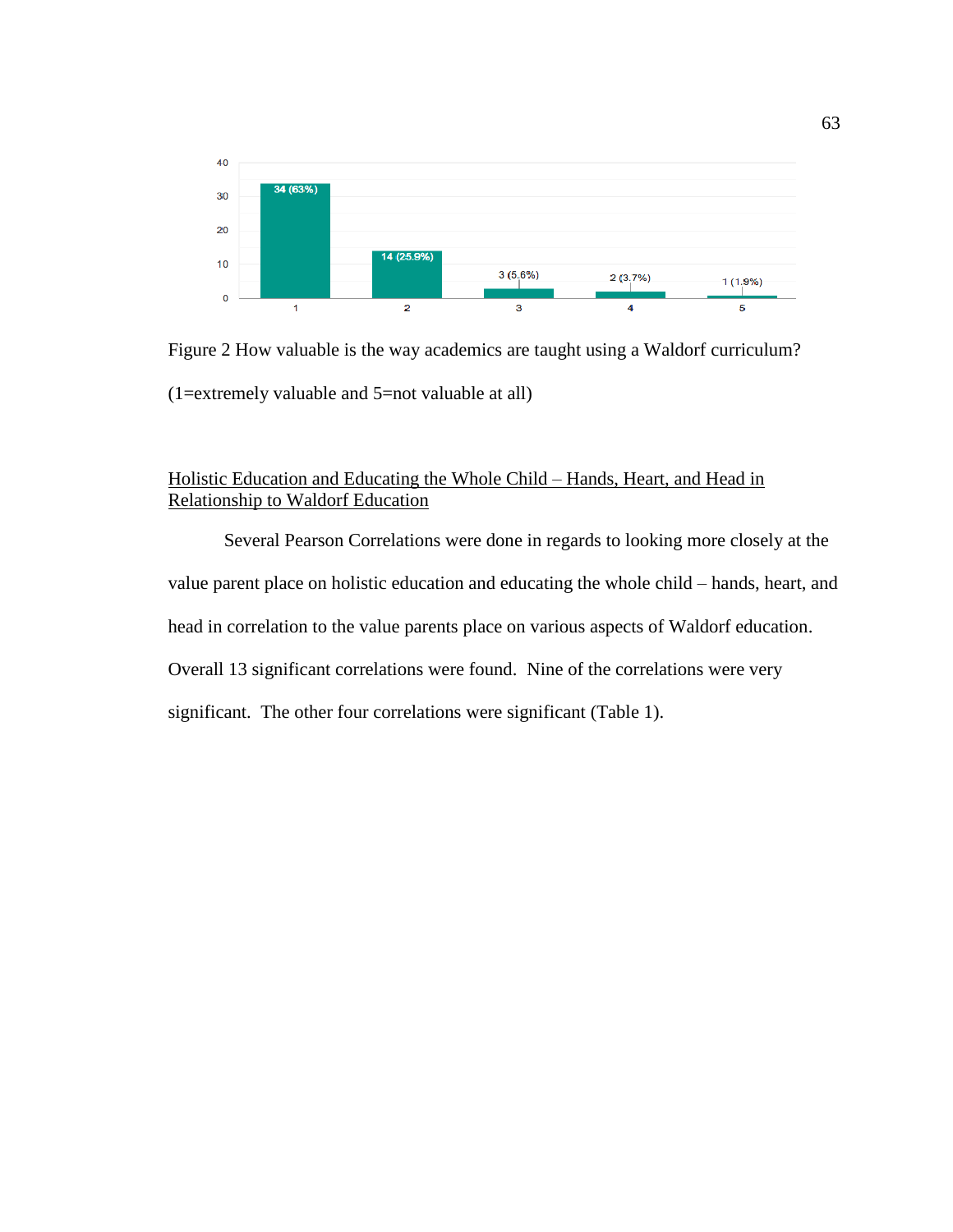Figure 2 How valuable is the way academics are taught using a Waldorf curriculum? (1=extremely valuable and 5=not valuable at all)

<u>Holistic Education and Educating the Whole Child – Hands, Heart, and Head in Relationship to Waldorf Education</u>

Several Pearson Correlations were done in regards to looking more closely at the value parent place on holistic education and educating the whole child – hands, heart, and head in correlation to the value parents place on various aspects of Waldorf education. Overall 13 significant correlations were found. Nine of the correlations were very significant. The other four correlations were significant (Table 1).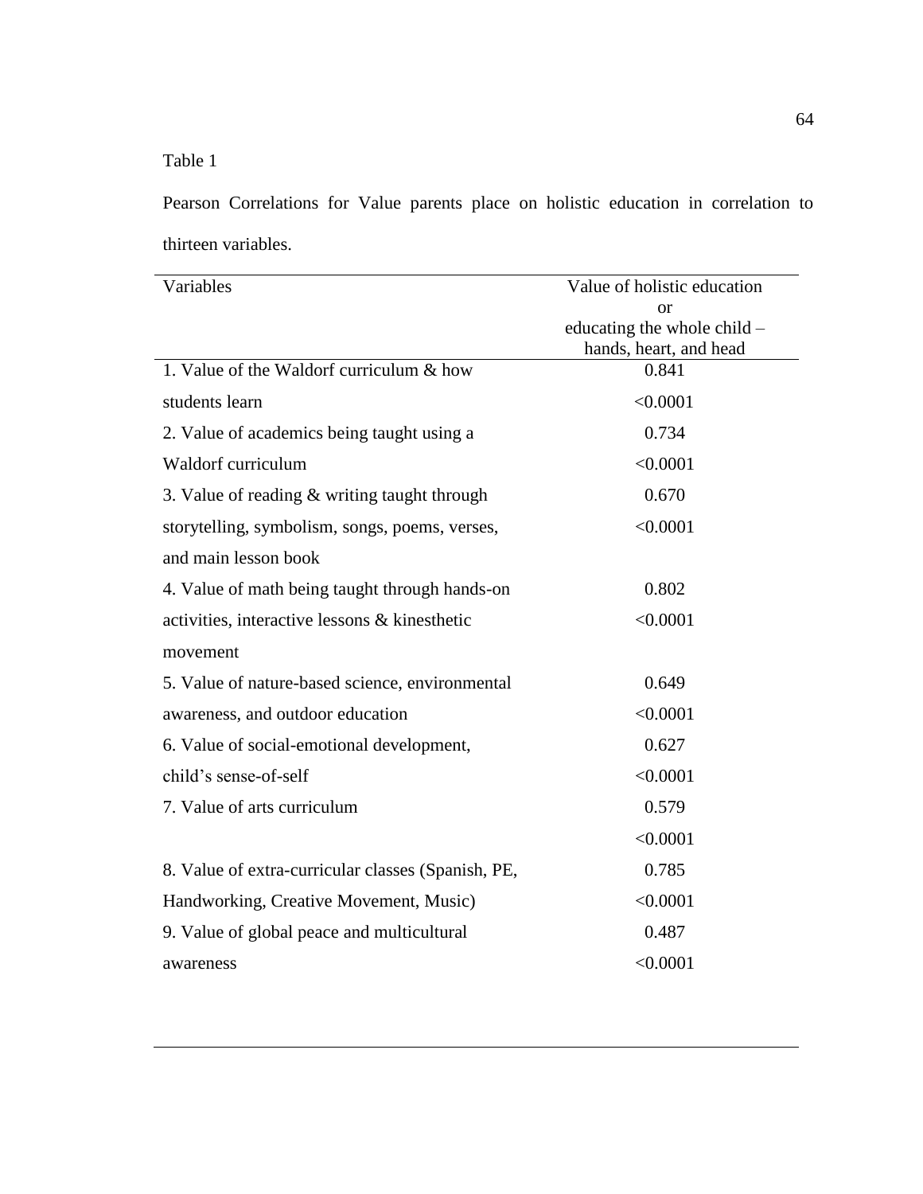Table 1

Pearson Correlations for Value parents place on holistic education in correlation to thirteen variables.

| Variables | Value of holistic education or educating the whole child – hands, heart, and head |
|---|---|
| 1. Value of the Waldorf curriculum & how students learn | 0.841<br><0.0001 |
| 2. Value of academics being taught using a Waldorf curriculum | 0.734<br><0.0001 |
| 3. Value of reading & writing taught through storytelling, symbolism, songs, poems, verses, and main lesson book | 0.670<br><0.0001 |
| 4. Value of math being taught through hands-on activities, interactive lessons & kinesthetic movement | 0.802<br><0.0001 |
| 5. Value of nature-based science, environmental awareness, and outdoor education | 0.649<br><0.0001 |
| 6. Value of social-emotional development, child's sense-of-self | 0.627<br><0.0001 |
| 7. Value of arts curriculum | 0.579<br><0.0001 |
| 8. Value of extra-curricular classes (Spanish, PE, Handworking, Creative Movement, Music) | 0.785<br><0.0001 |
| 9. Value of global peace and multicultural awareness | 0.487<br><0.0001 |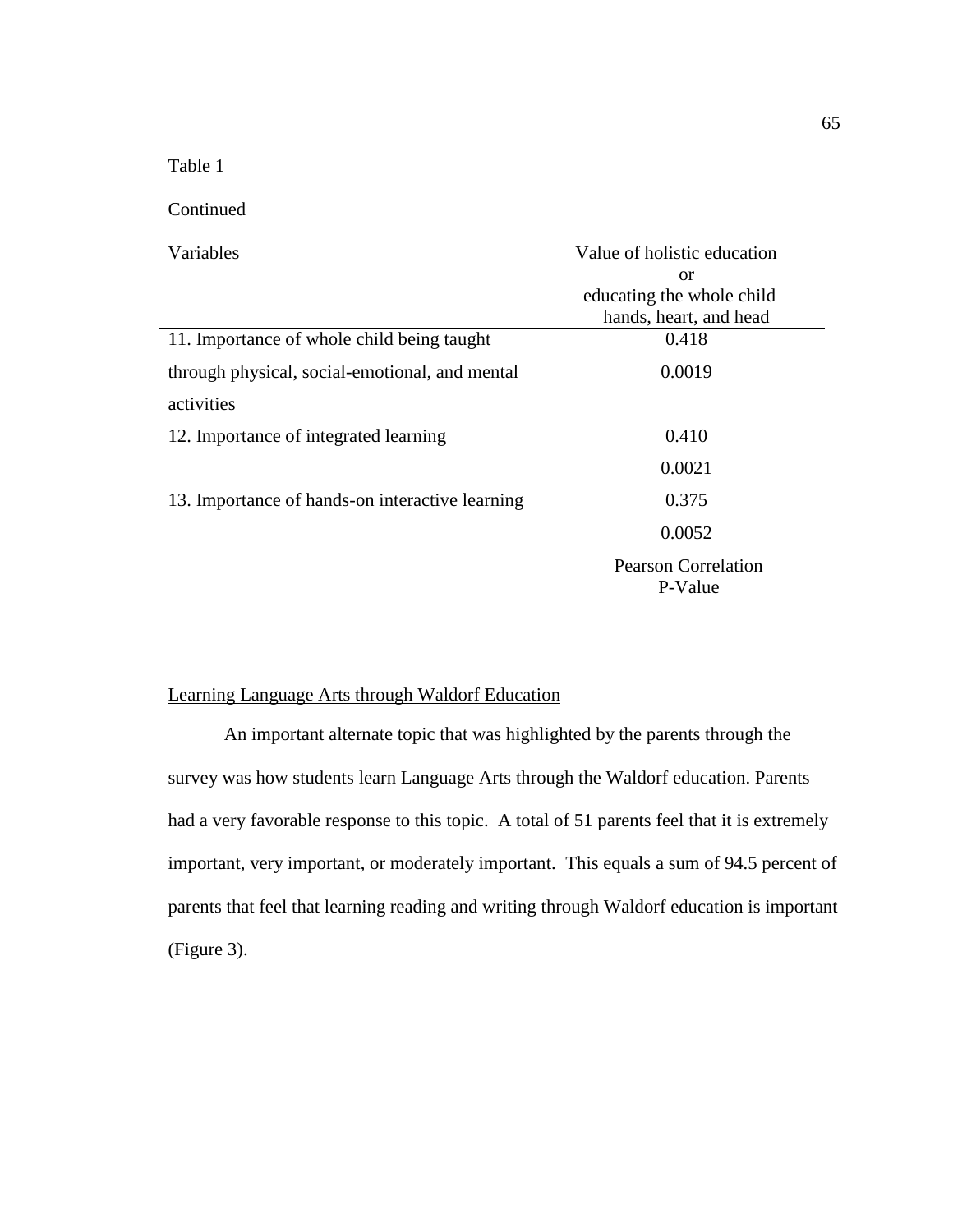Table 1

Continued

| Variables | Value of holistic education or educating the whole child – hands, heart, and head |
|---|---|
| 11. Importance of whole child being taught through physical, social-emotional, and mental activities | 0.418 |
| | 0.0019 |
| 12. Importance of integrated learning | 0.410 |
| | 0.0021 |
| 13. Importance of hands-on interactive learning | 0.375 |
| | 0.0052 |
| | Pearson Correlation P-Value |

Learning Language Arts through Waldorf Education

An important alternate topic that was highlighted by the parents through the survey was how students learn Language Arts through the Waldorf education. Parents had a very favorable response to this topic. A total of 51 parents feel that it is extremely important, very important, or moderately important. This equals a sum of 94.5 percent of parents that feel that learning reading and writing through Waldorf education is important (Figure 3).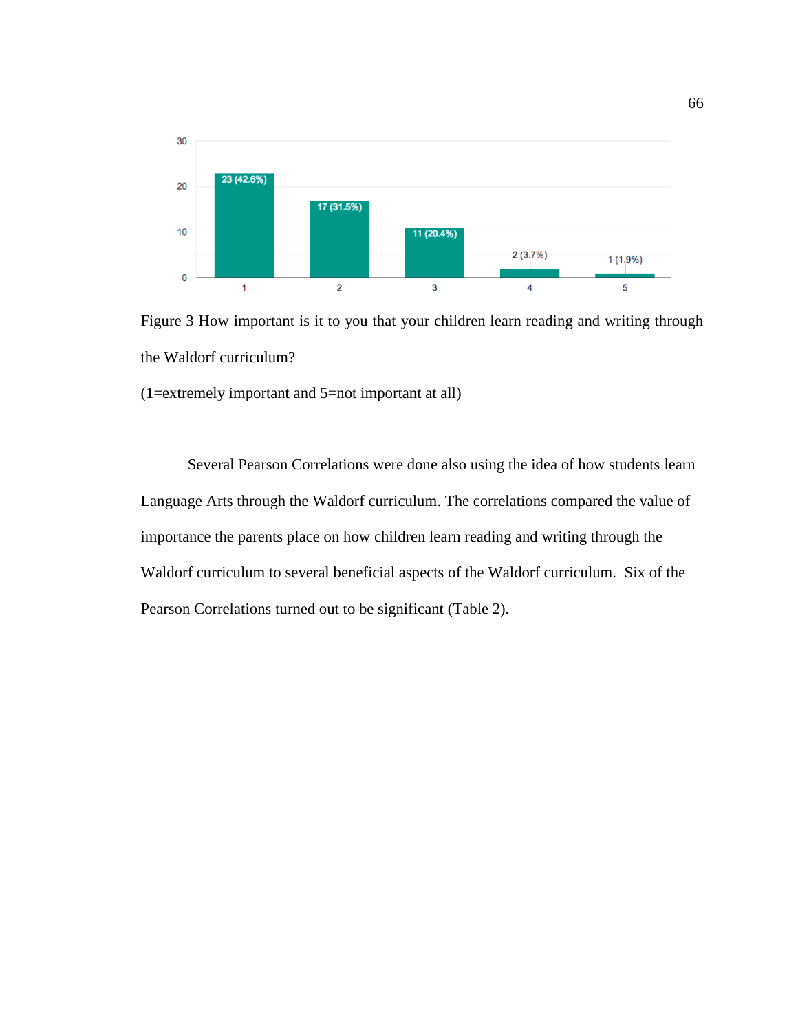Figure 3 How important is it to you that your children learn reading and writing through the Waldorf curriculum?

(1=extremely important and 5=not important at all)

Several Pearson Correlations were done also using the idea of how students learn Language Arts through the Waldorf curriculum. The correlations compared the value of importance the parents place on how children learn reading and writing through the Waldorf curriculum to several beneficial aspects of the Waldorf curriculum. Six of the Pearson Correlations turned out to be significant (Table 2).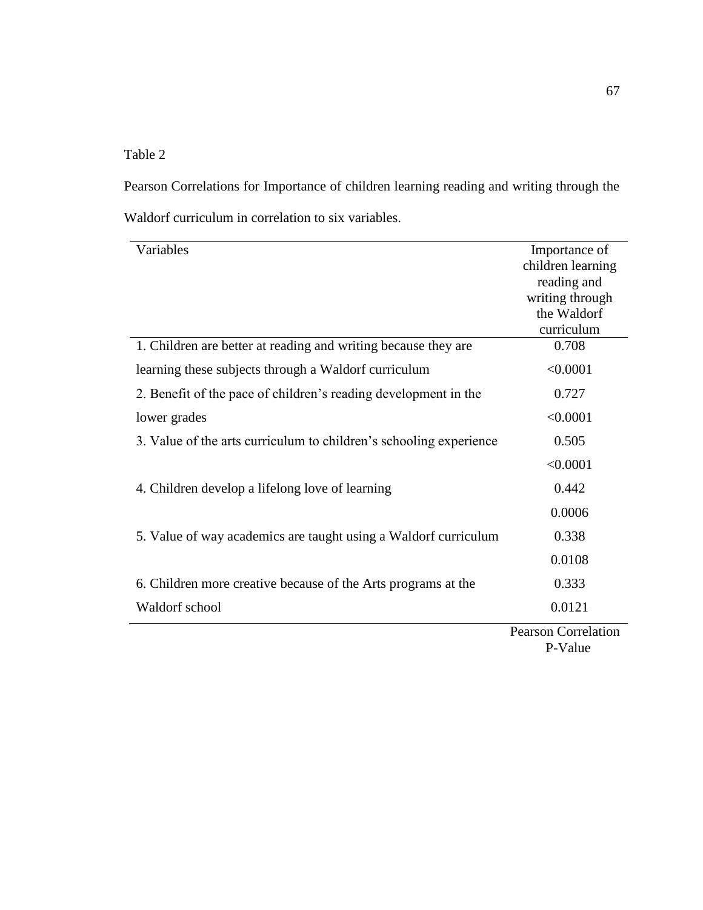Table 2

Pearson Correlations for Importance of children learning reading and writing through the Waldorf curriculum in correlation to six variables.

| Variables | Importance of children learning reading and writing through the Waldorf curriculum |
|---|---|
| 1. Children are better at reading and writing because they are learning these subjects through a Waldorf curriculum | 0.708<br><0.0001 |
| 2. Benefit of the pace of children's reading development in the lower grades | 0.727<br><0.0001 |
| 3. Value of the arts curriculum to children's schooling experience | 0.505<br><0.0001 |
| 4. Children develop a lifelong love of learning | 0.442<br>0.0006 |
| 5. Value of way academics are taught using a Waldorf curriculum | 0.338<br>0.0108 |
| 6. Children more creative because of the Arts programs at the Waldorf school | 0.333<br>0.0121 |
| | Pearson Correlation<br>P-Value |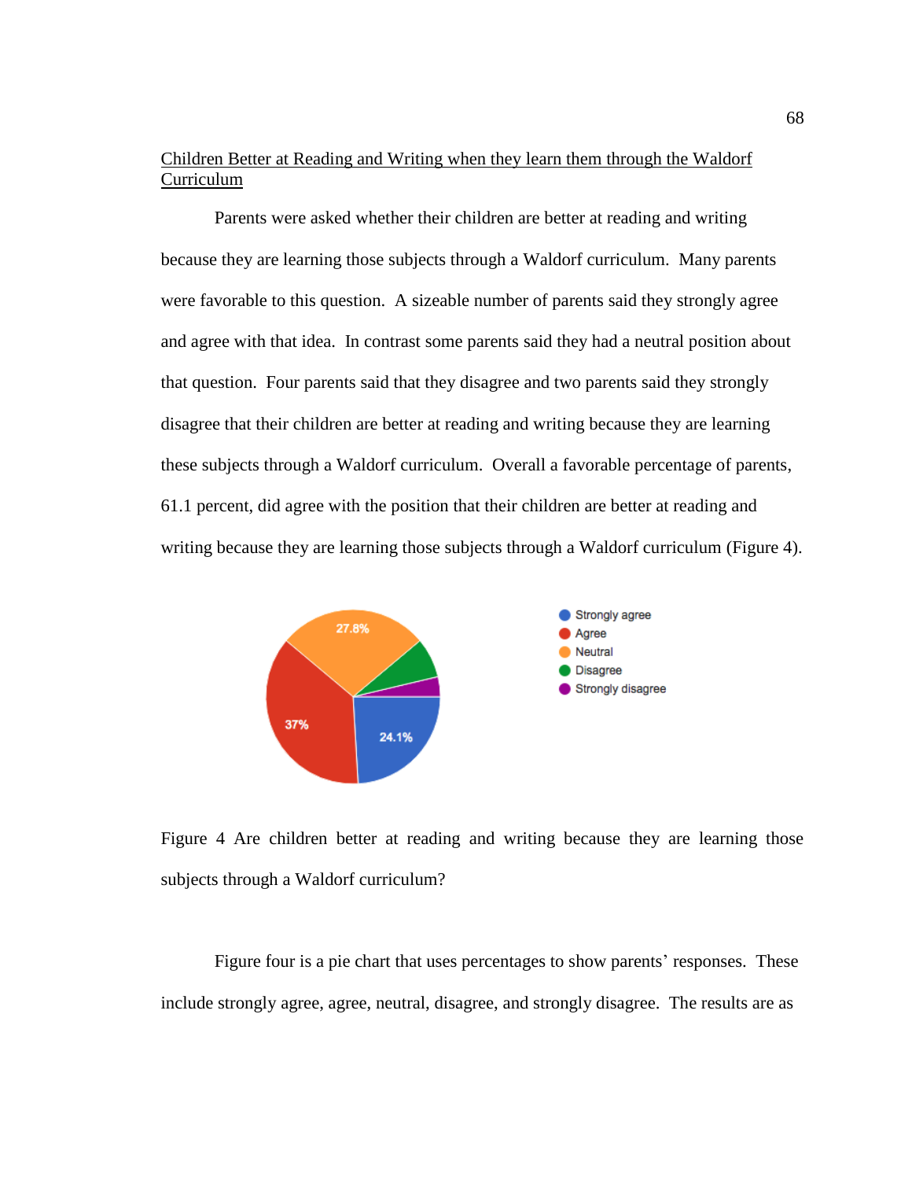Children Better at Reading and Writing when they learn them through the Waldorf Curriculum

Parents were asked whether their children are better at reading and writing because they are learning those subjects through a Waldorf curriculum. Many parents were favorable to this question. A sizeable number of parents said they strongly agree and agree with that idea. In contrast some parents said they had a neutral position about that question. Four parents said that they disagree and two parents said they strongly disagree that their children are better at reading and writing because they are learning these subjects through a Waldorf curriculum. Overall a favorable percentage of parents, 61.1 percent, did agree with the position that their children are better at reading and writing because they are learning those subjects through a Waldorf curriculum (Figure 4).

Figure 4 Are children better at reading and writing because they are learning those subjects through a Waldorf curriculum?

Figure four is a pie chart that uses percentages to show parents' responses. These include strongly agree, agree, neutral, disagree, and strongly disagree. The results are as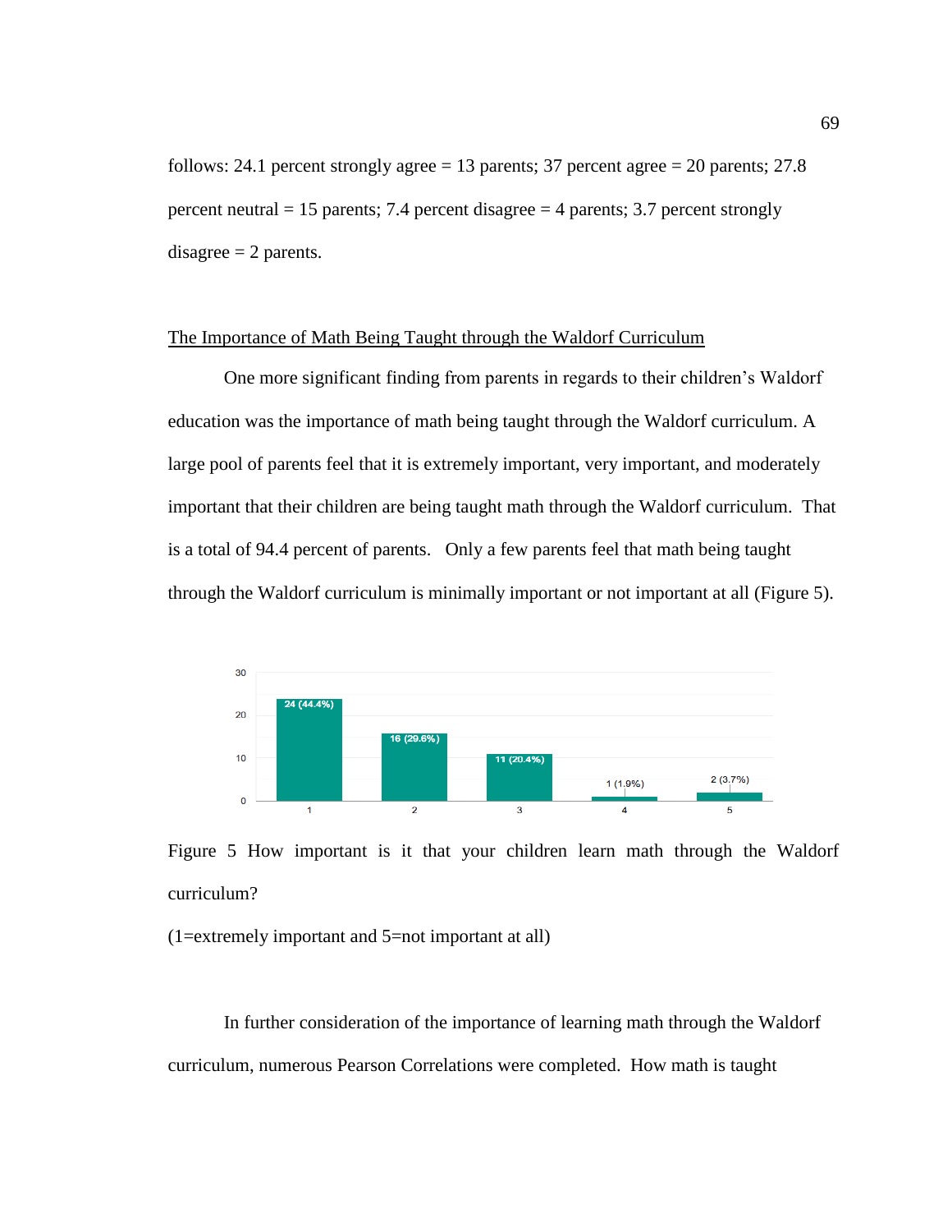follows: 24.1 percent strongly agree = 13 parents; 37 percent agree = 20 parents; 27.8 percent neutral = 15 parents; 7.4 percent disagree = 4 parents; 3.7 percent strongly disagree = 2 parents.

<u>The Importance of Math Being Taught through the Waldorf Curriculum</u>

One more significant finding from parents in regards to their children's Waldorf education was the importance of math being taught through the Waldorf curriculum. A large pool of parents feel that it is extremely important, very important, and moderately important that their children are being taught math through the Waldorf curriculum. That is a total of 94.4 percent of parents. Only a few parents feel that math being taught through the Waldorf curriculum is minimally important or not important at all (Figure 5).

Figure 5 How important is it that your children learn math through the Waldorf curriculum?

(1=extremely important and 5=not important at all)

In further consideration of the importance of learning math through the Waldorf curriculum, numerous Pearson Correlations were completed. How math is taught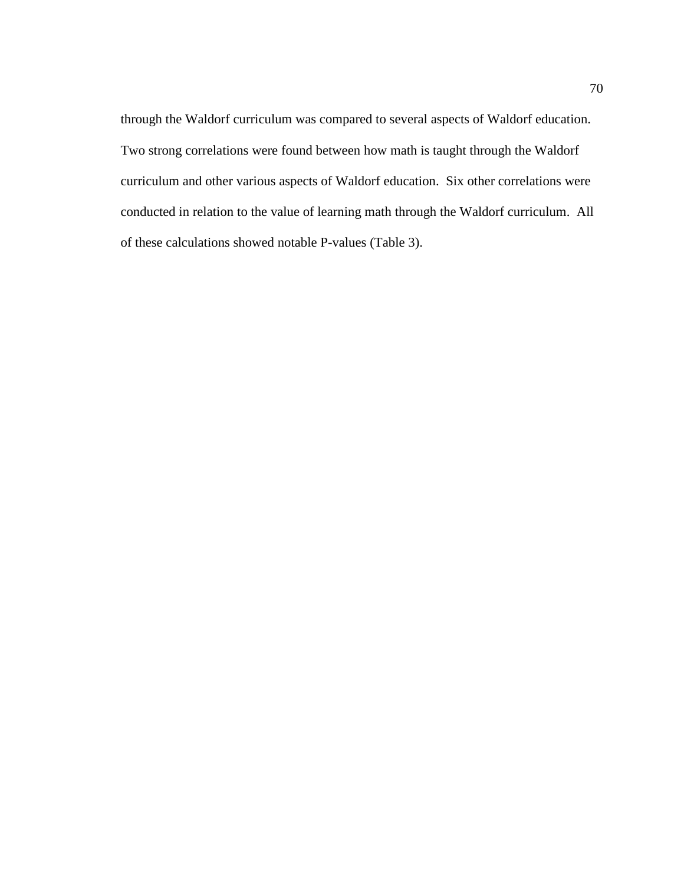through the Waldorf curriculum was compared to several aspects of Waldorf education. Two strong correlations were found between how math is taught through the Waldorf curriculum and other various aspects of Waldorf education. Six other correlations were conducted in relation to the value of learning math through the Waldorf curriculum. All of these calculations showed notable P-values (Table 3).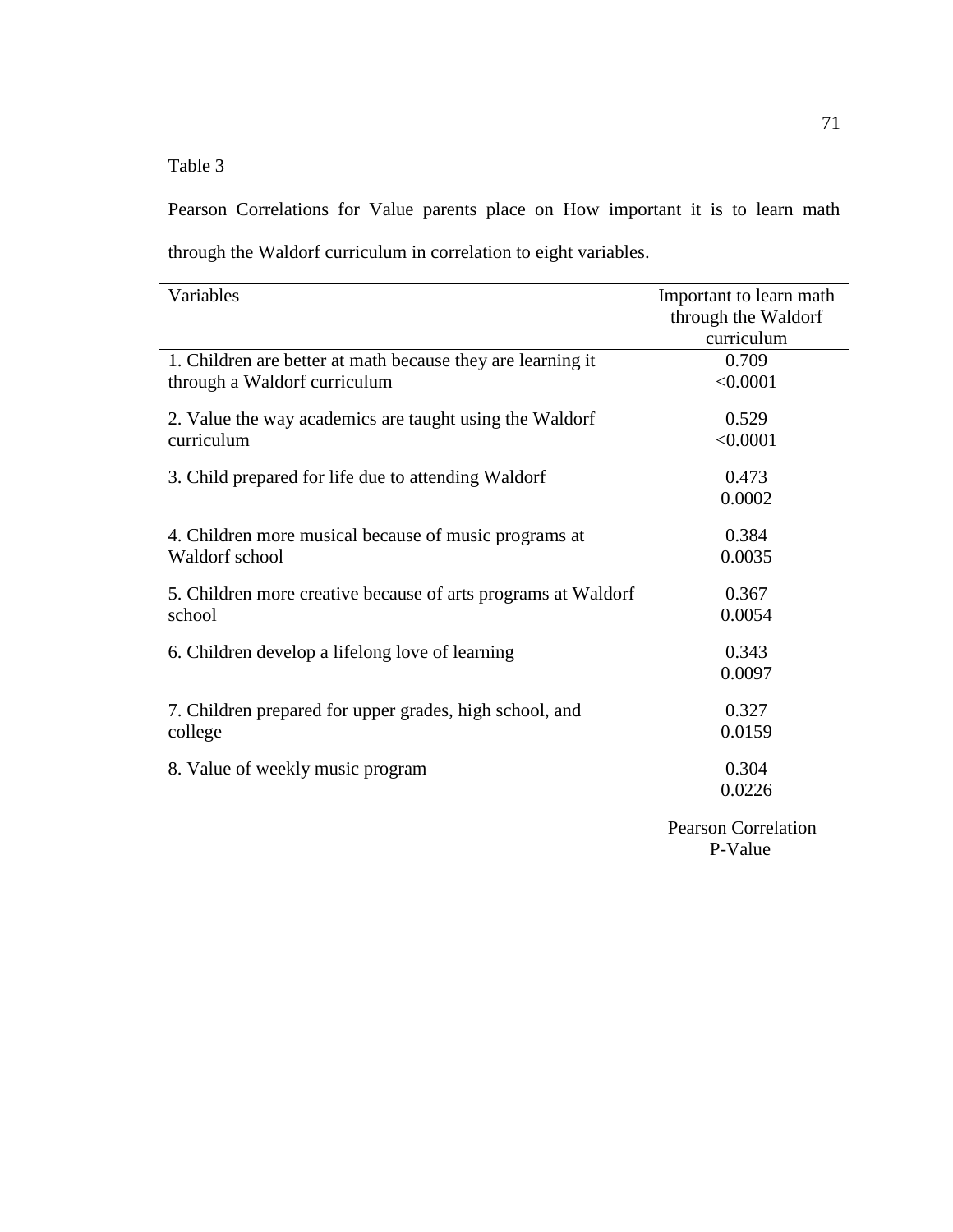Table 3

Pearson Correlations for Value parents place on How important it is to learn math through the Waldorf curriculum in correlation to eight variables.

| Variables | Important to learn math through the Waldorf curriculum |
|---|---|
| 1. Children are better at math because they are learning it through a Waldorf curriculum | 0.709<br><0.0001 |
| 2. Value the way academics are taught using the Waldorf curriculum | 0.529<br><0.0001 |
| 3. Child prepared for life due to attending Waldorf | 0.473<br>0.0002 |
| 4. Children more musical because of music programs at Waldorf school | 0.384<br>0.0035 |
| 5. Children more creative because of arts programs at Waldorf school | 0.367<br>0.0054 |
| 6. Children develop a lifelong love of learning | 0.343<br>0.0097 |
| 7. Children prepared for upper grades, high school, and college | 0.327<br>0.0159 |
| 8. Value of weekly music program | 0.304<br>0.0226 |
| | Pearson Correlation<br>P-Value |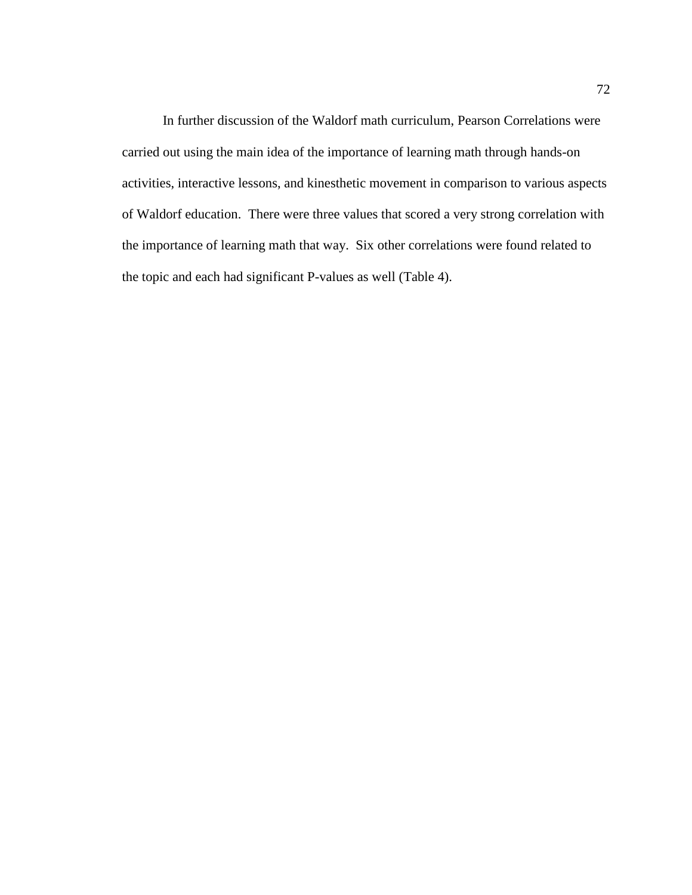In further discussion of the Waldorf math curriculum, Pearson Correlations were carried out using the main idea of the importance of learning math through hands-on activities, interactive lessons, and kinesthetic movement in comparison to various aspects of Waldorf education. There were three values that scored a very strong correlation with the importance of learning math that way. Six other correlations were found related to the topic and each had significant P-values as well (Table 4).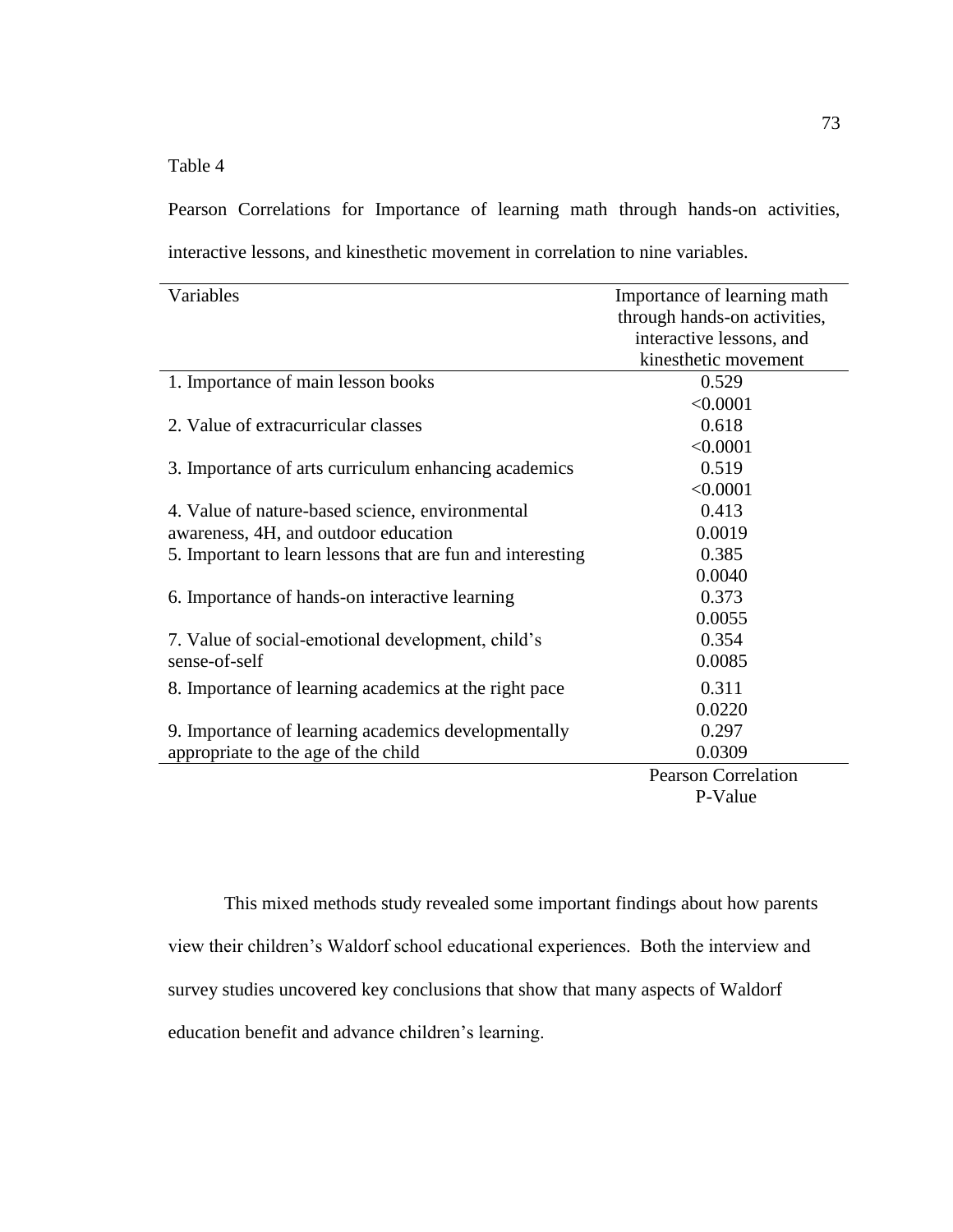Table 4

Pearson Correlations for Importance of learning math through hands-on activities, interactive lessons, and kinesthetic movement in correlation to nine variables.

| Variables | Importance of learning math through hands-on activities, interactive lessons, and kinesthetic movement |
|---|---|
| 1. Importance of main lesson books | 0.529<br><0.0001 |
| 2. Value of extracurricular classes | 0.618<br><0.0001 |
| 3. Importance of arts curriculum enhancing academics | 0.519<br><0.0001 |
| 4. Value of nature-based science, environmental awareness, 4H, and outdoor education | 0.413<br>0.0019 |
| 5. Important to learn lessons that are fun and interesting | 0.385<br>0.0040 |
| 6. Importance of hands-on interactive learning | 0.373<br>0.0055 |
| 7. Value of social-emotional development, child's sense-of-self | 0.354<br>0.0085 |
| 8. Importance of learning academics at the right pace | 0.311<br>0.0220 |
| 9. Importance of learning academics developmentally appropriate to the age of the child | 0.297<br>0.0309 |
| | Pearson Correlation<br>P-Value |

This mixed methods study revealed some important findings about how parents view their children's Waldorf school educational experiences. Both the interview and survey studies uncovered key conclusions that show that many aspects of Waldorf education benefit and advance children's learning.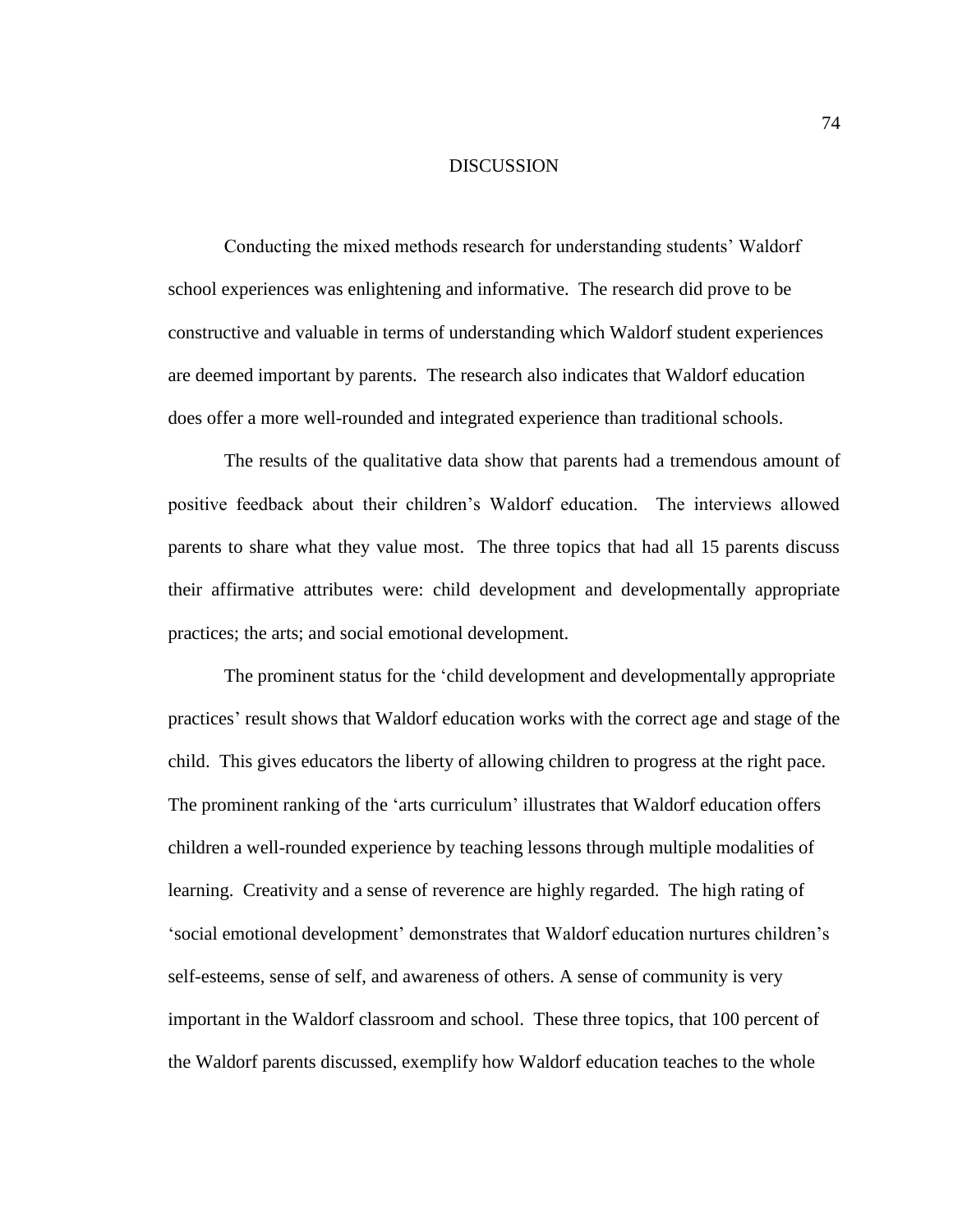# DISCUSSION

Conducting the mixed methods research for understanding students' Waldorf school experiences was enlightening and informative. The research did prove to be constructive and valuable in terms of understanding which Waldorf student experiences are deemed important by parents. The research also indicates that Waldorf education does offer a more well-rounded and integrated experience than traditional schools.

The results of the qualitative data show that parents had a tremendous amount of positive feedback about their children's Waldorf education. The interviews allowed parents to share what they value most. The three topics that had all 15 parents discuss their affirmative attributes were: child development and developmentally appropriate practices; the arts; and social emotional development.

The prominent status for the 'child development and developmentally appropriate practices' result shows that Waldorf education works with the correct age and stage of the child. This gives educators the liberty of allowing children to progress at the right pace. The prominent ranking of the 'arts curriculum' illustrates that Waldorf education offers children a well-rounded experience by teaching lessons through multiple modalities of learning. Creativity and a sense of reverence are highly regarded. The high rating of 'social emotional development' demonstrates that Waldorf education nurtures children's self-esteems, sense of self, and awareness of others. A sense of community is very important in the Waldorf classroom and school. These three topics, that 100 percent of the Waldorf parents discussed, exemplify how Waldorf education teaches to the whole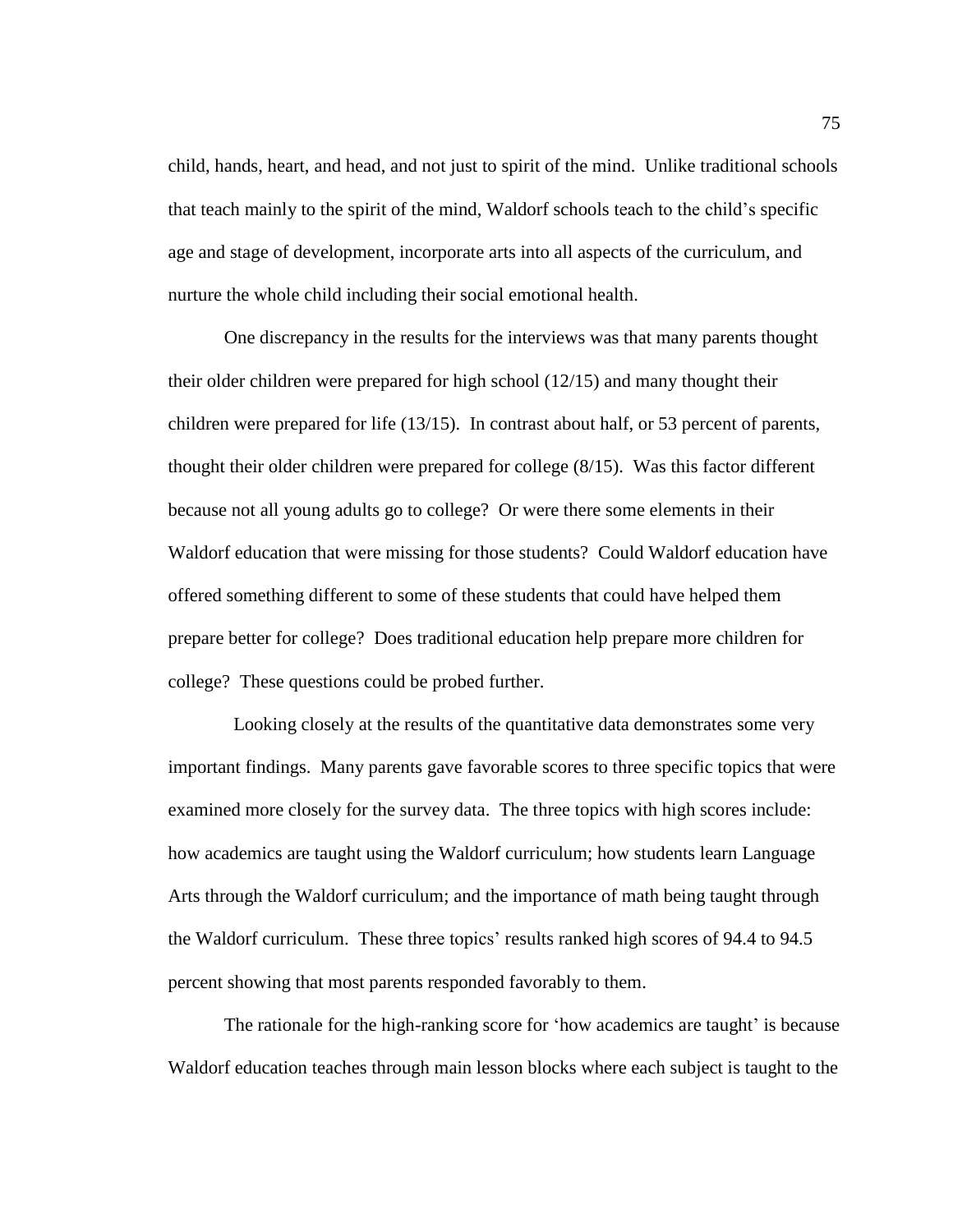child, hands, heart, and head, and not just to spirit of the mind. Unlike traditional schools that teach mainly to the spirit of the mind, Waldorf schools teach to the child's specific age and stage of development, incorporate arts into all aspects of the curriculum, and nurture the whole child including their social emotional health.

One discrepancy in the results for the interviews was that many parents thought their older children were prepared for high school (12/15) and many thought their children were prepared for life (13/15). In contrast about half, or 53 percent of parents, thought their older children were prepared for college (8/15). Was this factor different because not all young adults go to college? Or were there some elements in their Waldorf education that were missing for those students? Could Waldorf education have offered something different to some of these students that could have helped them prepare better for college? Does traditional education help prepare more children for college? These questions could be probed further.

Looking closely at the results of the quantitative data demonstrates some very important findings. Many parents gave favorable scores to three specific topics that were examined more closely for the survey data. The three topics with high scores include: how academics are taught using the Waldorf curriculum; how students learn Language Arts through the Waldorf curriculum; and the importance of math being taught through the Waldorf curriculum. These three topics' results ranked high scores of 94.4 to 94.5 percent showing that most parents responded favorably to them.

The rationale for the high-ranking score for 'how academics are taught' is because Waldorf education teaches through main lesson blocks where each subject is taught to the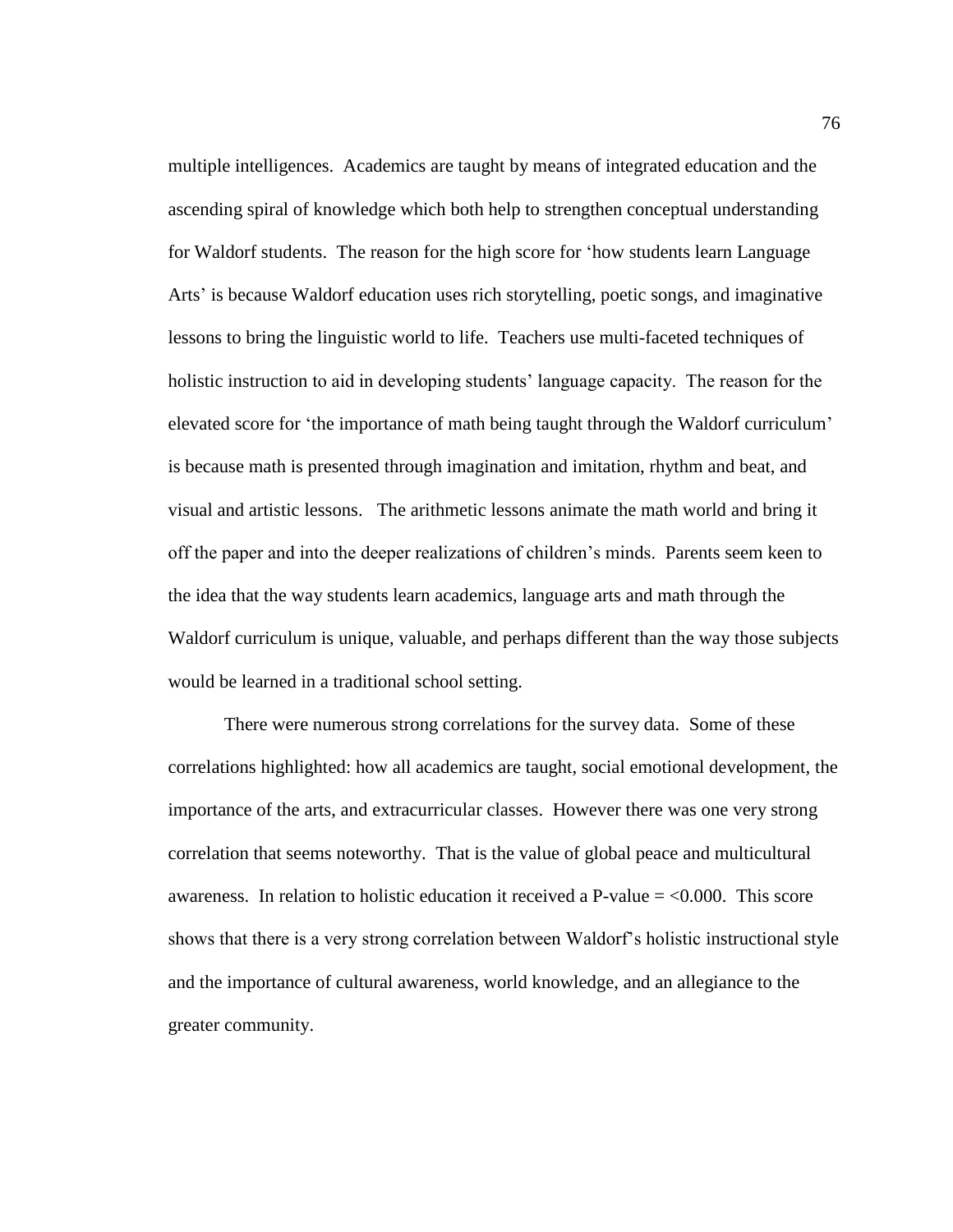multiple intelligences. Academics are taught by means of integrated education and the ascending spiral of knowledge which both help to strengthen conceptual understanding for Waldorf students. The reason for the high score for 'how students learn Language Arts' is because Waldorf education uses rich storytelling, poetic songs, and imaginative lessons to bring the linguistic world to life. Teachers use multi-faceted techniques of holistic instruction to aid in developing students' language capacity. The reason for the elevated score for 'the importance of math being taught through the Waldorf curriculum' is because math is presented through imagination and imitation, rhythm and beat, and visual and artistic lessons. The arithmetic lessons animate the math world and bring it off the paper and into the deeper realizations of children's minds. Parents seem keen to the idea that the way students learn academics, language arts and math through the Waldorf curriculum is unique, valuable, and perhaps different than the way those subjects would be learned in a traditional school setting.

There were numerous strong correlations for the survey data. Some of these correlations highlighted: how all academics are taught, social emotional development, the importance of the arts, and extracurricular classes. However there was one very strong correlation that seems noteworthy. That is the value of global peace and multicultural awareness. In relation to holistic education it received a P-value = <0.000. This score shows that there is a very strong correlation between Waldorf's holistic instructional style and the importance of cultural awareness, world knowledge, and an allegiance to the greater community.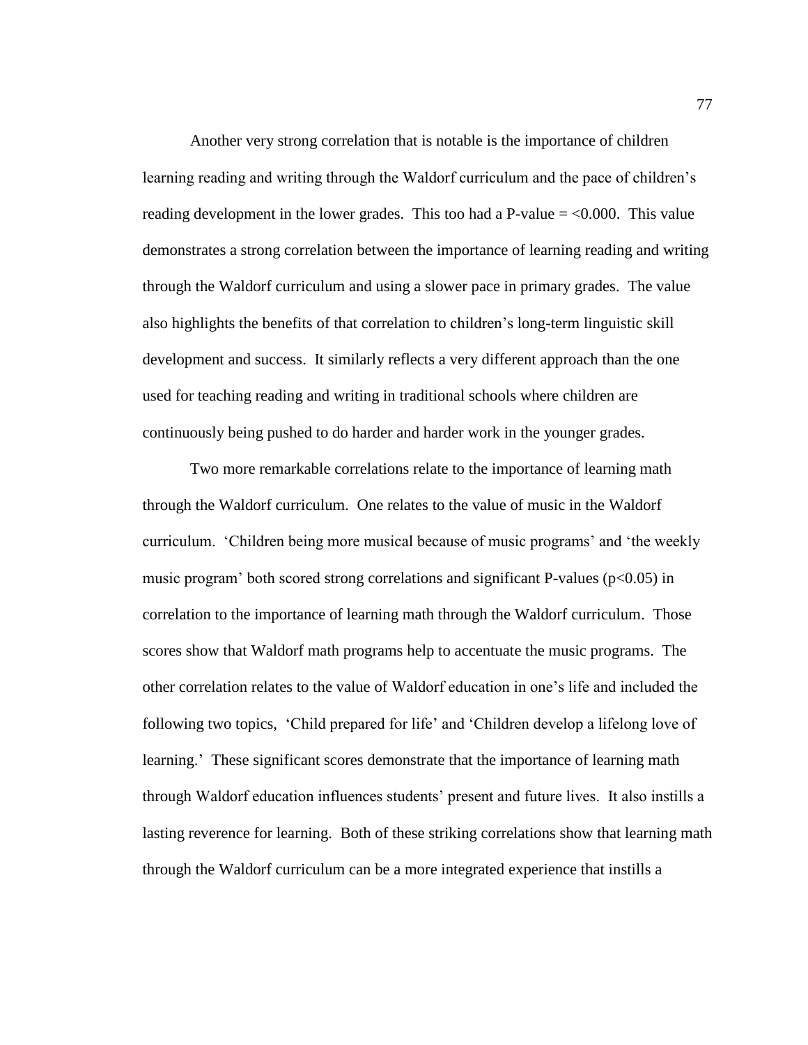Another very strong correlation that is notable is the importance of children learning reading and writing through the Waldorf curriculum and the pace of children's reading development in the lower grades. This too had a P-value = <0.000. This value demonstrates a strong correlation between the importance of learning reading and writing through the Waldorf curriculum and using a slower pace in primary grades. The value also highlights the benefits of that correlation to children's long-term linguistic skill development and success. It similarly reflects a very different approach than the one used for teaching reading and writing in traditional schools where children are continuously being pushed to do harder and harder work in the younger grades.

Two more remarkable correlations relate to the importance of learning math through the Waldorf curriculum. One relates to the value of music in the Waldorf curriculum. 'Children being more musical because of music programs' and 'the weekly music program' both scored strong correlations and significant P-values ($p<0.05$) in correlation to the importance of learning math through the Waldorf curriculum. Those scores show that Waldorf math programs help to accentuate the music programs. The other correlation relates to the value of Waldorf education in one's life and included the following two topics, 'Child prepared for life' and 'Children develop a lifelong love of learning.' These significant scores demonstrate that the importance of learning math through Waldorf education influences students' present and future lives. It also instills a lasting reverence for learning. Both of these striking correlations show that learning math through the Waldorf curriculum can be a more integrated experience that instills a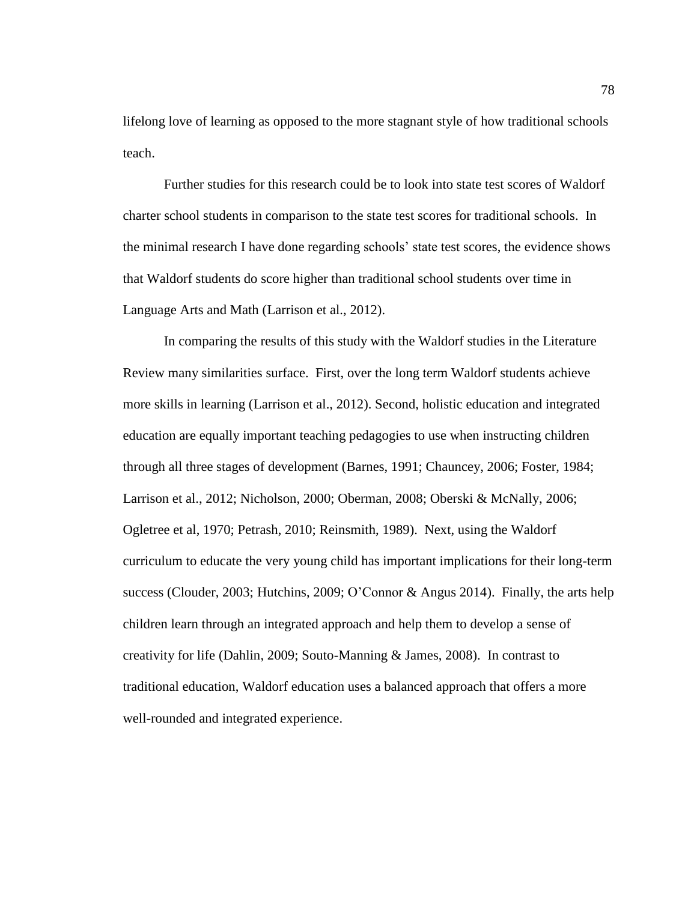lifelong love of learning as opposed to the more stagnant style of how traditional schools teach.

Further studies for this research could be to look into state test scores of Waldorf charter school students in comparison to the state test scores for traditional schools. In the minimal research I have done regarding schools' state test scores, the evidence shows that Waldorf students do score higher than traditional school students over time in Language Arts and Math (Larrison et al., 2012).

In comparing the results of this study with the Waldorf studies in the Literature Review many similarities surface. First, over the long term Waldorf students achieve more skills in learning (Larrison et al., 2012). Second, holistic education and integrated education are equally important teaching pedagogies to use when instructing children through all three stages of development (Barnes, 1991; Chauncey, 2006; Foster, 1984; Larrison et al., 2012; Nicholson, 2000; Oberman, 2008; Oberski & McNally, 2006; Ogletree et al, 1970; Petrash, 2010; Reinsmith, 1989). Next, using the Waldorf curriculum to educate the very young child has important implications for their long-term success (Clouder, 2003; Hutchins, 2009; O'Connor & Angus 2014). Finally, the arts help children learn through an integrated approach and help them to develop a sense of creativity for life (Dahlin, 2009; Souto-Manning & James, 2008). In contrast to traditional education, Waldorf education uses a balanced approach that offers a more well-rounded and integrated experience.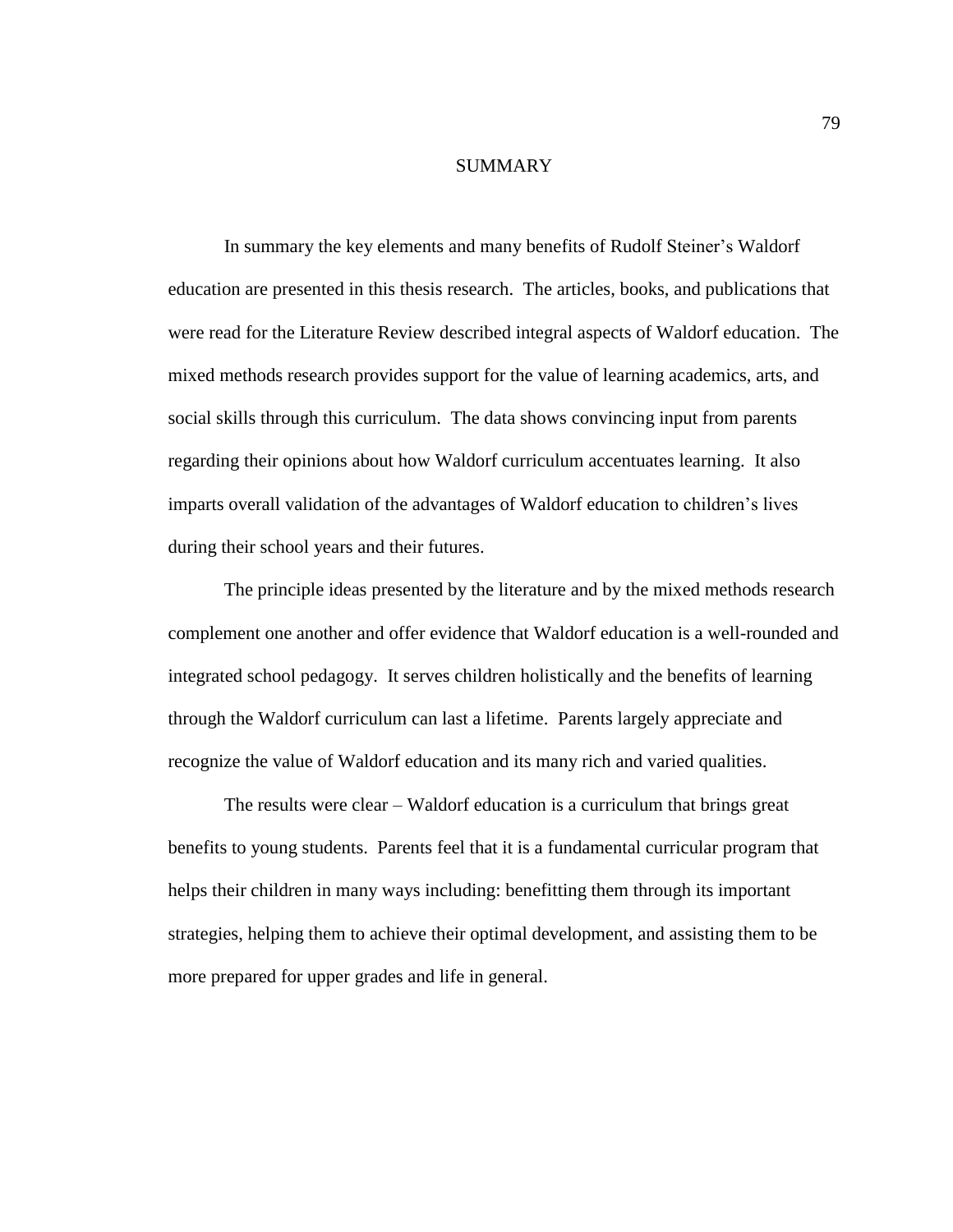# SUMMARY

In summary the key elements and many benefits of Rudolf Steiner's Waldorf education are presented in this thesis research. The articles, books, and publications that were read for the Literature Review described integral aspects of Waldorf education. The mixed methods research provides support for the value of learning academics, arts, and social skills through this curriculum. The data shows convincing input from parents regarding their opinions about how Waldorf curriculum accentuates learning. It also imparts overall validation of the advantages of Waldorf education to children's lives during their school years and their futures.

The principle ideas presented by the literature and by the mixed methods research complement one another and offer evidence that Waldorf education is a well-rounded and integrated school pedagogy. It serves children holistically and the benefits of learning through the Waldorf curriculum can last a lifetime. Parents largely appreciate and recognize the value of Waldorf education and its many rich and varied qualities.

The results were clear – Waldorf education is a curriculum that brings great benefits to young students. Parents feel that it is a fundamental curricular program that helps their children in many ways including: benefitting them through its important strategies, helping them to achieve their optimal development, and assisting them to be more prepared for upper grades and life in general.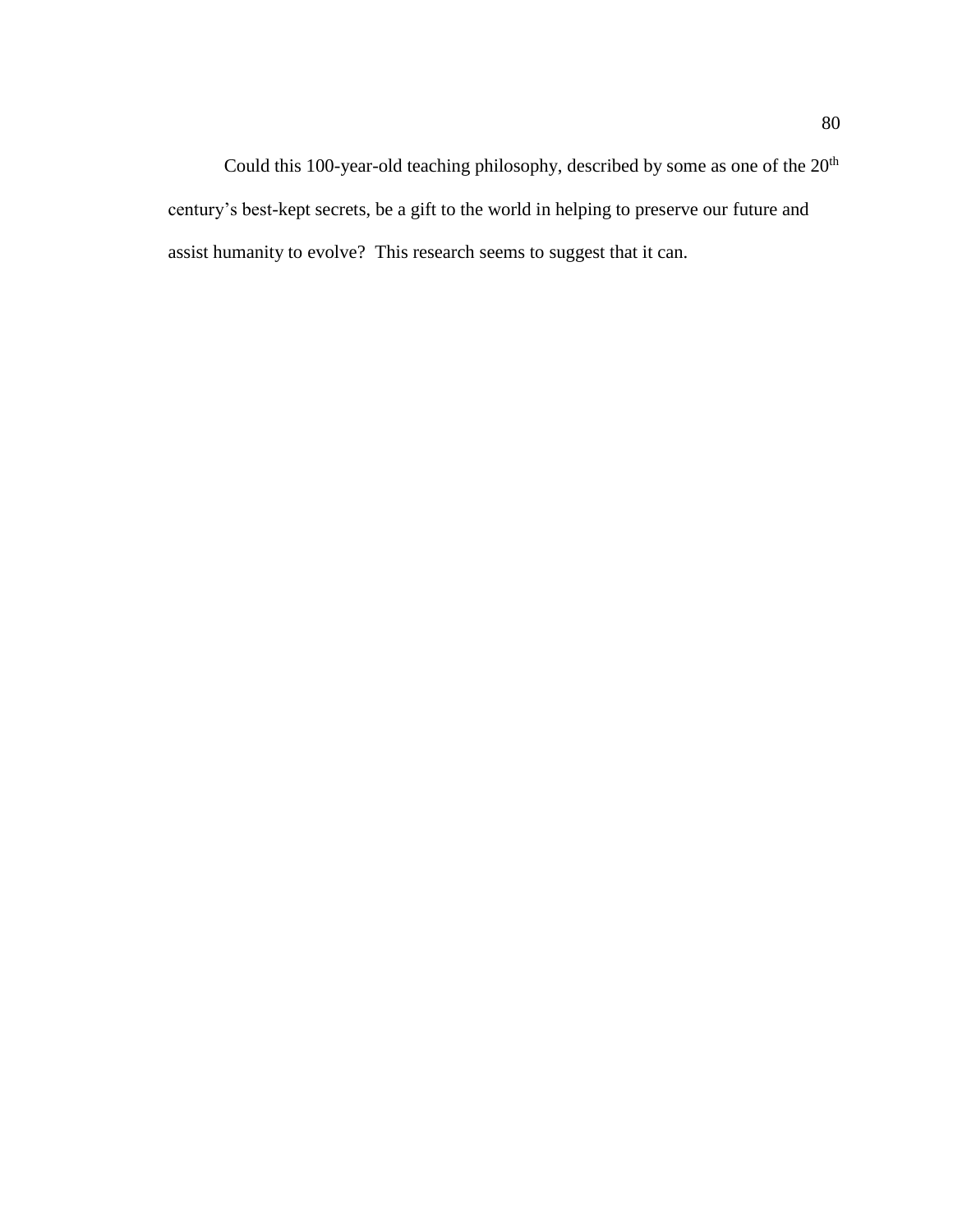Could this 100-year-old teaching philosophy, described by some as one of the 20th century's best-kept secrets, be a gift to the world in helping to preserve our future and assist humanity to evolve? This research seems to suggest that it can.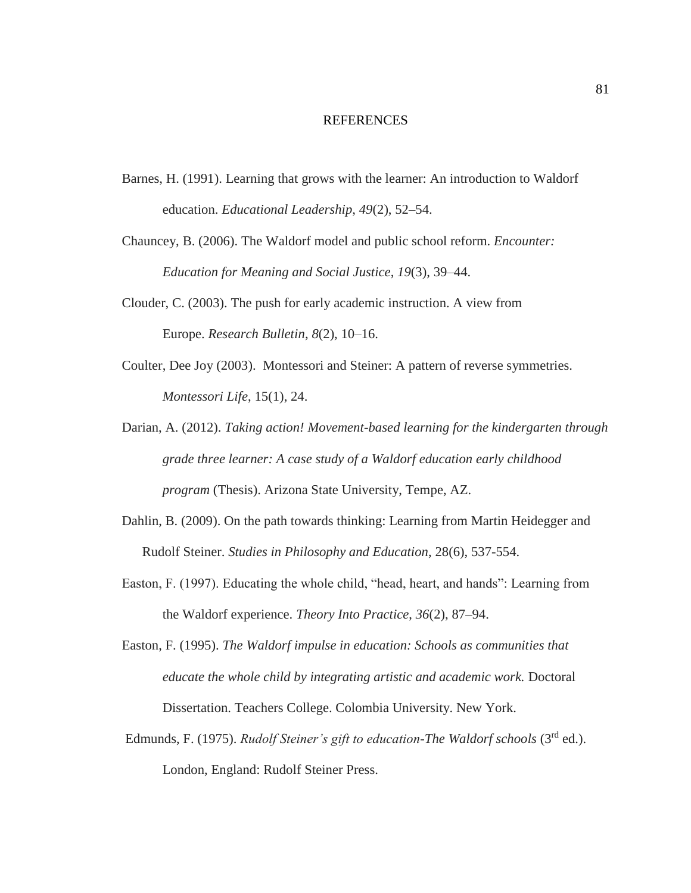# REFERENCES

Barnes, H. (1991). Learning that grows with the learner: An introduction to Waldorf education. *Educational Leadership*, *49*(2), 52–54.

Chauncey, B. (2006). The Waldorf model and public school reform. *Encounter: Education for Meaning and Social Justice*, *19*(3), 39–44.

Clouder, C. (2003). The push for early academic instruction. A view from Europe. *Research Bulletin*, *8*(2), 10–16.

Coulter, Dee Joy (2003). Montessori and Steiner: A pattern of reverse symmetries. *Montessori Life*, 15(1), 24.

Darian, A. (2012). *Taking action! Movement-based learning for the kindergarten through grade three learner: A case study of a Waldorf education early childhood program* (Thesis). Arizona State University, Tempe, AZ.

Dahlin, B. (2009). On the path towards thinking: Learning from Martin Heidegger and Rudolf Steiner. *Studies in Philosophy and Education*, 28(6), 537-554.

Easton, F. (1997). Educating the whole child, "head, heart, and hands": Learning from the Waldorf experience. *Theory Into Practice*, *36*(2), 87–94.

Easton, F. (1995). *The Waldorf impulse in education: Schools as communities that educate the whole child by integrating artistic and academic work.* Doctoral Dissertation. Teachers College. Colombia University. New York.

Edmunds, F. (1975). *Rudolf Steiner's gift to education-The Waldorf schools* (3rd ed.). London, England: Rudolf Steiner Press.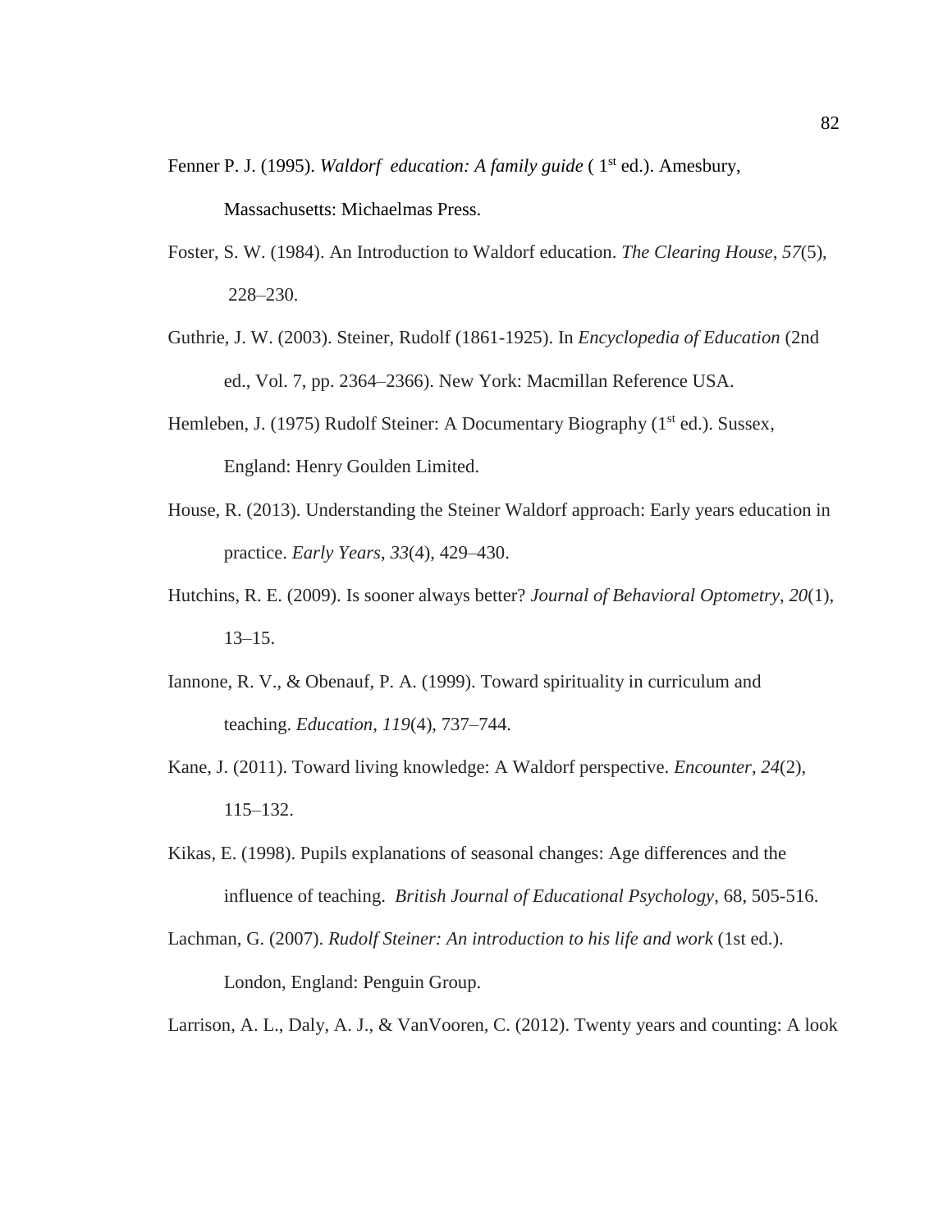Fenner P. J. (1995). *Waldorf education: A family guide* ( 1st ed.). Amesbury, Massachusetts: Michaelmas Press.

Foster, S. W. (1984). An Introduction to Waldorf education. *The Clearing House*, *57*(5), 228–230.

Guthrie, J. W. (2003). Steiner, Rudolf (1861-1925). In *Encyclopedia of Education* (2nd ed., Vol. 7, pp. 2364–2366). New York: Macmillan Reference USA.

Hemleben, J. (1975) Rudolf Steiner: A Documentary Biography (1st ed.). Sussex, England: Henry Goulden Limited.

House, R. (2013). Understanding the Steiner Waldorf approach: Early years education in practice. *Early Years*, *33*(4), 429–430.

Hutchins, R. E. (2009). Is sooner always better? *Journal of Behavioral Optometry*, *20*(1), 13–15.

Iannone, R. V., & Obenauf, P. A. (1999). Toward spirituality in curriculum and teaching. *Education*, *119*(4), 737–744.

Kane, J. (2011). Toward living knowledge: A Waldorf perspective. *Encounter*, *24*(2), 115–132.

Kikas, E. (1998). Pupils explanations of seasonal changes: Age differences and the influence of teaching. *British Journal of Educational Psychology*, 68, 505-516.

Lachman, G. (2007). *Rudolf Steiner: An introduction to his life and work* (1st ed.). London, England: Penguin Group.

Larrison, A. L., Daly, A. J., & VanVooren, C. (2012). Twenty years and counting: A look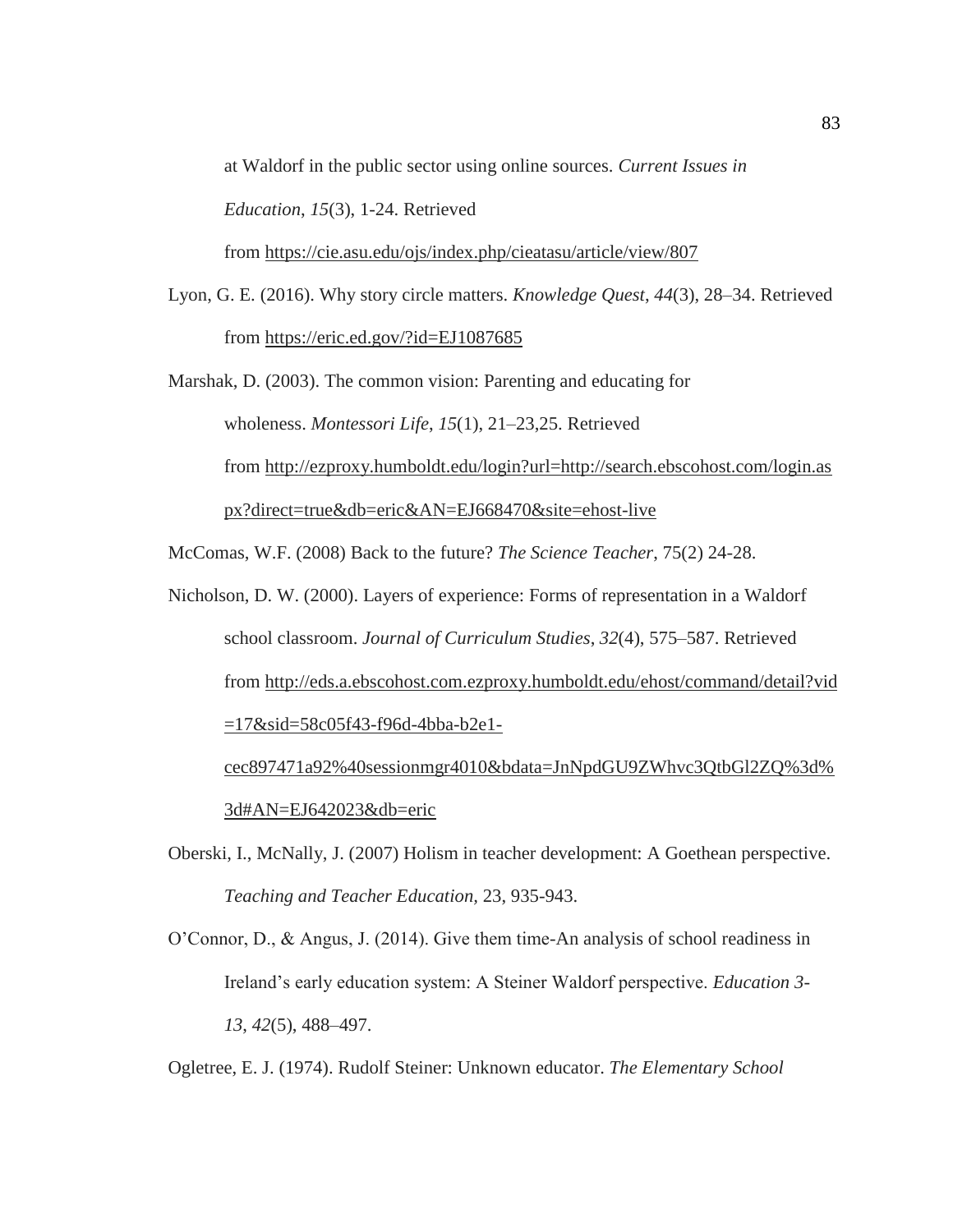at Waldorf in the public sector using online sources. *Current Issues in Education*, *15*(3), 1-24. Retrieved from https://cie.asu.edu/ojs/index.php/cieatasu/article/view/807

Lyon, G. E. (2016). Why story circle matters. *Knowledge Quest*, *44*(3), 28–34. Retrieved from https://eric.ed.gov/?id=EJ1087685

Marshak, D. (2003). The common vision: Parenting and educating for wholeness. *Montessori Life*, *15*(1), 21–23,25. Retrieved from http://ezproxy.humboldt.edu/login?url=http://search.ebscohost.com/login.aspx?direct=true&db=eric&AN=EJ668470&site=ehost-live

McComas, W.F. (2008) Back to the future? *The Science Teacher*, 75(2) 24-28.

Nicholson, D. W. (2000). Layers of experience: Forms of representation in a Waldorf school classroom. *Journal of Curriculum Studies*, *32*(4), 575–587. Retrieved from http://eds.a.ebscohost.com.ezproxy.humboldt.edu/ehost/command/detail?vid=17&sid=58c05f43-f96d-4bba-b2e1-cec897471a92%40sessionmgr4010&bdata=JnNpdGU9ZWhvc3QtbGl2ZQ%3d%3d#AN=EJ642023&db=eric

Oberski, I., McNally, J. (2007) Holism in teacher development: A Goethean perspective. *Teaching and Teacher Education,* 23, 935-943.

O'Connor, D., & Angus, J. (2014). Give them time-An analysis of school readiness in Ireland's early education system: A Steiner Waldorf perspective. *Education 3-13*, *42*(5), 488–497.

Ogletree, E. J. (1974). Rudolf Steiner: Unknown educator. *The Elementary School*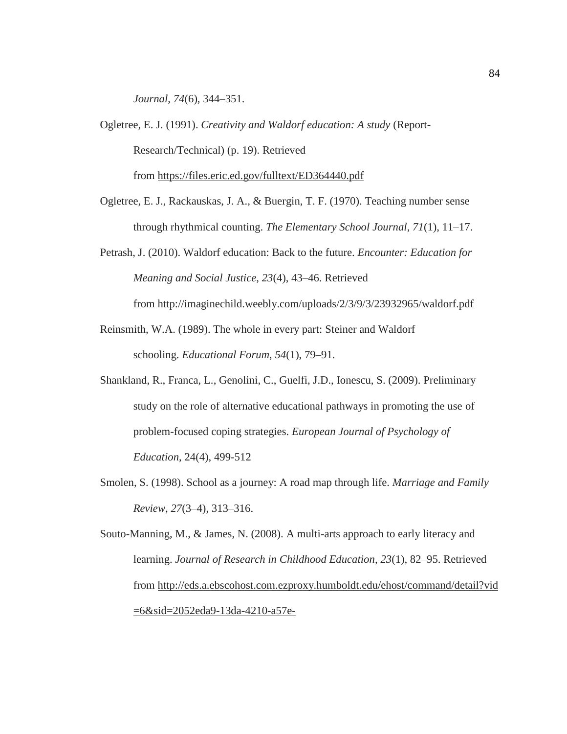*Journal*, *74*(6), 344–351.

Ogletree, E. J. (1991). *Creativity and Waldorf education: A study* (Report-Research/Technical) (p. 19). Retrieved from https://files.eric.ed.gov/fulltext/ED364440.pdf

Ogletree, E. J., Rackauskas, J. A., & Buergin, T. F. (1970). Teaching number sense through rhythmical counting. *The Elementary School Journal*, *71*(1), 11–17.

Petrash, J. (2010). Waldorf education: Back to the future. *Encounter: Education for Meaning and Social Justice*, *23*(4), 43–46. Retrieved from http://imaginechild.weebly.com/uploads/2/3/9/3/23932965/waldorf.pdf

Reinsmith, W.A. (1989). The whole in every part: Steiner and Waldorf schooling. *Educational Forum*, *54*(1), 79–91.

Shankland, R., Franca, L., Genolini, C., Guelfi, J.D., Ionescu, S. (2009). Preliminary study on the role of alternative educational pathways in promoting the use of problem-focused coping strategies. *European Journal of Psychology of Education*, 24(4), 499-512

Smolen, S. (1998). School as a journey: A road map through life. *Marriage and Family Review*, *27*(3–4), 313–316.

Souto-Manning, M., & James, N. (2008). A multi-arts approach to early literacy and learning. *Journal of Research in Childhood Education*, *23*(1), 82–95. Retrieved from http://eds.a.ebscohost.com.ezproxy.humboldt.edu/ehost/command/detail?vid=6&sid=2052eda9-13da-4210-a57e-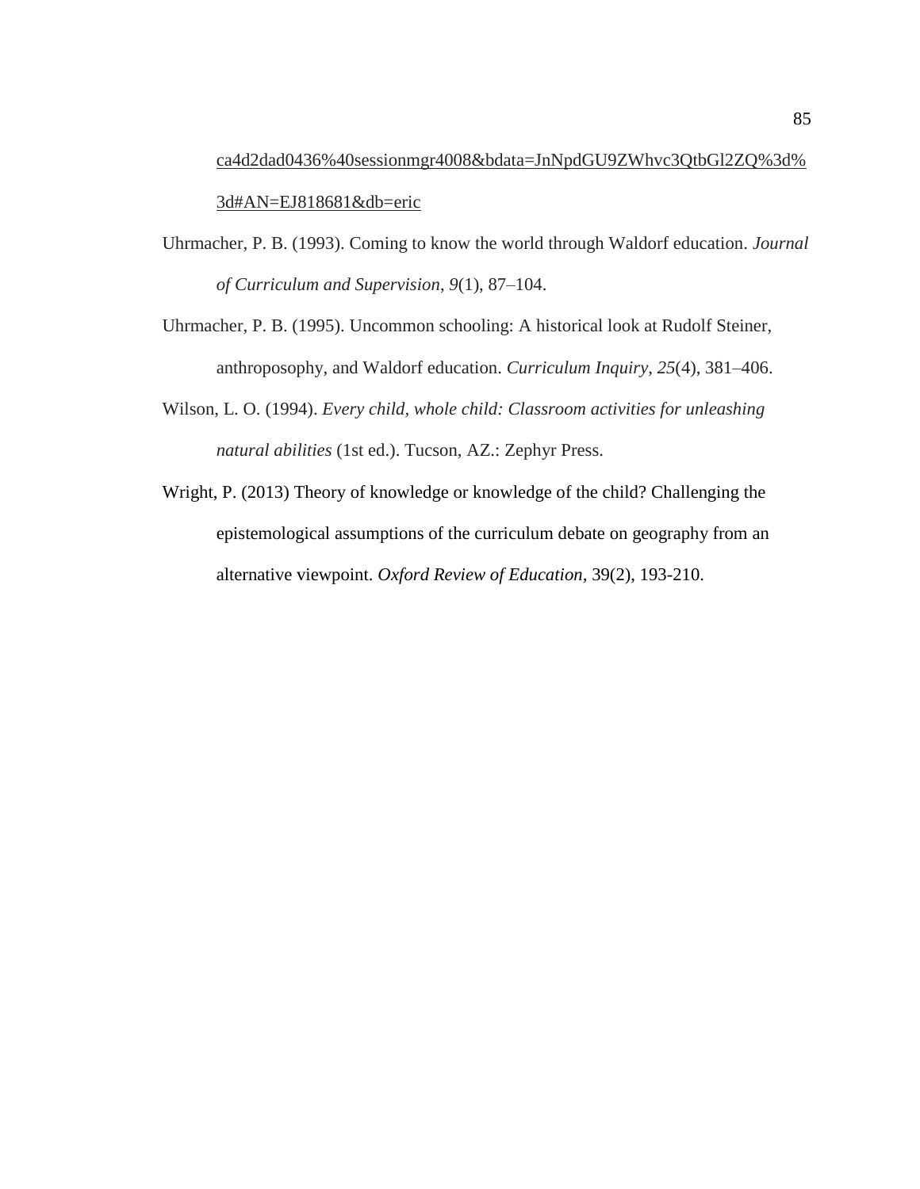ca4d2dad0436%40sessionmgr4008&bdata=JnNpdGU9ZWhvc3QtbGl2ZQ%3d%3d#AN=EJ818681&db=eric

Uhrmacher, P. B. (1993). Coming to know the world through Waldorf education. *Journal of Curriculum and Supervision*, *9*(1), 87–104.

Uhrmacher, P. B. (1995). Uncommon schooling: A historical look at Rudolf Steiner, anthroposophy, and Waldorf education. *Curriculum Inquiry*, *25*(4), 381–406.

Wilson, L. O. (1994). *Every child, whole child: Classroom activities for unleashing natural abilities* (1st ed.). Tucson, AZ.: Zephyr Press.

Wright, P. (2013) Theory of knowledge or knowledge of the child? Challenging the epistemological assumptions of the curriculum debate on geography from an alternative viewpoint. *Oxford Review of Education*, 39(2), 193-210.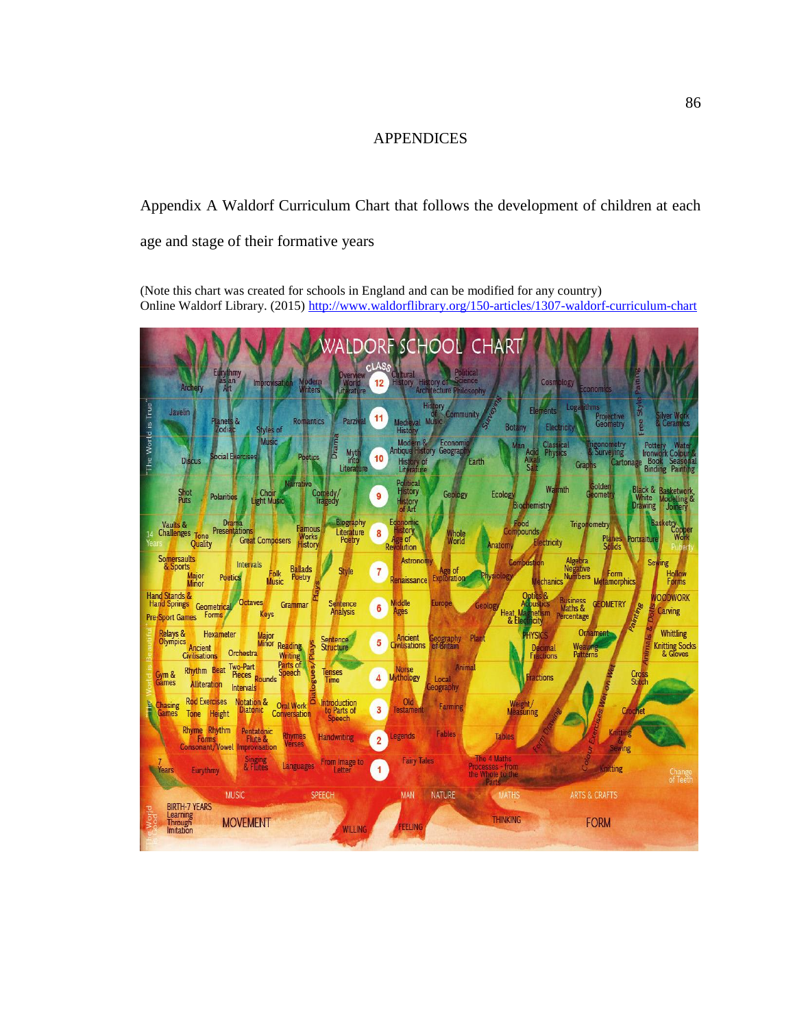# APPENDICES

Appendix A Waldorf Curriculum Chart that follows the development of children at each age and stage of their formative years

(Note this chart was created for schools in England and can be modified for any country)
Online Waldorf Library. (2015) http://www.waldorflibrary.org/150-articles/1307-waldorf-curriculum-chart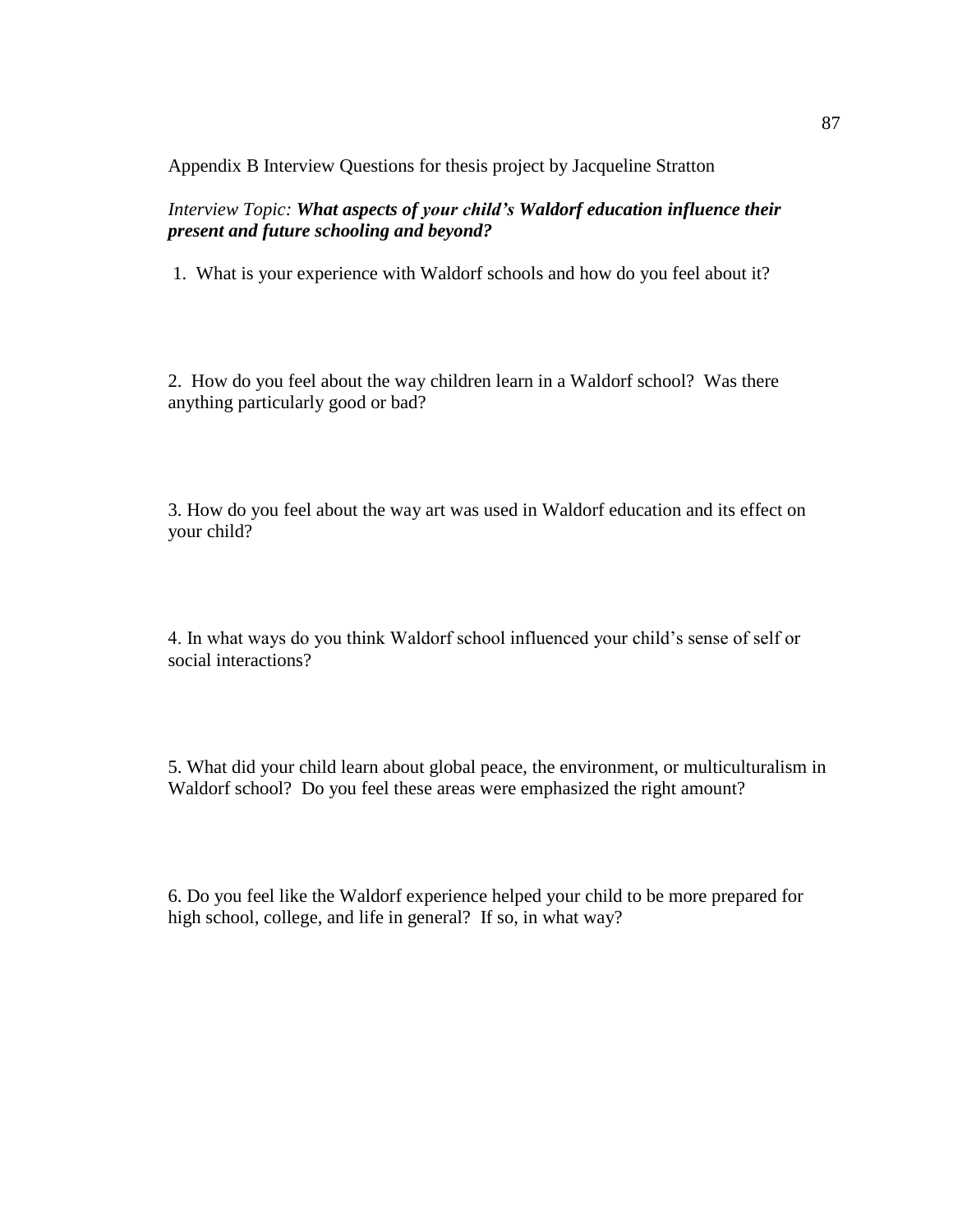Appendix B Interview Questions for thesis project by Jacqueline Stratton

*Interview Topic:* ***What aspects of your child's Waldorf education influence their present and future schooling and beyond?***

1. What is your experience with Waldorf schools and how do you feel about it?

2. How do you feel about the way children learn in a Waldorf school? Was there anything particularly good or bad?

3. How do you feel about the way art was used in Waldorf education and its effect on your child?

4. In what ways do you think Waldorf school influenced your child's sense of self or social interactions?

5. What did your child learn about global peace, the environment, or multiculturalism in Waldorf school? Do you feel these areas were emphasized the right amount?

6. Do you feel like the Waldorf experience helped your child to be more prepared for high school, college, and life in general? If so, in what way?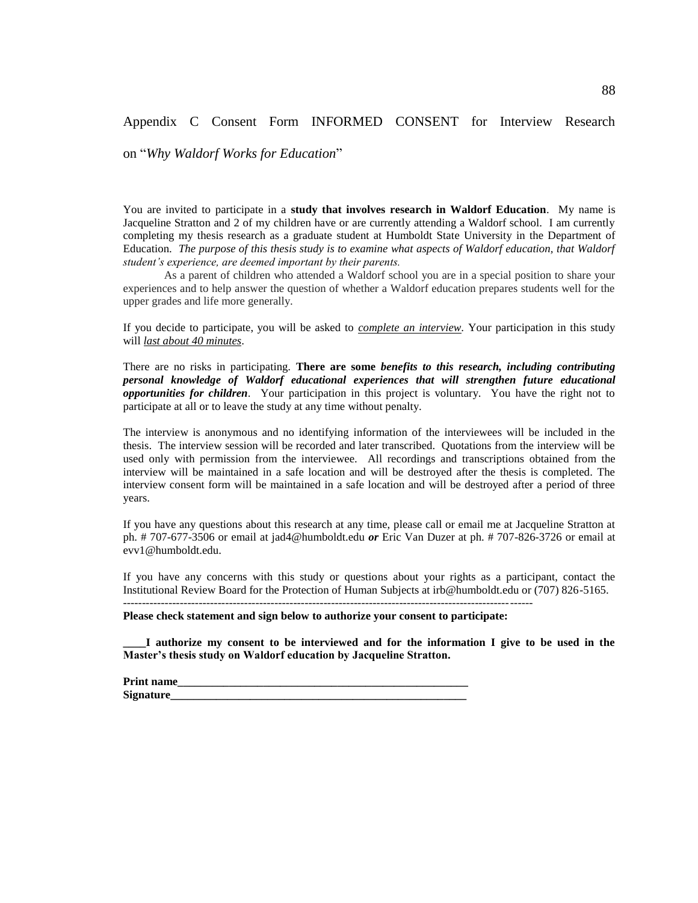Appendix C Consent Form INFORMED CONSENT for Interview Research on "*Why Waldorf Works for Education*"

You are invited to participate in a **study that involves research in Waldorf Education**. My name is Jacqueline Stratton and 2 of my children have or are currently attending a Waldorf school. I am currently completing my thesis research as a graduate student at Humboldt State University in the Department of Education. *The purpose of this thesis study is to examine what aspects of Waldorf education, that Waldorf student's experience, are deemed important by their parents.*

As a parent of children who attended a Waldorf school you are in a special position to share your experiences and to help answer the question of whether a Waldorf education prepares students well for the upper grades and life more generally.

If you decide to participate, you will be asked to ***complete an interview***. Your participation in this study will ***last about 40 minutes***.

There are no risks in participating. **There are some *benefits to this research, including contributing personal knowledge of Waldorf educational experiences that will strengthen future educational opportunities for children***. Your participation in this project is voluntary. You have the right not to participate at all or to leave the study at any time without penalty.

The interview is anonymous and no identifying information of the interviewees will be included in the thesis. The interview session will be recorded and later transcribed. Quotations from the interview will be used only with permission from the interviewee. All recordings and transcriptions obtained from the interview will be maintained in a safe location and will be destroyed after the thesis is completed. The interview consent form will be maintained in a safe location and will be destroyed after a period of three years.

If you have any questions about this research at any time, please call or email me at Jacqueline Stratton at ph. # 707-677-3506 or email at jad4@humboldt.edu ***or*** Eric Van Duzer at ph. # 707-826-3726 or email at evv1@humboldt.edu.

If you have any concerns with this study or questions about your rights as a participant, contact the Institutional Review Board for the Protection of Human Subjects at irb@humboldt.edu or (707) 826-5165.

----------------------------------------------------------------------------------------------------------

**Please check statement and sign below to authorize your consent to participate:**

**____I authorize my consent to be interviewed and for the information I give to be used in the Master's thesis study on Waldorf education by Jacqueline Stratton.**

**Print name______________________________________________________**

**Signature_______________________________________________________**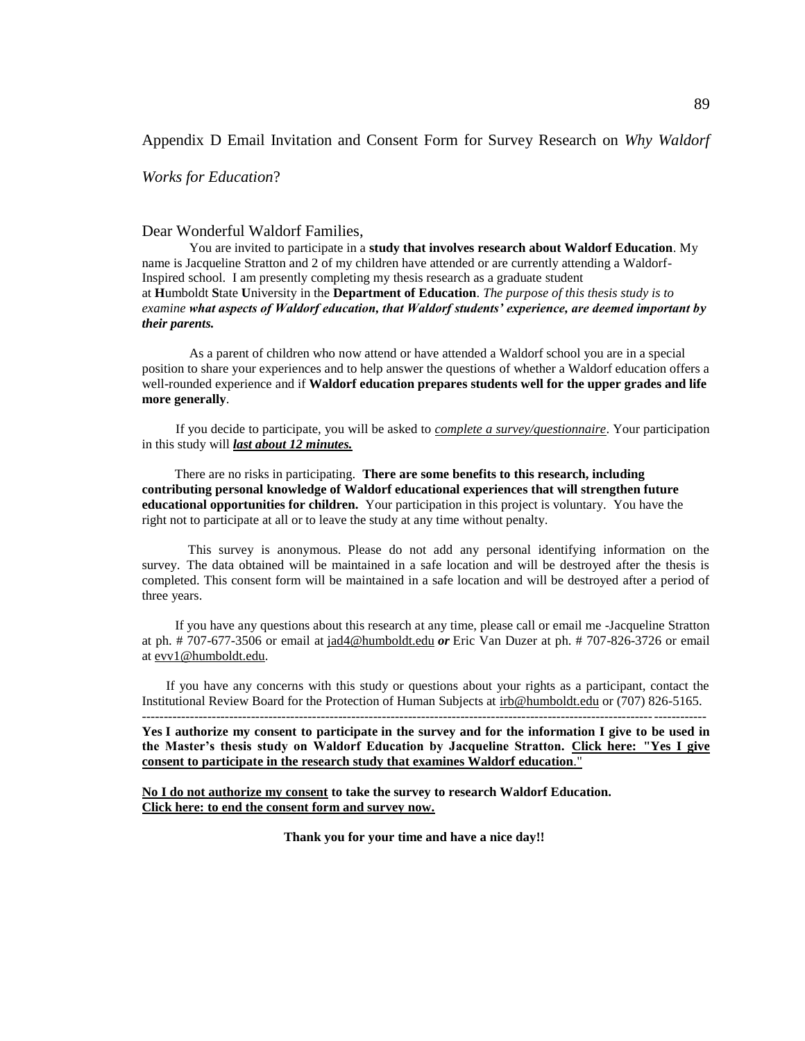Appendix D Email Invitation and Consent Form for Survey Research on *Why Waldorf Works for Education*?

Dear Wonderful Waldorf Families,

You are invited to participate in a **study that involves research about Waldorf Education**. My name is Jacqueline Stratton and 2 of my children have attended or are currently attending a Waldorf-Inspired school. I am presently completing my thesis research as a graduate student at **H**umboldt **S**tate **U**niversity in the **Department of Education**. *The purpose of this thesis study is to examine* ***what aspects of Waldorf education, that Waldorf students' experience, are deemed important by their parents.***

As a parent of children who now attend or have attended a Waldorf school you are in a special position to share your experiences and to help answer the questions of whether a Waldorf education offers a well-rounded experience and if **Waldorf education prepares students well for the upper grades and life more generally**.

If you decide to participate, you will be asked to *complete a survey/questionnaire*. Your participation in this study will ***last about 12 minutes.***

There are no risks in participating. **There are some benefits to this research, including contributing personal knowledge of Waldorf educational experiences that will strengthen future educational opportunities for children.** Your participation in this project is voluntary. You have the right not to participate at all or to leave the study at any time without penalty.

This survey is anonymous. Please do not add any personal identifying information on the survey. The data obtained will be maintained in a safe location and will be destroyed after the thesis is completed. This consent form will be maintained in a safe location and will be destroyed after a period of three years.

If you have any questions about this research at any time, please call or email me -Jacqueline Stratton at ph. # 707-677-3506 or email at jad4@humboldt.edu ***or*** Eric Van Duzer at ph. # 707-826-3726 or email at evv1@humboldt.edu.

If you have any concerns with this study or questions about your rights as a participant, contact the Institutional Review Board for the Protection of Human Subjects at irb@humboldt.edu or (707) 826-5165.

---

**Yes I authorize my consent to participate in the survey and for the information I give to be used in the Master's thesis study on Waldorf Education by Jacqueline Stratton. Click here: "Yes I give consent to participate in the research study that examines Waldorf education."**

**No I do not authorize my consent to take the survey to research Waldorf Education.**
**Click here: to end the consent form and survey now.**

**Thank you for your time and have a nice day!!**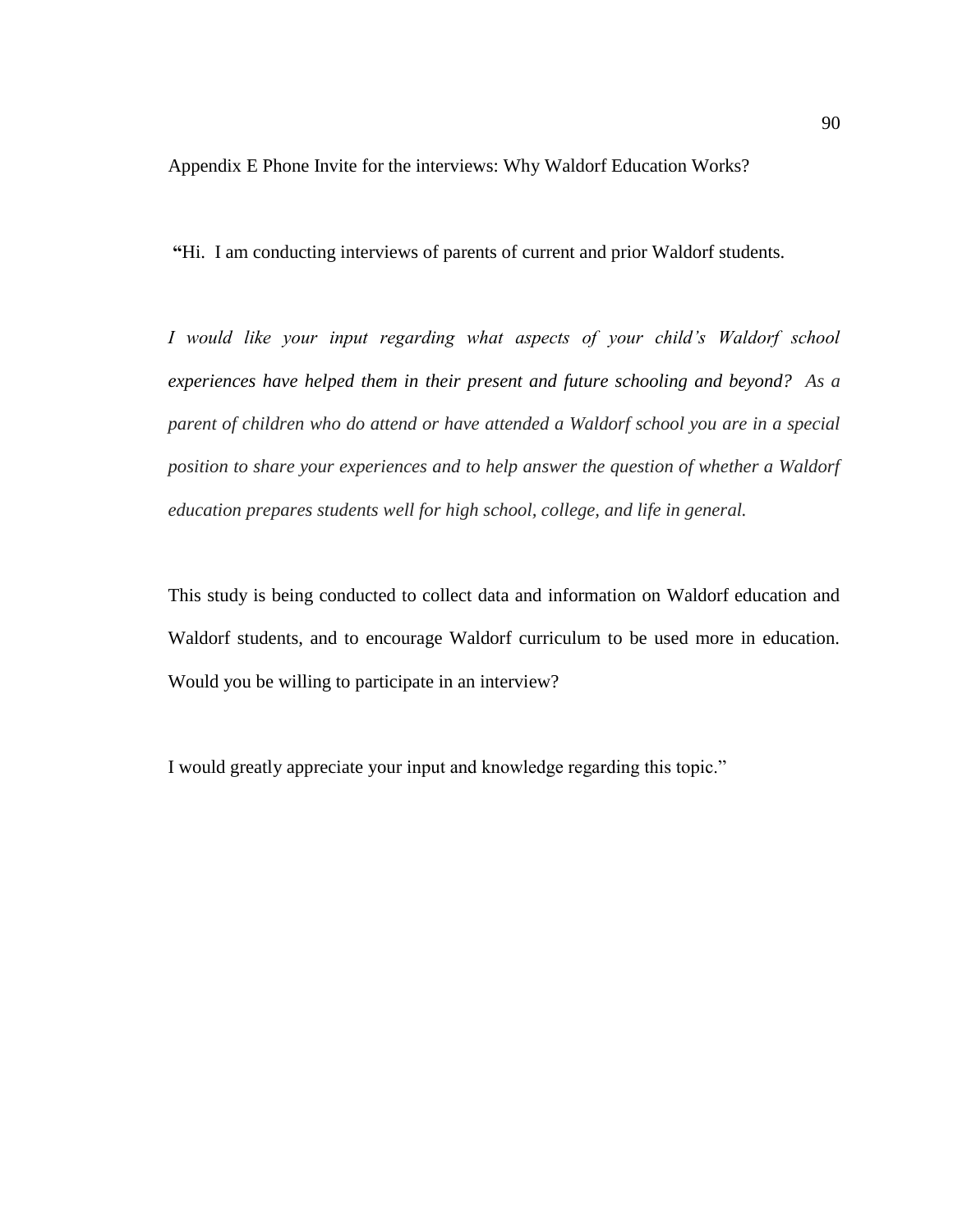Appendix E Phone Invite for the interviews: Why Waldorf Education Works?

"Hi. I am conducting interviews of parents of current and prior Waldorf students.

*I would like your input regarding what aspects of your child's Waldorf school experiences have helped them in their present and future schooling and beyond? As a parent of children who do attend or have attended a Waldorf school you are in a special position to share your experiences and to help answer the question of whether a Waldorf education prepares students well for high school, college, and life in general.*

This study is being conducted to collect data and information on Waldorf education and Waldorf students, and to encourage Waldorf curriculum to be used more in education. Would you be willing to participate in an interview?

I would greatly appreciate your input and knowledge regarding this topic."